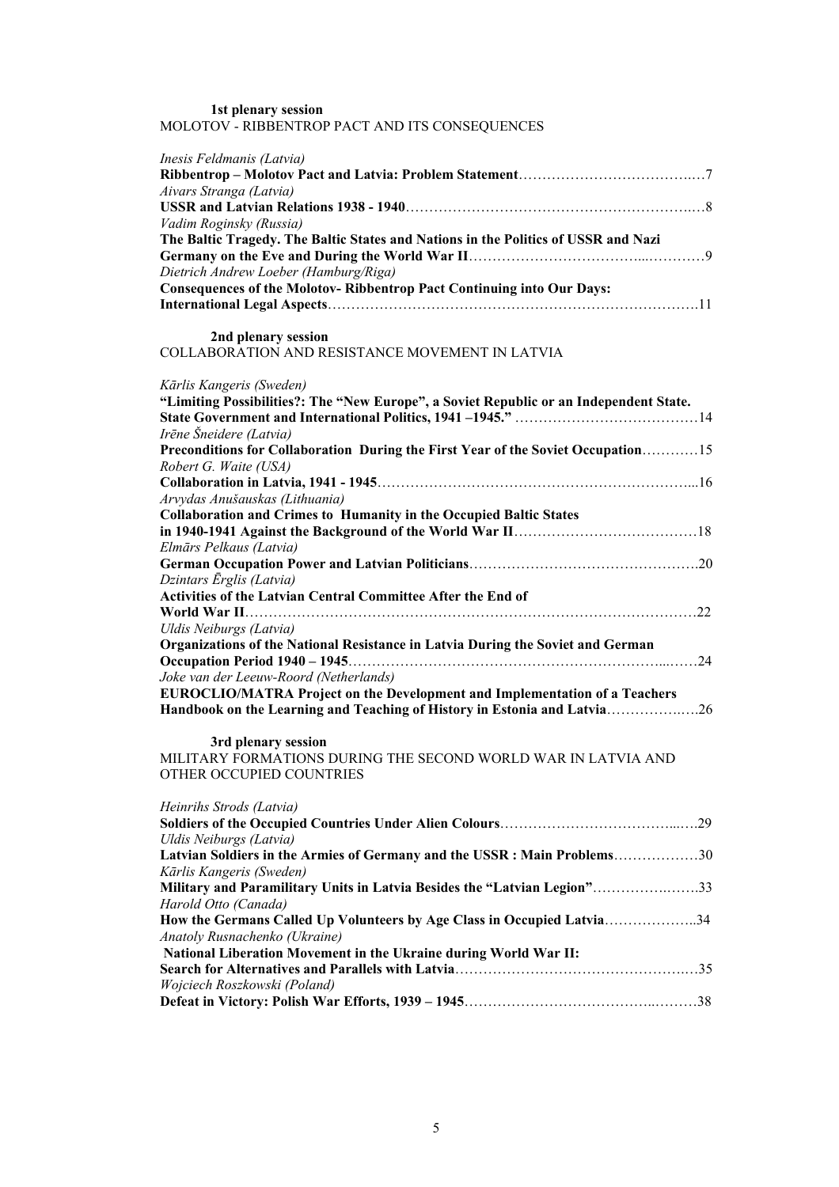**1st plenary session**

MOLOTOV - RIBBENTROP PACT AND ITS CONSEQUENCES

*Inesis Feldmanis (Latvia)*
**Ribbentrop – Molotov Pact and Latvia: Problem Statement**……………………………….…7

*Aivars Stranga (Latvia)*
**USSR and Latvian Relations 1938 - 1940**……………………………………………………..…8

*Vadim Roginsky (Russia)*
**The Baltic Tragedy. The Baltic States and Nations in the Politics of USSR and Nazi Germany on the Eve and During the World War II**……………………………...…………9

*Dietrich Andrew Loeber (Hamburg/Riga)*
**Consequences of the Molotov- Ribbentrop Pact Continuing into Our Days: International Legal Aspects**…………………………………………………………………….11

**2nd plenary session**

COLLABORATION AND RESISTANCE MOVEMENT IN LATVIA

*Kārlis Kangeris (Sweden)*
**"Limiting Possibilities?: The "New Europe", a Soviet Republic or an Independent State. State Government and International Politics, 1941 –1945."** …………………………………14

*Irēne Šneidere (Latvia)*
**Preconditions for Collaboration During the First Year of the Soviet Occupation**…………15

*Robert G. Waite (USA)*
**Collaboration in Latvia, 1941 - 1945**…………………………………………………………...16

*Arvydas Anušauskas (Lithuania)*
**Collaboration and Crimes to Humanity in the Occupied Baltic States in 1940-1941 Against the Background of the World War II**…………………………………18

*Elmārs Pelkaus (Latvia)*
**German Occupation Power and Latvian Politicians**………………………………………….20

*Dzintars Ērglis (Latvia)*
**Activities of the Latvian Central Committee After the End of World War II**……………………………………………………………………………………22

*Uldis Neiburgs (Latvia)*
**Organizations of the National Resistance in Latvia During the Soviet and German Occupation Period 1940 – 1945**…………………………………………………………...……24

*Joke van der Leeuw-Roord (Netherlands)*
**EUROCLIO/MATRA Project on the Development and Implementation of a Teachers Handbook on the Learning and Teaching of History in Estonia and Latvia**……………..….26

**3rd plenary session**

MILITARY FORMATIONS DURING THE SECOND WORLD WAR IN LATVIA AND OTHER OCCUPIED COUNTRIES

*Heinrihs Strods (Latvia)*
**Soldiers of the Occupied Countries Under Alien Colours**……………………………...….29

*Uldis Neiburgs (Latvia)*
**Latvian Soldiers in the Armies of Germany and the USSR : Main Problems**………………30

*Kārlis Kangeris (Sweden)*
**Military and Paramilitary Units in Latvia Besides the "Latvian Legion"**……………..…….33

*Harold Otto (Canada)*
**How the Germans Called Up Volunteers by Age Class in Occupied Latvia**………………..34

*Anatoly Rusnachenko (Ukraine)*
**National Liberation Movement in the Ukraine during World War II: Search for Alternatives and Parallels with Latvia**…………………………………………….35

*Wojciech Roszkowski (Poland)*
**Defeat in Victory: Polish War Efforts, 1939 – 1945**…………………………………..………38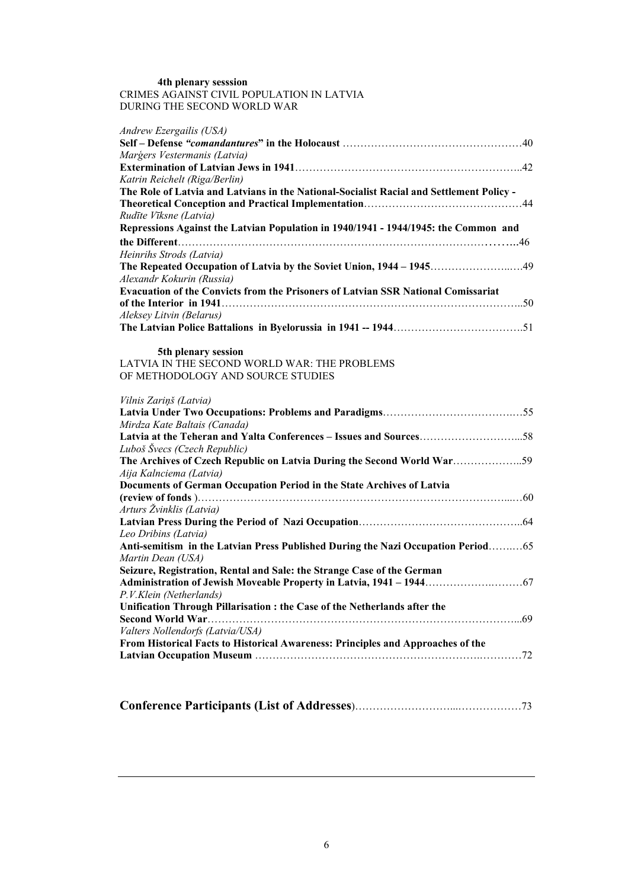**4th plenary sesssion**
CRIMES AGAINST CIVIL POPULATION IN LATVIA
DURING THE SECOND WORLD WAR

*Andrew Ezergailis (USA)*
**Self – Defense *"comandantures*" in the Holocaust** ……………………………………………40
*Marģers Vestermanis (Latvia)*
**Extermination of Latvian Jews in 1941**………………………………………………………..42
*Katrin Reichelt (Riga/Berlin)*
**The Role of Latvia and Latvians in the National-Socialist Racial and Settlement Policy - Theoretical Conception and Practical Implementation**………………………………………44
*Rudīte Vīksne (Latvia)*
**Repressions Against the Latvian Population in 1940/1941 - 1944/1945: the Common and the Different**………………………………………………………………………………..46
*Heinrihs Strods (Latvia)*
**The Repeated Occupation of Latvia by the Soviet Union, 1944 – 1945**……………………..….49
*Alexandr Kokurin (Russia)*
**Evacuation of the Convicts from the Prisoners of Latvian SSR National Comissariat of the Interior in 1941**…………………………………………………………………………..50
*Aleksey Litvin (Belarus)*
**The Latvian Police Battalions in Byelorussia in 1941 -- 1944**……………………………….51

**5th plenary session**
LATVIA IN THE SECOND WORLD WAR: THE PROBLEMS
OF METHODOLOGY AND SOURCE STUDIES

*Vilnis Zariņš (Latvia)*
**Latvia Under Two Occupations: Problems and Paradigms**………………………………….55
*Mirdza Kate Baltais (Canada)*
**Latvia at the Teheran and Yalta Conferences – Issues and Sources**………………………...58
*Luboš Švecs (Czech Republic)*
**The Archives of Czech Republic on Latvia During the Second World War**………………..59
*Aija Kalnciema (Latvia)*
**Documents of German Occupation Period in the State Archives of Latvia (review of fonds** )…………………………………………………………………………...60
*Arturs Žvinklis (Latvia)*
**Latvian Press During the Period of Nazi Occupation**………………………………………..64
*Leo Dribins (Latvia)*
**Anti-semitism in the Latvian Press Published During the Nazi Occupation Period**…….…65
*Martin Dean (USA)*
**Seizure, Registration, Rental and Sale: the Strange Case of the German Administration of Jewish Moveable Property in Latvia, 1941 – 1944**…………………..……67
*P.V.Klein (Netherlands)*
**Unification Through Pillarisation : the Case of the Netherlands after the Second World War**……………………………………………………………………………...69
*Valters Nollendorfs (Latvia/USA)*
**From Historical Facts to Historical Awareness: Principles and Approaches of the Latvian Occupation Museum** ………………………………………………….………72

**Conference Participants (List of Addresses)**……………………...………………73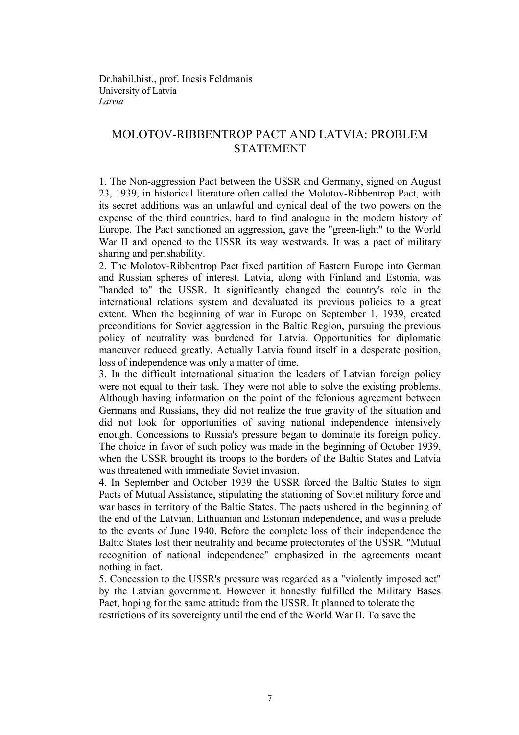Dr.habil.hist., prof. Inesis Feldmanis
University of Latvia
*Latvia*

# MOLOTOV-RIBBENTROP PACT AND LATVIA: PROBLEM STATEMENT

1. The Non-aggression Pact between the USSR and Germany, signed on August 23, 1939, in historical literature often called the Molotov-Ribbentrop Pact, with its secret additions was an unlawful and cynical deal of the two powers on the expense of the third countries, hard to find analogue in the modern history of Europe. The Pact sanctioned an aggression, gave the "green-light" to the World War II and opened to the USSR its way westwards. It was a pact of military sharing and perishability.
2. The Molotov-Ribbentrop Pact fixed partition of Eastern Europe into German and Russian spheres of interest. Latvia, along with Finland and Estonia, was "handed to" the USSR. It significantly changed the country's role in the international relations system and devaluated its previous policies to a great extent. When the beginning of war in Europe on September 1, 1939, created preconditions for Soviet aggression in the Baltic Region, pursuing the previous policy of neutrality was burdened for Latvia. Opportunities for diplomatic maneuver reduced greatly. Actually Latvia found itself in a desperate position, loss of independence was only a matter of time.
3. In the difficult international situation the leaders of Latvian foreign policy were not equal to their task. They were not able to solve the existing problems. Although having information on the point of the felonious agreement between Germans and Russians, they did not realize the true gravity of the situation and did not look for opportunities of saving national independence intensively enough. Concessions to Russia's pressure began to dominate its foreign policy. The choice in favor of such policy was made in the beginning of October 1939, when the USSR brought its troops to the borders of the Baltic States and Latvia was threatened with immediate Soviet invasion.
4. In September and October 1939 the USSR forced the Baltic States to sign Pacts of Mutual Assistance, stipulating the stationing of Soviet military force and war bases in territory of the Baltic States. The pacts ushered in the beginning of the end of the Latvian, Lithuanian and Estonian independence, and was a prelude to the events of June 1940. Before the complete loss of their independence the Baltic States lost their neutrality and became protectorates of the USSR. "Mutual recognition of national independence" emphasized in the agreements meant nothing in fact.
5. Concession to the USSR's pressure was regarded as a "violently imposed act" by the Latvian government. However it honestly fulfilled the Military Bases Pact, hoping for the same attitude from the USSR. It planned to tolerate the restrictions of its sovereignty until the end of the World War II. To save the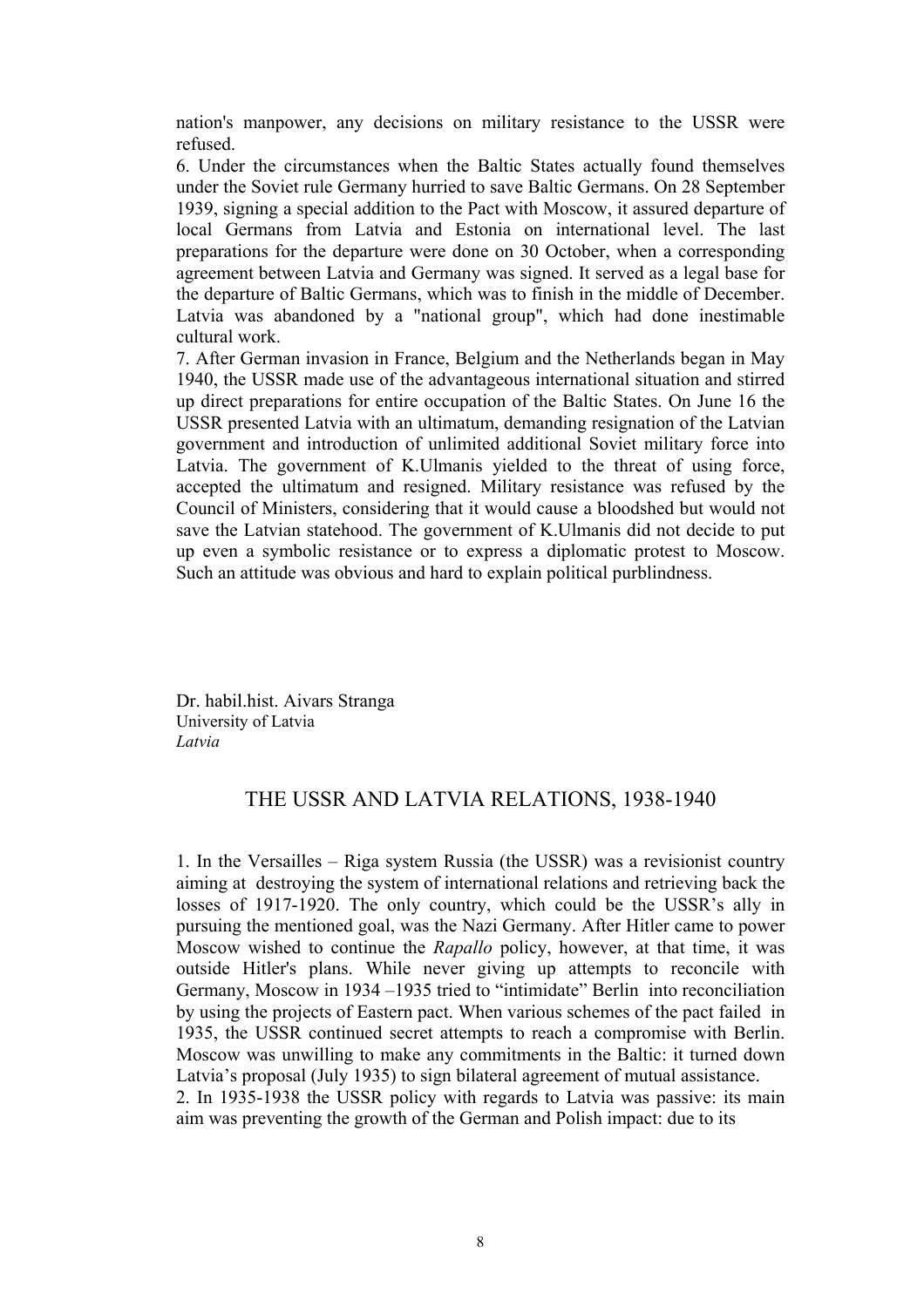nation's manpower, any decisions on military resistance to the USSR were refused.

6. Under the circumstances when the Baltic States actually found themselves under the Soviet rule Germany hurried to save Baltic Germans. On 28 September 1939, signing a special addition to the Pact with Moscow, it assured departure of local Germans from Latvia and Estonia on international level. The last preparations for the departure were done on 30 October, when a corresponding agreement between Latvia and Germany was signed. It served as a legal base for the departure of Baltic Germans, which was to finish in the middle of December. Latvia was abandoned by a "national group", which had done inestimable cultural work.

7. After German invasion in France, Belgium and the Netherlands began in May 1940, the USSR made use of the advantageous international situation and stirred up direct preparations for entire occupation of the Baltic States. On June 16 the USSR presented Latvia with an ultimatum, demanding resignation of the Latvian government and introduction of unlimited additional Soviet military force into Latvia. The government of K.Ulmanis yielded to the threat of using force, accepted the ultimatum and resigned. Military resistance was refused by the Council of Ministers, considering that it would cause a bloodshed but would not save the Latvian statehood. The government of K.Ulmanis did not decide to put up even a symbolic resistance or to express a diplomatic protest to Moscow. Such an attitude was obvious and hard to explain political purblindness.

Dr. habil.hist. Aivars Stranga
University of Latvia
*Latvia*

## THE USSR AND LATVIA RELATIONS, 1938-1940

1. In the Versailles – Riga system Russia (the USSR) was a revisionist country aiming at destroying the system of international relations and retrieving back the losses of 1917-1920. The only country, which could be the USSR's ally in pursuing the mentioned goal, was the Nazi Germany. After Hitler came to power Moscow wished to continue the *Rapallo* policy, however, at that time, it was outside Hitler's plans. While never giving up attempts to reconcile with Germany, Moscow in 1934 –1935 tried to "intimidate" Berlin into reconciliation by using the projects of Eastern pact. When various schemes of the pact failed in 1935, the USSR continued secret attempts to reach a compromise with Berlin. Moscow was unwilling to make any commitments in the Baltic: it turned down Latvia's proposal (July 1935) to sign bilateral agreement of mutual assistance.

2. In 1935-1938 the USSR policy with regards to Latvia was passive: its main aim was preventing the growth of the German and Polish impact: due to its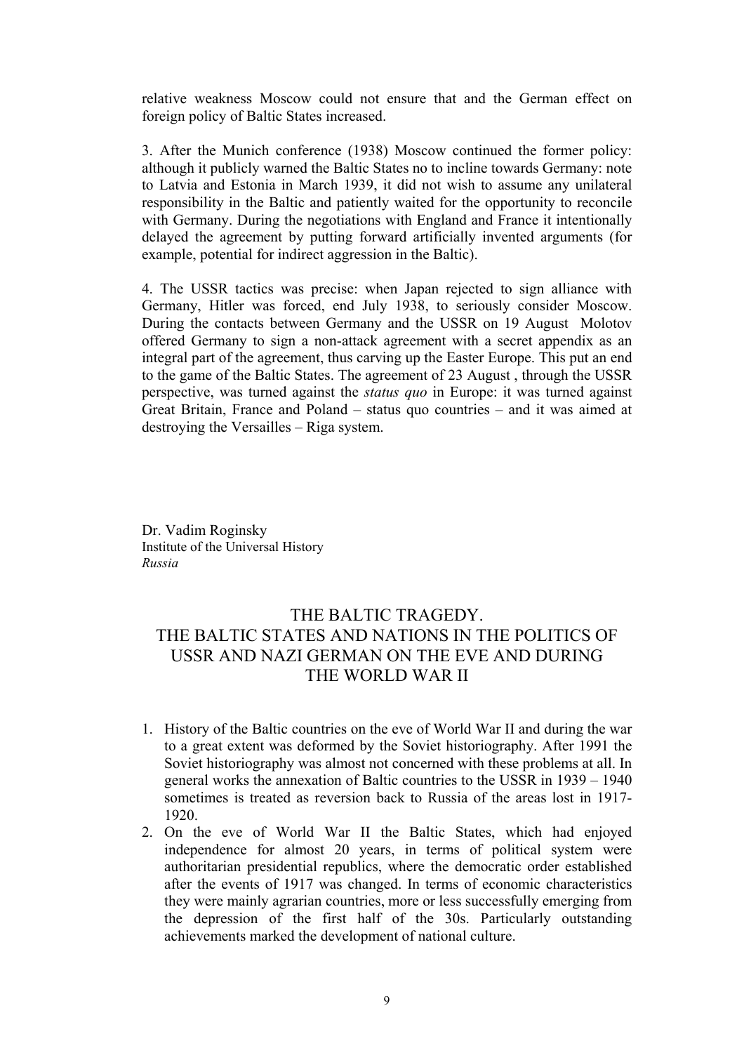relative weakness Moscow could not ensure that and the German effect on foreign policy of Baltic States increased.

3. After the Munich conference (1938) Moscow continued the former policy: although it publicly warned the Baltic States no to incline towards Germany: note to Latvia and Estonia in March 1939, it did not wish to assume any unilateral responsibility in the Baltic and patiently waited for the opportunity to reconcile with Germany. During the negotiations with England and France it intentionally delayed the agreement by putting forward artificially invented arguments (for example, potential for indirect aggression in the Baltic).

4. The USSR tactics was precise: when Japan rejected to sign alliance with Germany, Hitler was forced, end July 1938, to seriously consider Moscow. During the contacts between Germany and the USSR on 19 August Molotov offered Germany to sign a non-attack agreement with a secret appendix as an integral part of the agreement, thus carving up the Easter Europe. This put an end to the game of the Baltic States. The agreement of 23 August , through the USSR perspective, was turned against the *status quo* in Europe: it was turned against Great Britain, France and Poland – status quo countries – and it was aimed at destroying the Versailles – Riga system.

Dr. Vadim Roginsky
Institute of the Universal History
*Russia*

## THE BALTIC TRAGEDY. THE BALTIC STATES AND NATIONS IN THE POLITICS OF USSR AND NAZI GERMAN ON THE EVE AND DURING THE WORLD WAR II

1. History of the Baltic countries on the eve of World War II and during the war to a great extent was deformed by the Soviet historiography. After 1991 the Soviet historiography was almost not concerned with these problems at all. In general works the annexation of Baltic countries to the USSR in 1939 – 1940 sometimes is treated as reversion back to Russia of the areas lost in 1917-1920.
2. On the eve of World War II the Baltic States, which had enjoyed independence for almost 20 years, in terms of political system were authoritarian presidential republics, where the democratic order established after the events of 1917 was changed. In terms of economic characteristics they were mainly agrarian countries, more or less successfully emerging from the depression of the first half of the 30s. Particularly outstanding achievements marked the development of national culture.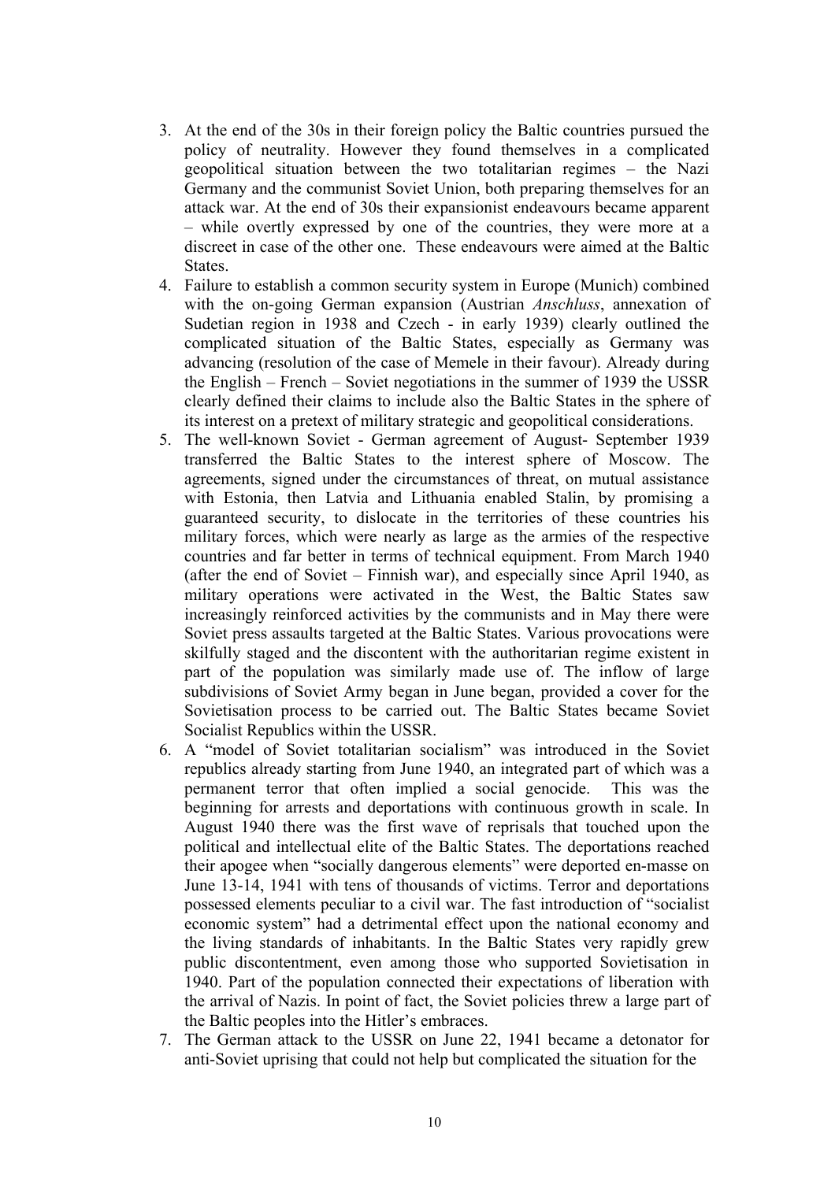3. At the end of the 30s in their foreign policy the Baltic countries pursued the policy of neutrality. However they found themselves in a complicated geopolitical situation between the two totalitarian regimes – the Nazi Germany and the communist Soviet Union, both preparing themselves for an attack war. At the end of 30s their expansionist endeavours became apparent – while overtly expressed by one of the countries, they were more at a discreet in case of the other one. These endeavours were aimed at the Baltic States.
4. Failure to establish a common security system in Europe (Munich) combined with the on-going German expansion (Austrian *Anschluss*, annexation of Sudetian region in 1938 and Czech - in early 1939) clearly outlined the complicated situation of the Baltic States, especially as Germany was advancing (resolution of the case of Memele in their favour). Already during the English – French – Soviet negotiations in the summer of 1939 the USSR clearly defined their claims to include also the Baltic States in the sphere of its interest on a pretext of military strategic and geopolitical considerations.
5. The well-known Soviet - German agreement of August- September 1939 transferred the Baltic States to the interest sphere of Moscow. The agreements, signed under the circumstances of threat, on mutual assistance with Estonia, then Latvia and Lithuania enabled Stalin, by promising a guaranteed security, to dislocate in the territories of these countries his military forces, which were nearly as large as the armies of the respective countries and far better in terms of technical equipment. From March 1940 (after the end of Soviet – Finnish war), and especially since April 1940, as military operations were activated in the West, the Baltic States saw increasingly reinforced activities by the communists and in May there were Soviet press assaults targeted at the Baltic States. Various provocations were skilfully staged and the discontent with the authoritarian regime existent in part of the population was similarly made use of. The inflow of large subdivisions of Soviet Army began in June began, provided a cover for the Sovietisation process to be carried out. The Baltic States became Soviet Socialist Republics within the USSR.
6. A "model of Soviet totalitarian socialism" was introduced in the Soviet republics already starting from June 1940, an integrated part of which was a permanent terror that often implied a social genocide. This was the beginning for arrests and deportations with continuous growth in scale. In August 1940 there was the first wave of reprisals that touched upon the political and intellectual elite of the Baltic States. The deportations reached their apogee when "socially dangerous elements" were deported en-masse on June 13-14, 1941 with tens of thousands of victims. Terror and deportations possessed elements peculiar to a civil war. The fast introduction of "socialist economic system" had a detrimental effect upon the national economy and the living standards of inhabitants. In the Baltic States very rapidly grew public discontentment, even among those who supported Sovietisation in 1940. Part of the population connected their expectations of liberation with the arrival of Nazis. In point of fact, the Soviet policies threw a large part of the Baltic peoples into the Hitler's embraces.
7. The German attack to the USSR on June 22, 1941 became a detonator for anti-Soviet uprising that could not help but complicated the situation for the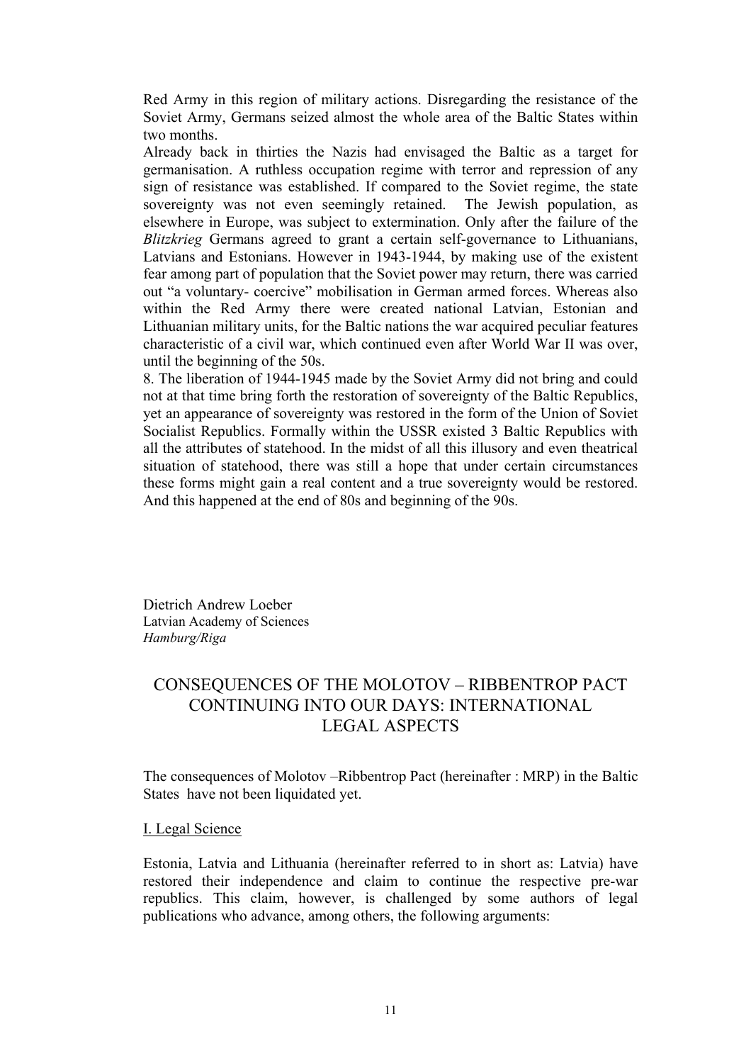Red Army in this region of military actions. Disregarding the resistance of the Soviet Army, Germans seized almost the whole area of the Baltic States within two months.

Already back in thirties the Nazis had envisaged the Baltic as a target for germanisation. A ruthless occupation regime with terror and repression of any sign of resistance was established. If compared to the Soviet regime, the state sovereignty was not even seemingly retained. The Jewish population, as elsewhere in Europe, was subject to extermination. Only after the failure of the *Blitzkrieg* Germans agreed to grant a certain self-governance to Lithuanians, Latvians and Estonians. However in 1943-1944, by making use of the existent fear among part of population that the Soviet power may return, there was carried out "a voluntary- coercive" mobilisation in German armed forces. Whereas also within the Red Army there were created national Latvian, Estonian and Lithuanian military units, for the Baltic nations the war acquired peculiar features characteristic of a civil war, which continued even after World War II was over, until the beginning of the 50s.

8. The liberation of 1944-1945 made by the Soviet Army did not bring and could not at that time bring forth the restoration of sovereignty of the Baltic Republics, yet an appearance of sovereignty was restored in the form of the Union of Soviet Socialist Republics. Formally within the USSR existed 3 Baltic Republics with all the attributes of statehood. In the midst of all this illusory and even theatrical situation of statehood, there was still a hope that under certain circumstances these forms might gain a real content and a true sovereignty would be restored. And this happened at the end of 80s and beginning of the 90s.

Dietrich Andrew Loeber
Latvian Academy of Sciences
*Hamburg/Riga*

## CONSEQUENCES OF THE MOLOTOV – RIBBENTROP PACT CONTINUING INTO OUR DAYS: INTERNATIONAL LEGAL ASPECTS

The consequences of Molotov –Ribbentrop Pact (hereinafter : MRP) in the Baltic States have not been liquidated yet.

### I. Legal Science

Estonia, Latvia and Lithuania (hereinafter referred to in short as: Latvia) have restored their independence and claim to continue the respective pre-war republics. This claim, however, is challenged by some authors of legal publications who advance, among others, the following arguments: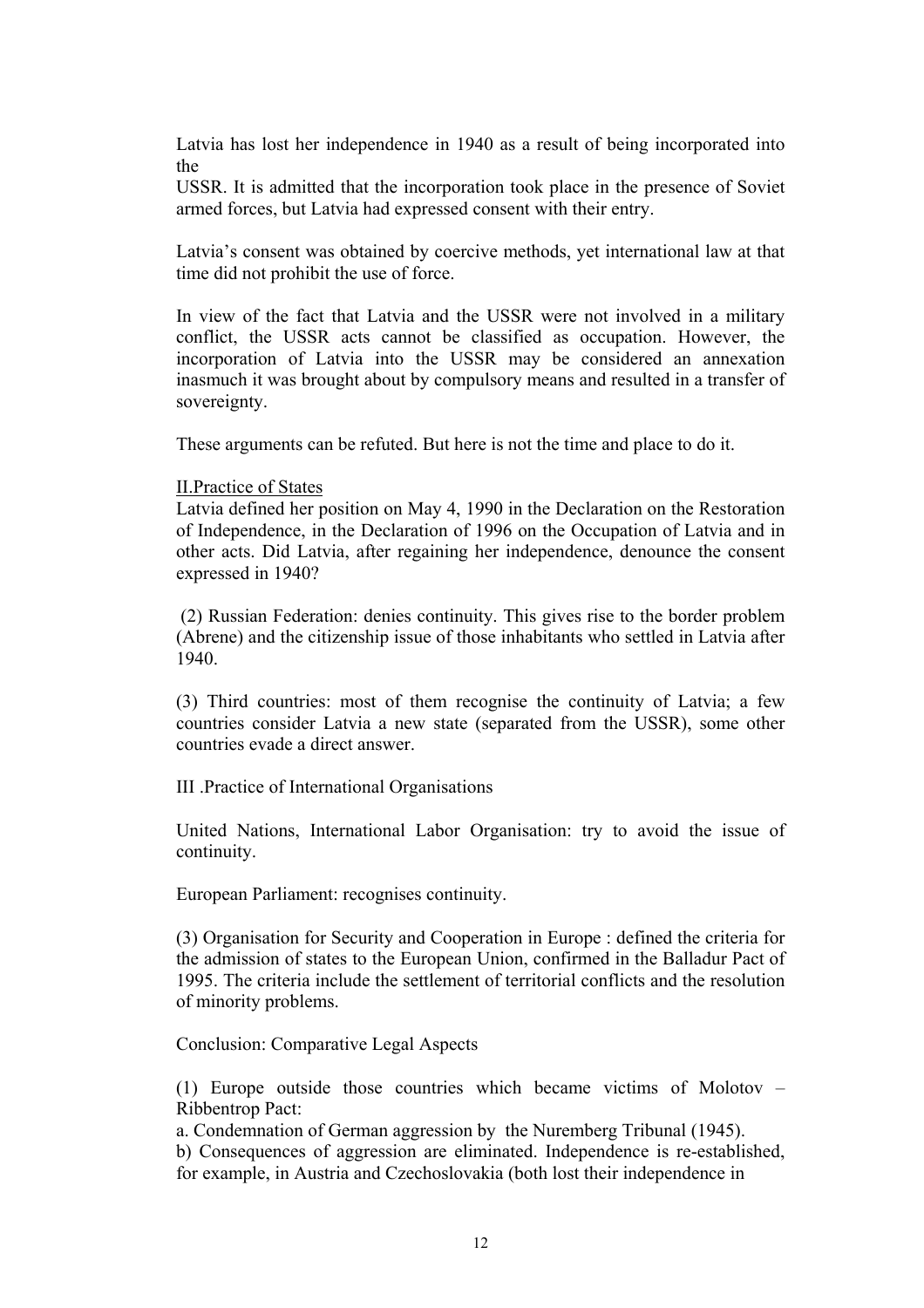Latvia has lost her independence in 1940 as a result of being incorporated into the
USSR. It is admitted that the incorporation took place in the presence of Soviet armed forces, but Latvia had expressed consent with their entry.

Latvia's consent was obtained by coercive methods, yet international law at that time did not prohibit the use of force.

In view of the fact that Latvia and the USSR were not involved in a military conflict, the USSR acts cannot be classified as occupation. However, the incorporation of Latvia into the USSR may be considered an annexation inasmuch it was brought about by compulsory means and resulted in a transfer of sovereignty.

These arguments can be refuted. But here is not the time and place to do it.

II.Practice of States

Latvia defined her position on May 4, 1990 in the Declaration on the Restoration of Independence, in the Declaration of 1996 on the Occupation of Latvia and in other acts. Did Latvia, after regaining her independence, denounce the consent expressed in 1940?

(2) Russian Federation: denies continuity. This gives rise to the border problem (Abrene) and the citizenship issue of those inhabitants who settled in Latvia after 1940.

(3) Third countries: most of them recognise the continuity of Latvia; a few countries consider Latvia a new state (separated from the USSR), some other countries evade a direct answer.

III .Practice of International Organisations

United Nations, International Labor Organisation: try to avoid the issue of continuity.

European Parliament: recognises continuity.

(3) Organisation for Security and Cooperation in Europe : defined the criteria for the admission of states to the European Union, confirmed in the Balladur Pact of 1995. The criteria include the settlement of territorial conflicts and the resolution of minority problems.

Conclusion: Comparative Legal Aspects

(1) Europe outside those countries which became victims of Molotov – Ribbentrop Pact:

a. Condemnation of German aggression by the Nuremberg Tribunal (1945).

b) Consequences of aggression are eliminated. Independence is re-established, for example, in Austria and Czechoslovakia (both lost their independence in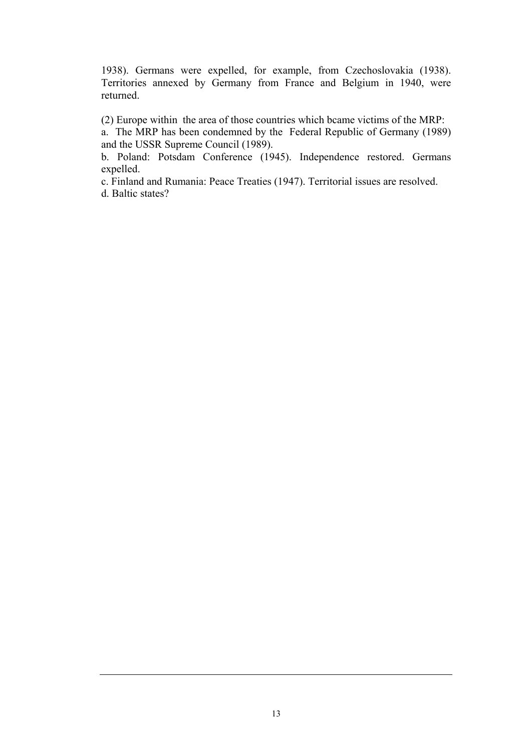1938). Germans were expelled, for example, from Czechoslovakia (1938). Territories annexed by Germany from France and Belgium in 1940, were returned.

(2) Europe within the area of those countries which bcame victims of the MRP:

a. The MRP has been condemned by the Federal Republic of Germany (1989) and the USSR Supreme Council (1989).

b. Poland: Potsdam Conference (1945). Independence restored. Germans expelled.

c. Finland and Rumania: Peace Treaties (1947). Territorial issues are resolved.

d. Baltic states?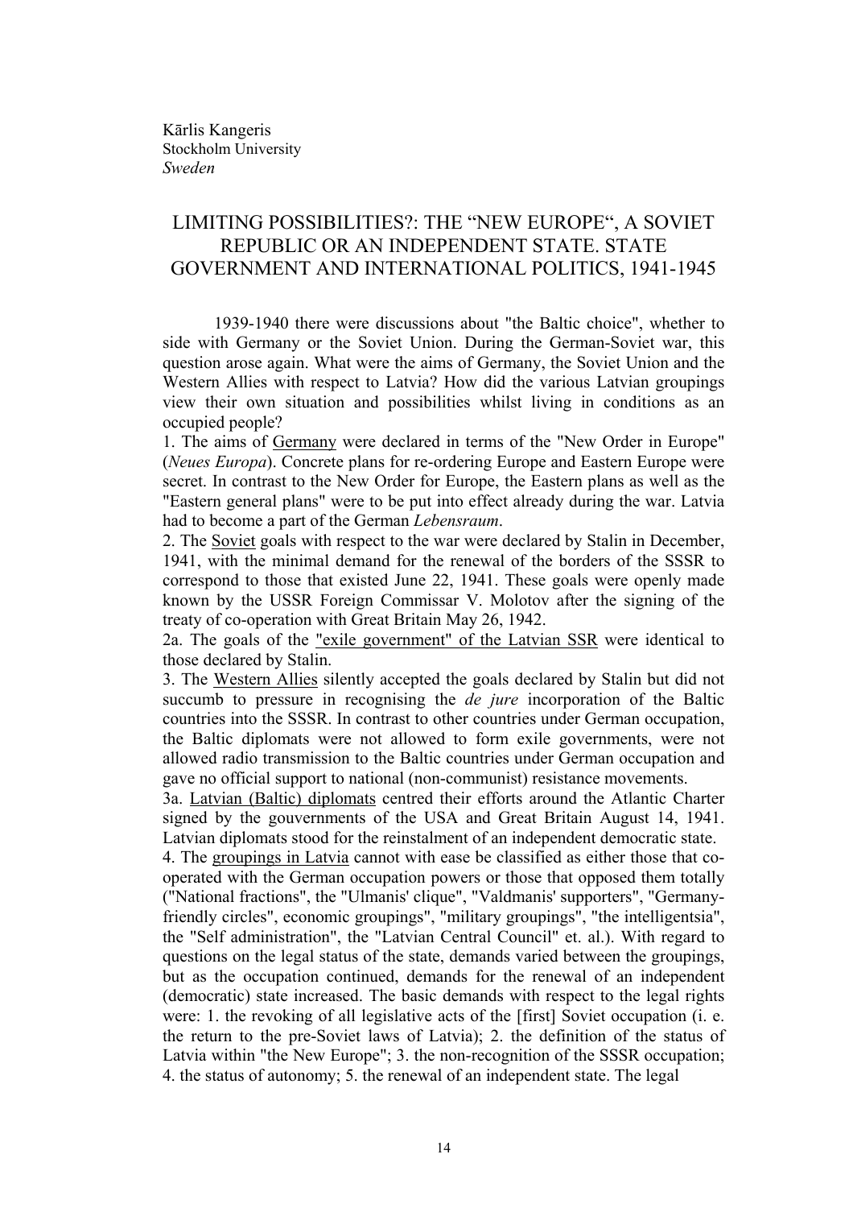Kārlis Kangeris
Stockholm University
*Sweden*

# LIMITING POSSIBILITIES?: THE "NEW EUROPE", A SOVIET REPUBLIC OR AN INDEPENDENT STATE. STATE GOVERNMENT AND INTERNATIONAL POLITICS, 1941-1945

1939-1940 there were discussions about "the Baltic choice", whether to side with Germany or the Soviet Union. During the German-Soviet war, this question arose again. What were the aims of Germany, the Soviet Union and the Western Allies with respect to Latvia? How did the various Latvian groupings view their own situation and possibilities whilst living in conditions as an occupied people?

1. The aims of Germany were declared in terms of the "New Order in Europe" (*Neues Europa*). Concrete plans for re-ordering Europe and Eastern Europe were secret. In contrast to the New Order for Europe, the Eastern plans as well as the "Eastern general plans" were to be put into effect already during the war. Latvia had to become a part of the German *Lebensraum*.

2. The Soviet goals with respect to the war were declared by Stalin in December, 1941, with the minimal demand for the renewal of the borders of the SSSR to correspond to those that existed June 22, 1941. These goals were openly made known by the USSR Foreign Commissar V. Molotov after the signing of the treaty of co-operation with Great Britain May 26, 1942.

2a. The goals of the "exile government" of the Latvian SSR were identical to those declared by Stalin.

3. The Western Allies silently accepted the goals declared by Stalin but did not succumb to pressure in recognising the *de jure* incorporation of the Baltic countries into the SSSR. In contrast to other countries under German occupation, the Baltic diplomats were not allowed to form exile governments, were not allowed radio transmission to the Baltic countries under German occupation and gave no official support to national (non-communist) resistance movements.

3a. Latvian (Baltic) diplomats centred their efforts around the Atlantic Charter signed by the gouvernments of the USA and Great Britain August 14, 1941. Latvian diplomats stood for the reinstalment of an independent democratic state.

4. The groupings in Latvia cannot with ease be classified as either those that co-operated with the German occupation powers or those that opposed them totally ("National fractions", the "Ulmanis' clique", "Valdmanis' supporters", "Germany-friendly circles", economic groupings", "military groupings", "the intelligentsia", the "Self administration", the "Latvian Central Council" et. al.). With regard to questions on the legal status of the state, demands varied between the groupings, but as the occupation continued, demands for the renewal of an independent (democratic) state increased. The basic demands with respect to the legal rights were: 1. the revoking of all legislative acts of the [first] Soviet occupation (i. e. the return to the pre-Soviet laws of Latvia); 2. the definition of the status of Latvia within "the New Europe"; 3. the non-recognition of the SSSR occupation; 4. the status of autonomy; 5. the renewal of an independent state. The legal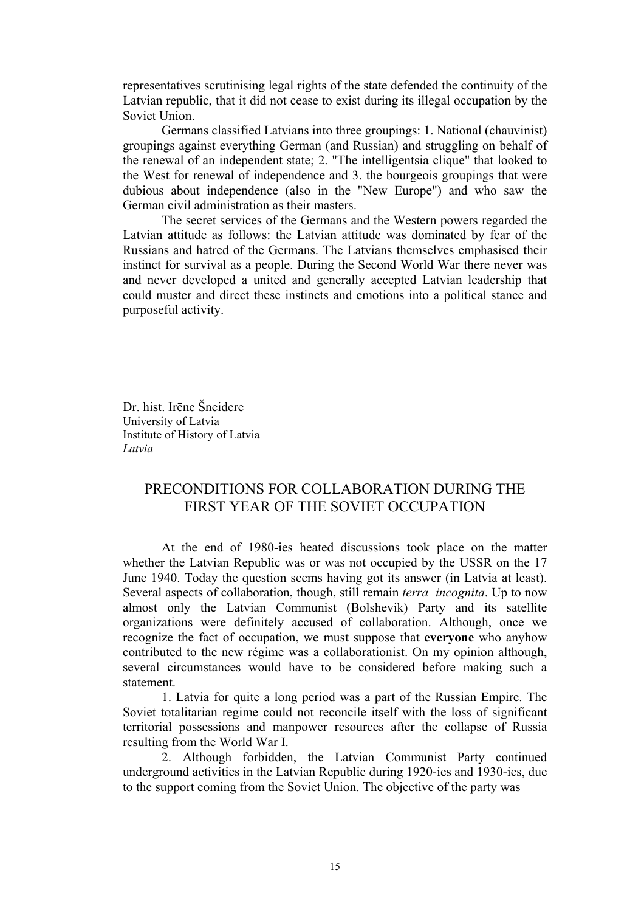representatives scrutinising legal rights of the state defended the continuity of the Latvian republic, that it did not cease to exist during its illegal occupation by the Soviet Union.

Germans classified Latvians into three groupings: 1. National (chauvinist) groupings against everything German (and Russian) and struggling on behalf of the renewal of an independent state; 2. "The intelligentsia clique" that looked to the West for renewal of independence and 3. the bourgeois groupings that were dubious about independence (also in the "New Europe") and who saw the German civil administration as their masters.

The secret services of the Germans and the Western powers regarded the Latvian attitude as follows: the Latvian attitude was dominated by fear of the Russians and hatred of the Germans. The Latvians themselves emphasised their instinct for survival as a people. During the Second World War there never was and never developed a united and generally accepted Latvian leadership that could muster and direct these instincts and emotions into a political stance and purposeful activity.

Dr. hist. Irēne Šneidere
University of Latvia
Institute of History of Latvia
*Latvia*

## PRECONDITIONS FOR COLLABORATION DURING THE FIRST YEAR OF THE SOVIET OCCUPATION

At the end of 1980-ies heated discussions took place on the matter whether the Latvian Republic was or was not occupied by the USSR on the 17 June 1940. Today the question seems having got its answer (in Latvia at least). Several aspects of collaboration, though, still remain *terra incognita*. Up to now almost only the Latvian Communist (Bolshevik) Party and its satellite organizations were definitely accused of collaboration. Although, once we recognize the fact of occupation, we must suppose that **everyone** who anyhow contributed to the new régime was a collaborationist. On my opinion although, several circumstances would have to be considered before making such a statement.

1. Latvia for quite a long period was a part of the Russian Empire. The Soviet totalitarian regime could not reconcile itself with the loss of significant territorial possessions and manpower resources after the collapse of Russia resulting from the World War I.

2. Although forbidden, the Latvian Communist Party continued underground activities in the Latvian Republic during 1920-ies and 1930-ies, due to the support coming from the Soviet Union. The objective of the party was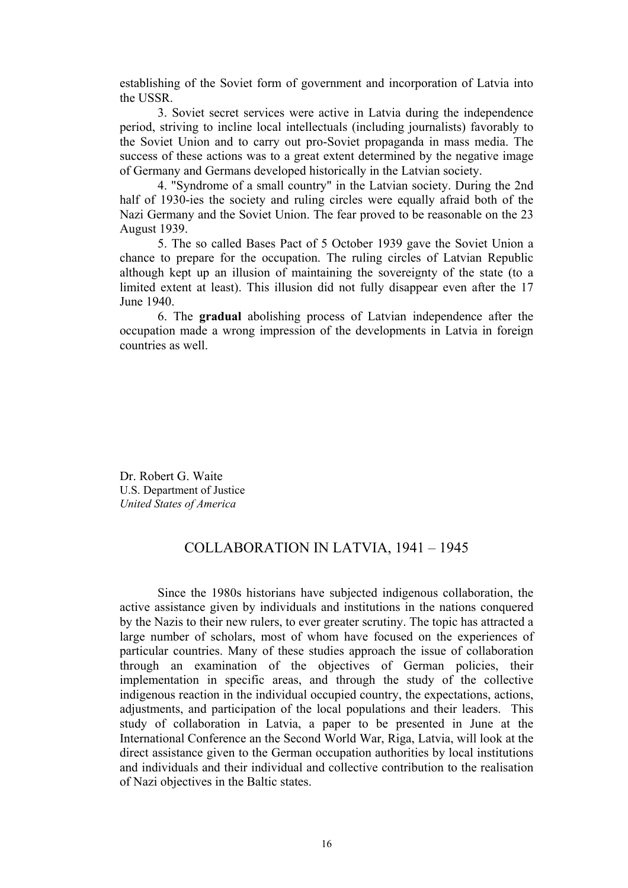establishing of the Soviet form of government and incorporation of Latvia into the USSR.

3. Soviet secret services were active in Latvia during the independence period, striving to incline local intellectuals (including journalists) favorably to the Soviet Union and to carry out pro-Soviet propaganda in mass media. The success of these actions was to a great extent determined by the negative image of Germany and Germans developed historically in the Latvian society.

4. "Syndrome of a small country" in the Latvian society. During the 2nd half of 1930-ies the society and ruling circles were equally afraid both of the Nazi Germany and the Soviet Union. The fear proved to be reasonable on the 23 August 1939.

5. The so called Bases Pact of 5 October 1939 gave the Soviet Union a chance to prepare for the occupation. The ruling circles of Latvian Republic although kept up an illusion of maintaining the sovereignty of the state (to a limited extent at least). This illusion did not fully disappear even after the 17 June 1940.

6. The **gradual** abolishing process of Latvian independence after the occupation made a wrong impression of the developments in Latvia in foreign countries as well.

Dr. Robert G. Waite
U.S. Department of Justice
*United States of America*

## COLLABORATION IN LATVIA, 1941 – 1945

Since the 1980s historians have subjected indigenous collaboration, the active assistance given by individuals and institutions in the nations conquered by the Nazis to their new rulers, to ever greater scrutiny. The topic has attracted a large number of scholars, most of whom have focused on the experiences of particular countries. Many of these studies approach the issue of collaboration through an examination of the objectives of German policies, their implementation in specific areas, and through the study of the collective indigenous reaction in the individual occupied country, the expectations, actions, adjustments, and participation of the local populations and their leaders. This study of collaboration in Latvia, a paper to be presented in June at the International Conference an the Second World War, Riga, Latvia, will look at the direct assistance given to the German occupation authorities by local institutions and individuals and their individual and collective contribution to the realisation of Nazi objectives in the Baltic states.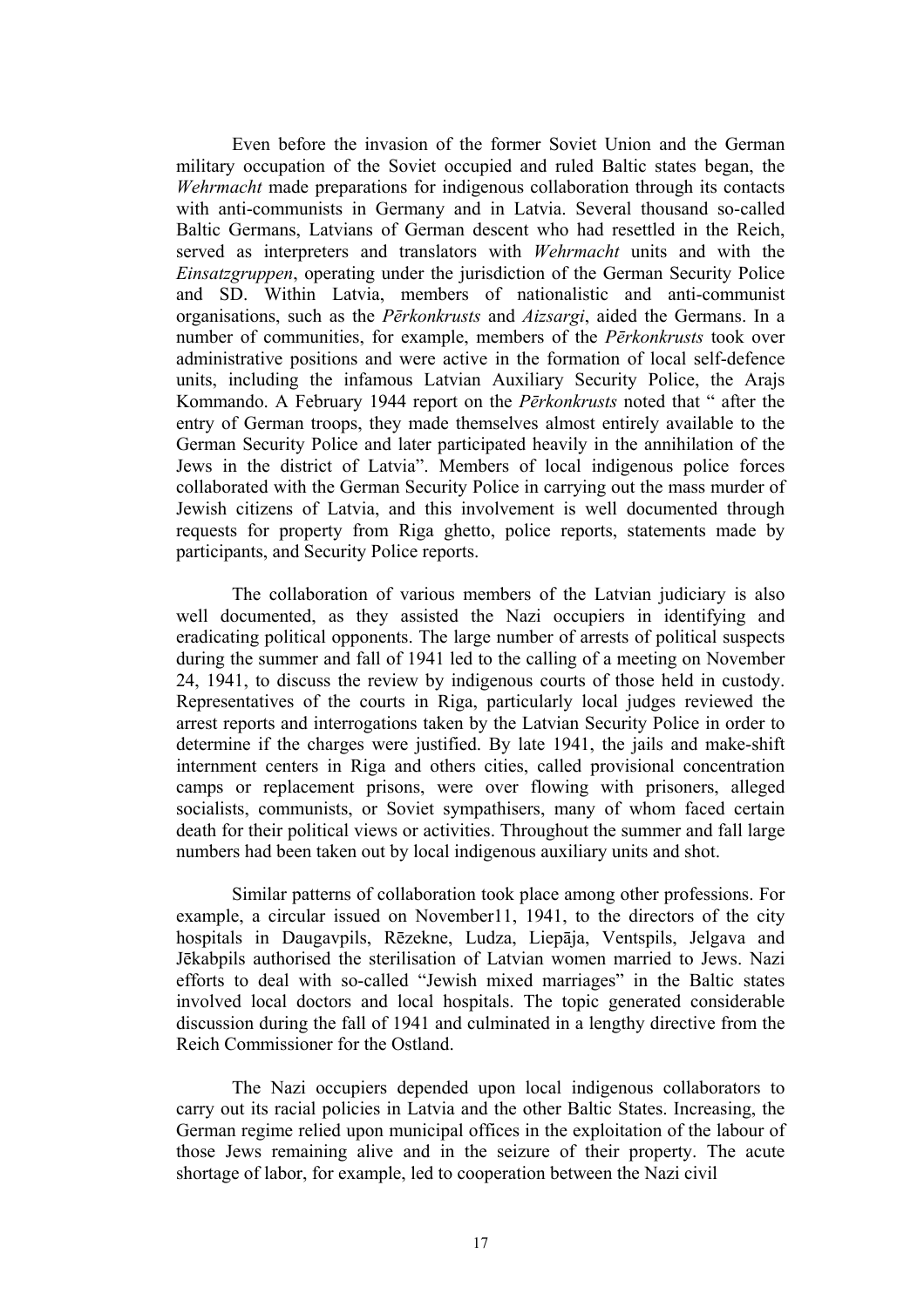Even before the invasion of the former Soviet Union and the German military occupation of the Soviet occupied and ruled Baltic states began, the *Wehrmacht* made preparations for indigenous collaboration through its contacts with anti-communists in Germany and in Latvia. Several thousand so-called Baltic Germans, Latvians of German descent who had resettled in the Reich, served as interpreters and translators with *Wehrmacht* units and with the *Einsatzgruppen*, operating under the jurisdiction of the German Security Police and SD. Within Latvia, members of nationalistic and anti-communist organisations, such as the *Pērkonkrusts* and *Aizsargi*, aided the Germans. In a number of communities, for example, members of the *Pērkonkrusts* took over administrative positions and were active in the formation of local self-defence units, including the infamous Latvian Auxiliary Security Police, the Arajs Kommando. A February 1944 report on the *Pērkonkrusts* noted that " after the entry of German troops, they made themselves almost entirely available to the German Security Police and later participated heavily in the annihilation of the Jews in the district of Latvia". Members of local indigenous police forces collaborated with the German Security Police in carrying out the mass murder of Jewish citizens of Latvia, and this involvement is well documented through requests for property from Riga ghetto, police reports, statements made by participants, and Security Police reports.

The collaboration of various members of the Latvian judiciary is also well documented, as they assisted the Nazi occupiers in identifying and eradicating political opponents. The large number of arrests of political suspects during the summer and fall of 1941 led to the calling of a meeting on November 24, 1941, to discuss the review by indigenous courts of those held in custody. Representatives of the courts in Riga, particularly local judges reviewed the arrest reports and interrogations taken by the Latvian Security Police in order to determine if the charges were justified. By late 1941, the jails and make-shift internment centers in Riga and others cities, called provisional concentration camps or replacement prisons, were over flowing with prisoners, alleged socialists, communists, or Soviet sympathisers, many of whom faced certain death for their political views or activities. Throughout the summer and fall large numbers had been taken out by local indigenous auxiliary units and shot.

Similar patterns of collaboration took place among other professions. For example, a circular issued on November11, 1941, to the directors of the city hospitals in Daugavpils, Rēzekne, Ludza, Liepāja, Ventspils, Jelgava and Jēkabpils authorised the sterilisation of Latvian women married to Jews. Nazi efforts to deal with so-called "Jewish mixed marriages" in the Baltic states involved local doctors and local hospitals. The topic generated considerable discussion during the fall of 1941 and culminated in a lengthy directive from the Reich Commissioner for the Ostland.

The Nazi occupiers depended upon local indigenous collaborators to carry out its racial policies in Latvia and the other Baltic States. Increasing, the German regime relied upon municipal offices in the exploitation of the labour of those Jews remaining alive and in the seizure of their property. The acute shortage of labor, for example, led to cooperation between the Nazi civil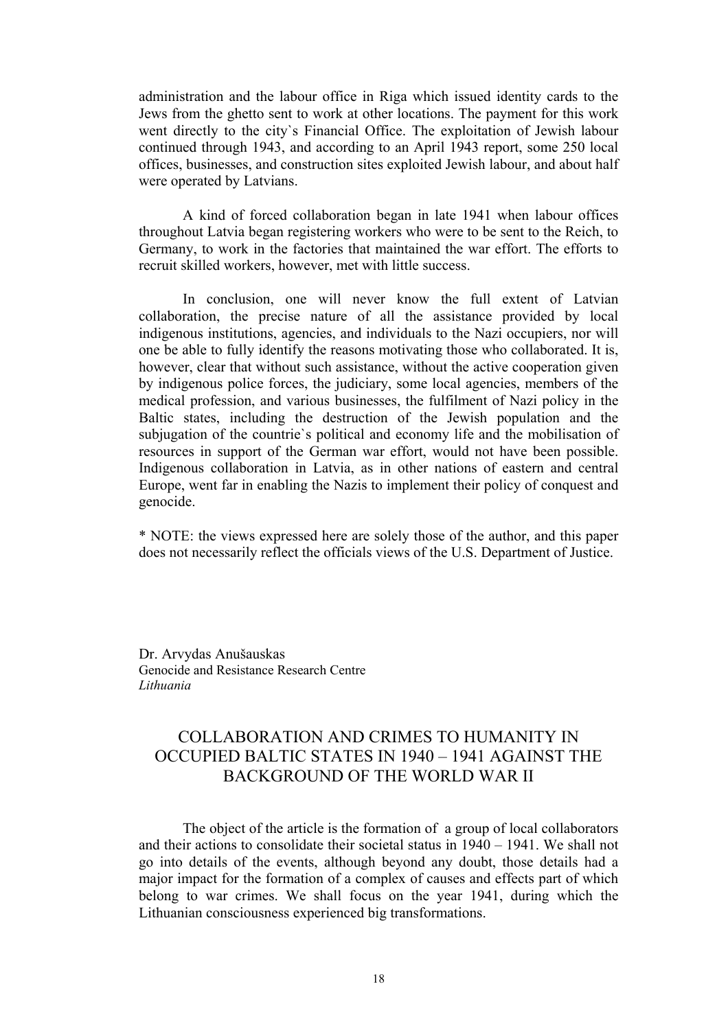administration and the labour office in Riga which issued identity cards to the Jews from the ghetto sent to work at other locations. The payment for this work went directly to the city`s Financial Office. The exploitation of Jewish labour continued through 1943, and according to an April 1943 report, some 250 local offices, businesses, and construction sites exploited Jewish labour, and about half were operated by Latvians.

A kind of forced collaboration began in late 1941 when labour offices throughout Latvia began registering workers who were to be sent to the Reich, to Germany, to work in the factories that maintained the war effort. The efforts to recruit skilled workers, however, met with little success.

In conclusion, one will never know the full extent of Latvian collaboration, the precise nature of all the assistance provided by local indigenous institutions, agencies, and individuals to the Nazi occupiers, nor will one be able to fully identify the reasons motivating those who collaborated. It is, however, clear that without such assistance, without the active cooperation given by indigenous police forces, the judiciary, some local agencies, members of the medical profession, and various businesses, the fulfilment of Nazi policy in the Baltic states, including the destruction of the Jewish population and the subjugation of the countrie`s political and economy life and the mobilisation of resources in support of the German war effort, would not have been possible. Indigenous collaboration in Latvia, as in other nations of eastern and central Europe, went far in enabling the Nazis to implement their policy of conquest and genocide.

* NOTE: the views expressed here are solely those of the author, and this paper does not necessarily reflect the officials views of the U.S. Department of Justice.

Dr. Arvydas Anušauskas
Genocide and Resistance Research Centre
*Lithuania*

## COLLABORATION AND CRIMES TO HUMANITY IN OCCUPIED BALTIC STATES IN 1940 – 1941 AGAINST THE BACKGROUND OF THE WORLD WAR II

The object of the article is the formation of a group of local collaborators and their actions to consolidate their societal status in 1940 – 1941. We shall not go into details of the events, although beyond any doubt, those details had a major impact for the formation of a complex of causes and effects part of which belong to war crimes. We shall focus on the year 1941, during which the Lithuanian consciousness experienced big transformations.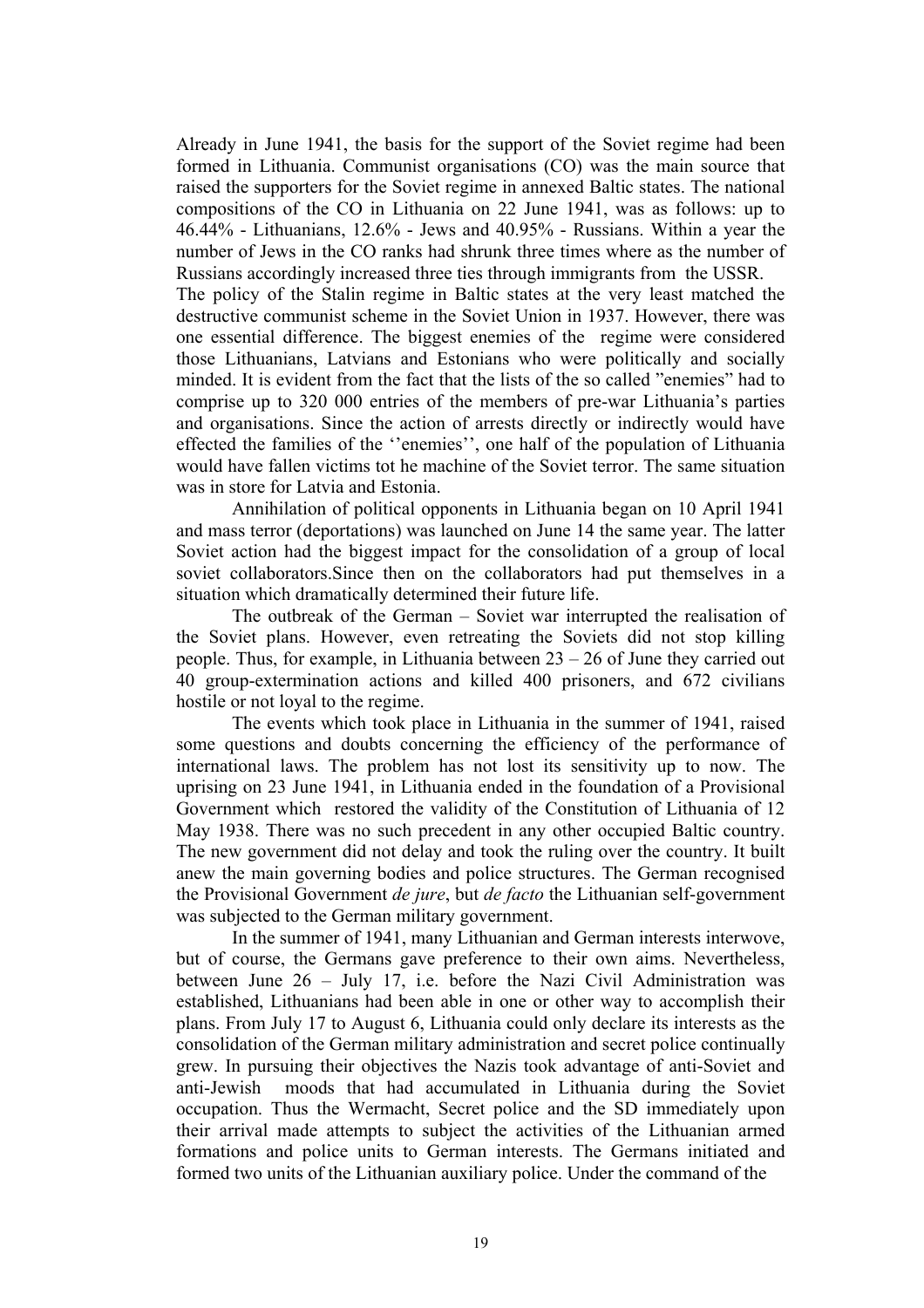Already in June 1941, the basis for the support of the Soviet regime had been formed in Lithuania. Communist organisations (CO) was the main source that raised the supporters for the Soviet regime in annexed Baltic states. The national compositions of the CO in Lithuania on 22 June 1941, was as follows: up to 46.44% - Lithuanians, 12.6% - Jews and 40.95% - Russians. Within a year the number of Jews in the CO ranks had shrunk three times where as the number of Russians accordingly increased three ties through immigrants from the USSR.

The policy of the Stalin regime in Baltic states at the very least matched the destructive communist scheme in the Soviet Union in 1937. However, there was one essential difference. The biggest enemies of the regime were considered those Lithuanians, Latvians and Estonians who were politically and socially minded. It is evident from the fact that the lists of the so called "enemies" had to comprise up to 320 000 entries of the members of pre-war Lithuania's parties and organisations. Since the action of arrests directly or indirectly would have effected the families of the ''enemies'', one half of the population of Lithuania would have fallen victims tot he machine of the Soviet terror. The same situation was in store for Latvia and Estonia.

Annihilation of political opponents in Lithuania began on 10 April 1941 and mass terror (deportations) was launched on June 14 the same year. The latter Soviet action had the biggest impact for the consolidation of a group of local soviet collaborators.Since then on the collaborators had put themselves in a situation which dramatically determined their future life.

The outbreak of the German – Soviet war interrupted the realisation of the Soviet plans. However, even retreating the Soviets did not stop killing people. Thus, for example, in Lithuania between 23 – 26 of June they carried out 40 group-extermination actions and killed 400 prisoners, and 672 civilians hostile or not loyal to the regime.

The events which took place in Lithuania in the summer of 1941, raised some questions and doubts concerning the efficiency of the performance of international laws. The problem has not lost its sensitivity up to now. The uprising on 23 June 1941, in Lithuania ended in the foundation of a Provisional Government which restored the validity of the Constitution of Lithuania of 12 May 1938. There was no such precedent in any other occupied Baltic country. The new government did not delay and took the ruling over the country. It built anew the main governing bodies and police structures. The German recognised the Provisional Government *de jure*, but *de facto* the Lithuanian self-government was subjected to the German military government.

In the summer of 1941, many Lithuanian and German interests interwove, but of course, the Germans gave preference to their own aims. Nevertheless, between June 26 – July 17, i.e. before the Nazi Civil Administration was established, Lithuanians had been able in one or other way to accomplish their plans. From July 17 to August 6, Lithuania could only declare its interests as the consolidation of the German military administration and secret police continually grew. In pursuing their objectives the Nazis took advantage of anti-Soviet and anti-Jewish moods that had accumulated in Lithuania during the Soviet occupation. Thus the Wermacht, Secret police and the SD immediately upon their arrival made attempts to subject the activities of the Lithuanian armed formations and police units to German interests. The Germans initiated and formed two units of the Lithuanian auxiliary police. Under the command of the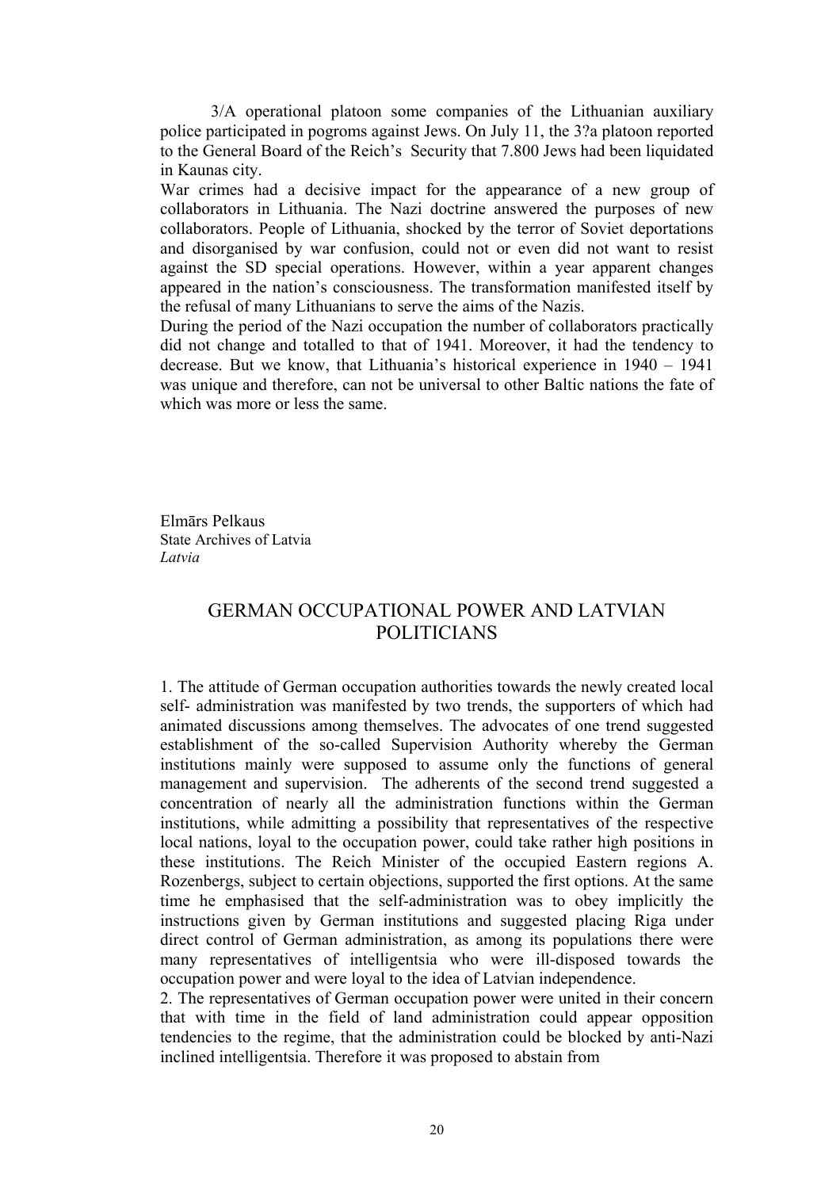3/A operational platoon some companies of the Lithuanian auxiliary police participated in pogroms against Jews. On July 11, the 3?a platoon reported to the General Board of the Reich's Security that 7.800 Jews had been liquidated in Kaunas city.

War crimes had a decisive impact for the appearance of a new group of collaborators in Lithuania. The Nazi doctrine answered the purposes of new collaborators. People of Lithuania, shocked by the terror of Soviet deportations and disorganised by war confusion, could not or even did not want to resist against the SD special operations. However, within a year apparent changes appeared in the nation's consciousness. The transformation manifested itself by the refusal of many Lithuanians to serve the aims of the Nazis.

During the period of the Nazi occupation the number of collaborators practically did not change and totalled to that of 1941. Moreover, it had the tendency to decrease. But we know, that Lithuania's historical experience in 1940 – 1941 was unique and therefore, can not be universal to other Baltic nations the fate of which was more or less the same.

Elmārs Pelkaus
State Archives of Latvia
*Latvia*

## GERMAN OCCUPATIONAL POWER AND LATVIAN POLITICIANS

1. The attitude of German occupation authorities towards the newly created local self- administration was manifested by two trends, the supporters of which had animated discussions among themselves. The advocates of one trend suggested establishment of the so-called Supervision Authority whereby the German institutions mainly were supposed to assume only the functions of general management and supervision. The adherents of the second trend suggested a concentration of nearly all the administration functions within the German institutions, while admitting a possibility that representatives of the respective local nations, loyal to the occupation power, could take rather high positions in these institutions. The Reich Minister of the occupied Eastern regions A. Rozenbergs, subject to certain objections, supported the first options. At the same time he emphasised that the self-administration was to obey implicitly the instructions given by German institutions and suggested placing Riga under direct control of German administration, as among its populations there were many representatives of intelligentsia who were ill-disposed towards the occupation power and were loyal to the idea of Latvian independence.

2. The representatives of German occupation power were united in their concern that with time in the field of land administration could appear opposition tendencies to the regime, that the administration could be blocked by anti-Nazi inclined intelligentsia. Therefore it was proposed to abstain from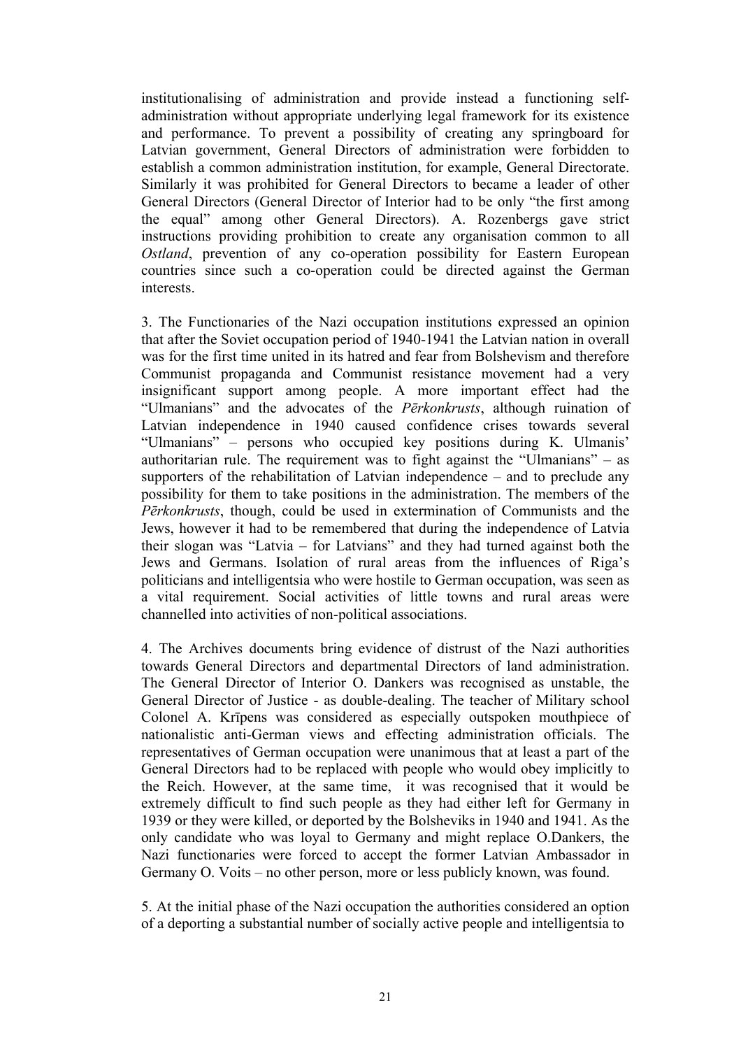institutionalising of administration and provide instead a functioning self-administration without appropriate underlying legal framework for its existence and performance. To prevent a possibility of creating any springboard for Latvian government, General Directors of administration were forbidden to establish a common administration institution, for example, General Directorate. Similarly it was prohibited for General Directors to became a leader of other General Directors (General Director of Interior had to be only "the first among the equal" among other General Directors). A. Rozenbergs gave strict instructions providing prohibition to create any organisation common to all *Ostland*, prevention of any co-operation possibility for Eastern European countries since such a co-operation could be directed against the German interests.

3. The Functionaries of the Nazi occupation institutions expressed an opinion that after the Soviet occupation period of 1940-1941 the Latvian nation in overall was for the first time united in its hatred and fear from Bolshevism and therefore Communist propaganda and Communist resistance movement had a very insignificant support among people. A more important effect had the "Ulmanians" and the advocates of the *Pērkonkrusts*, although ruination of Latvian independence in 1940 caused confidence crises towards several "Ulmanians" – persons who occupied key positions during K. Ulmanis' authoritarian rule. The requirement was to fight against the "Ulmanians" – as supporters of the rehabilitation of Latvian independence – and to preclude any possibility for them to take positions in the administration. The members of the *Pērkonkrusts*, though, could be used in extermination of Communists and the Jews, however it had to be remembered that during the independence of Latvia their slogan was "Latvia – for Latvians" and they had turned against both the Jews and Germans. Isolation of rural areas from the influences of Riga's politicians and intelligentsia who were hostile to German occupation, was seen as a vital requirement. Social activities of little towns and rural areas were channelled into activities of non-political associations.

4. The Archives documents bring evidence of distrust of the Nazi authorities towards General Directors and departmental Directors of land administration. The General Director of Interior O. Dankers was recognised as unstable, the General Director of Justice - as double-dealing. The teacher of Military school Colonel A. Krīpens was considered as especially outspoken mouthpiece of nationalistic anti-German views and effecting administration officials. The representatives of German occupation were unanimous that at least a part of the General Directors had to be replaced with people who would obey implicitly to the Reich. However, at the same time, it was recognised that it would be extremely difficult to find such people as they had either left for Germany in 1939 or they were killed, or deported by the Bolsheviks in 1940 and 1941. As the only candidate who was loyal to Germany and might replace O.Dankers, the Nazi functionaries were forced to accept the former Latvian Ambassador in Germany O. Voits – no other person, more or less publicly known, was found.

5. At the initial phase of the Nazi occupation the authorities considered an option of a deporting a substantial number of socially active people and intelligentsia to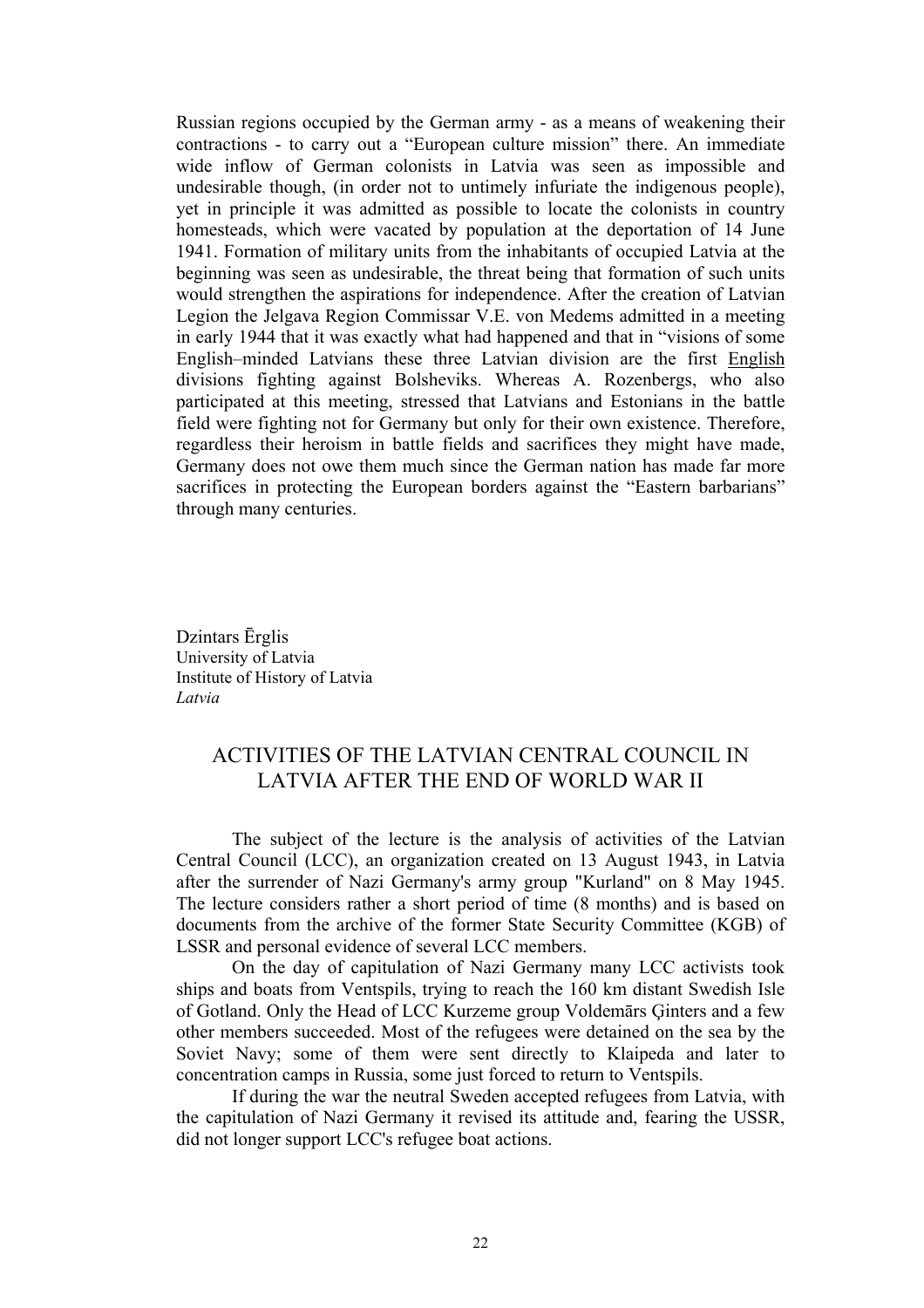Russian regions occupied by the German army - as a means of weakening their contractions - to carry out a "European culture mission" there. An immediate wide inflow of German colonists in Latvia was seen as impossible and undesirable though, (in order not to untimely infuriate the indigenous people), yet in principle it was admitted as possible to locate the colonists in country homesteads, which were vacated by population at the deportation of 14 June 1941. Formation of military units from the inhabitants of occupied Latvia at the beginning was seen as undesirable, the threat being that formation of such units would strengthen the aspirations for independence. After the creation of Latvian Legion the Jelgava Region Commissar V.E. von Medems admitted in a meeting in early 1944 that it was exactly what had happened and that in "visions of some English–minded Latvians these three Latvian division are the first English divisions fighting against Bolsheviks. Whereas A. Rozenbergs, who also participated at this meeting, stressed that Latvians and Estonians in the battle field were fighting not for Germany but only for their own existence. Therefore, regardless their heroism in battle fields and sacrifices they might have made, Germany does not owe them much since the German nation has made far more sacrifices in protecting the European borders against the "Eastern barbarians" through many centuries.

Dzintars Ērglis
University of Latvia
Institute of History of Latvia
*Latvia*

## ACTIVITIES OF THE LATVIAN CENTRAL COUNCIL IN LATVIA AFTER THE END OF WORLD WAR II

The subject of the lecture is the analysis of activities of the Latvian Central Council (LCC), an organization created on 13 August 1943, in Latvia after the surrender of Nazi Germany's army group "Kurland" on 8 May 1945. The lecture considers rather a short period of time (8 months) and is based on documents from the archive of the former State Security Committee (KGB) of LSSR and personal evidence of several LCC members.

On the day of capitulation of Nazi Germany many LCC activists took ships and boats from Ventspils, trying to reach the 160 km distant Swedish Isle of Gotland. Only the Head of LCC Kurzeme group Voldemārs Ģinters and a few other members succeeded. Most of the refugees were detained on the sea by the Soviet Navy; some of them were sent directly to Klaipeda and later to concentration camps in Russia, some just forced to return to Ventspils.

If during the war the neutral Sweden accepted refugees from Latvia, with the capitulation of Nazi Germany it revised its attitude and, fearing the USSR, did not longer support LCC's refugee boat actions.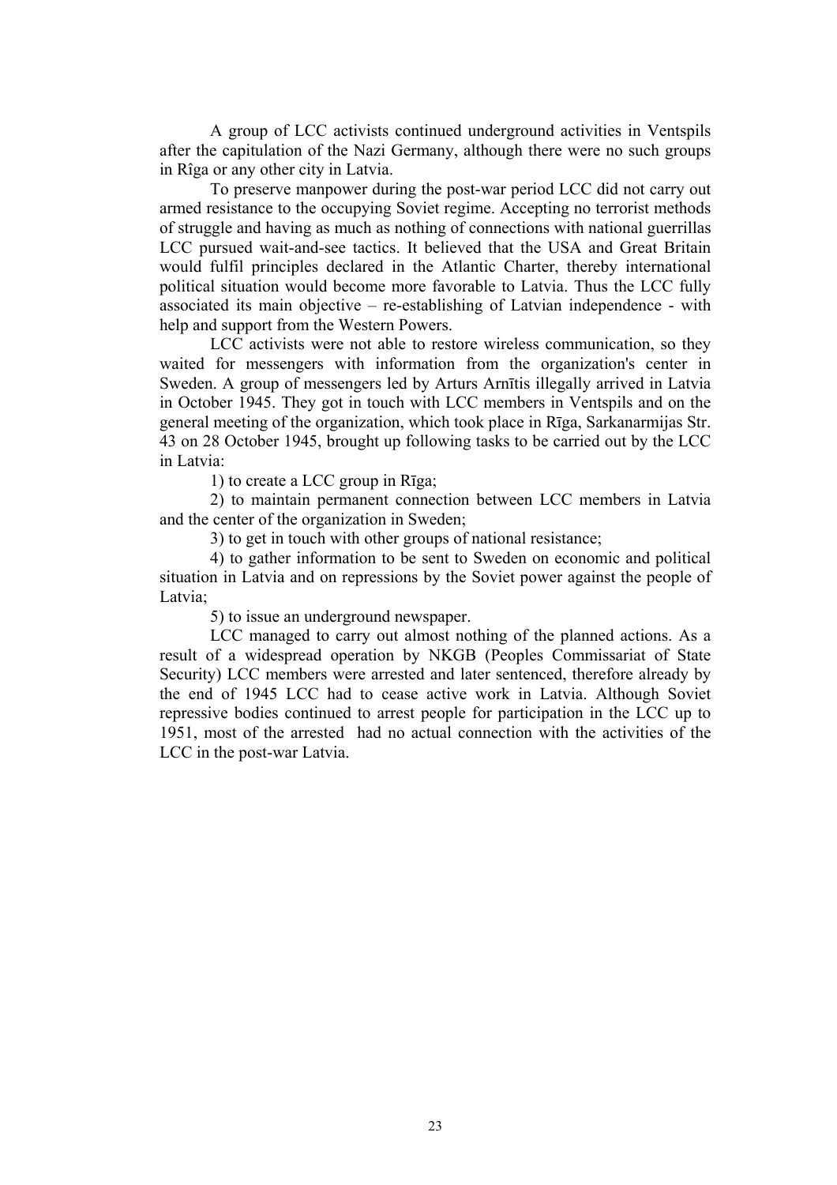A group of LCC activists continued underground activities in Ventspils after the capitulation of the Nazi Germany, although there were no such groups in Rîga or any other city in Latvia.

To preserve manpower during the post-war period LCC did not carry out armed resistance to the occupying Soviet regime. Accepting no terrorist methods of struggle and having as much as nothing of connections with national guerrillas LCC pursued wait-and-see tactics. It believed that the USA and Great Britain would fulfil principles declared in the Atlantic Charter, thereby international political situation would become more favorable to Latvia. Thus the LCC fully associated its main objective – re-establishing of Latvian independence - with help and support from the Western Powers.

LCC activists were not able to restore wireless communication, so they waited for messengers with information from the organization's center in Sweden. A group of messengers led by Arturs Arnītis illegally arrived in Latvia in October 1945. They got in touch with LCC members in Ventspils and on the general meeting of the organization, which took place in Rīga, Sarkanarmijas Str. 43 on 28 October 1945, brought up following tasks to be carried out by the LCC in Latvia:

1) to create a LCC group in Rīga;

2) to maintain permanent connection between LCC members in Latvia and the center of the organization in Sweden;

3) to get in touch with other groups of national resistance;

4) to gather information to be sent to Sweden on economic and political situation in Latvia and on repressions by the Soviet power against the people of Latvia;

5) to issue an underground newspaper.

LCC managed to carry out almost nothing of the planned actions. As a result of a widespread operation by NKGB (Peoples Commissariat of State Security) LCC members were arrested and later sentenced, therefore already by the end of 1945 LCC had to cease active work in Latvia. Although Soviet repressive bodies continued to arrest people for participation in the LCC up to 1951, most of the arrested had no actual connection with the activities of the LCC in the post-war Latvia.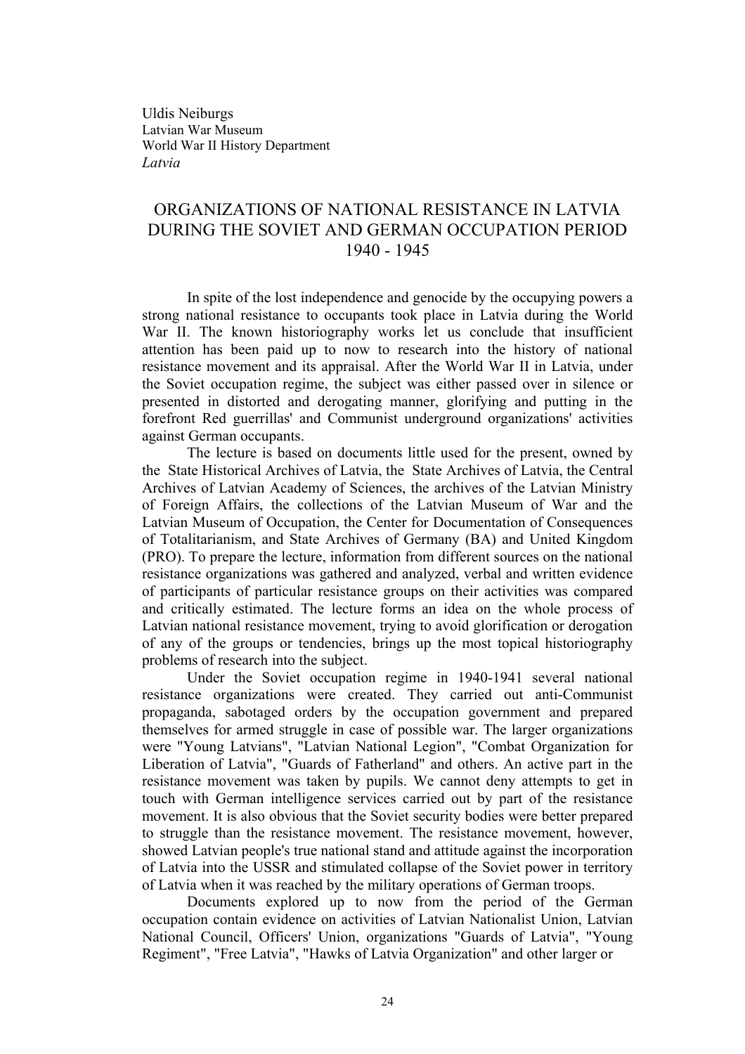Uldis Neiburgs
Latvian War Museum
World War II History Department
*Latvia*

# ORGANIZATIONS OF NATIONAL RESISTANCE IN LATVIA DURING THE SOVIET AND GERMAN OCCUPATION PERIOD 1940 - 1945

In spite of the lost independence and genocide by the occupying powers a strong national resistance to occupants took place in Latvia during the World War II. The known historiography works let us conclude that insufficient attention has been paid up to now to research into the history of national resistance movement and its appraisal. After the World War II in Latvia, under the Soviet occupation regime, the subject was either passed over in silence or presented in distorted and derogating manner, glorifying and putting in the forefront Red guerrillas' and Communist underground organizations' activities against German occupants.

The lecture is based on documents little used for the present, owned by the State Historical Archives of Latvia, the State Archives of Latvia, the Central Archives of Latvian Academy of Sciences, the archives of the Latvian Ministry of Foreign Affairs, the collections of the Latvian Museum of War and the Latvian Museum of Occupation, the Center for Documentation of Consequences of Totalitarianism, and State Archives of Germany (BA) and United Kingdom (PRO). To prepare the lecture, information from different sources on the national resistance organizations was gathered and analyzed, verbal and written evidence of participants of particular resistance groups on their activities was compared and critically estimated. The lecture forms an idea on the whole process of Latvian national resistance movement, trying to avoid glorification or derogation of any of the groups or tendencies, brings up the most topical historiography problems of research into the subject.

Under the Soviet occupation regime in 1940-1941 several national resistance organizations were created. They carried out anti-Communist propaganda, sabotaged orders by the occupation government and prepared themselves for armed struggle in case of possible war. The larger organizations were "Young Latvians", "Latvian National Legion", "Combat Organization for Liberation of Latvia", "Guards of Fatherland" and others. An active part in the resistance movement was taken by pupils. We cannot deny attempts to get in touch with German intelligence services carried out by part of the resistance movement. It is also obvious that the Soviet security bodies were better prepared to struggle than the resistance movement. The resistance movement, however, showed Latvian people's true national stand and attitude against the incorporation of Latvia into the USSR and stimulated collapse of the Soviet power in territory of Latvia when it was reached by the military operations of German troops.

Documents explored up to now from the period of the German occupation contain evidence on activities of Latvian Nationalist Union, Latvian National Council, Officers' Union, organizations "Guards of Latvia", "Young Regiment", "Free Latvia", "Hawks of Latvia Organization" and other larger or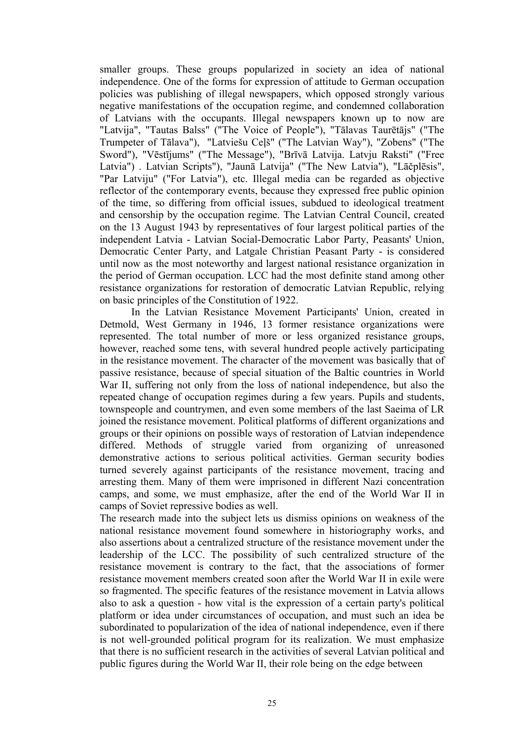smaller groups. These groups popularized in society an idea of national independence. One of the forms for expression of attitude to German occupation policies was publishing of illegal newspapers, which opposed strongly various negative manifestations of the occupation regime, and condemned collaboration of Latvians with the occupants. Illegal newspapers known up to now are "Latvija", "Tautas Balss" ("The Voice of People"), "Tālavas Taurētājs" ("The Trumpeter of Tālava"), "Latviešu Ceļš" ("The Latvian Way"), "Zobens" ("The Sword"), "Vēstījums" ("The Message"), "Brīvā Latvija. Latvju Raksti" ("Free Latvia") . Latvian Scripts"), "Jaunā Latvija" ("The New Latvia"), "Lāčplēsis", "Par Latviju" ("For Latvia"), etc. Illegal media can be regarded as objective reflector of the contemporary events, because they expressed free public opinion of the time, so differing from official issues, subdued to ideological treatment and censorship by the occupation regime. The Latvian Central Council, created on the 13 August 1943 by representatives of four largest political parties of the independent Latvia - Latvian Social-Democratic Labor Party, Peasants' Union, Democratic Center Party, and Latgale Christian Peasant Party - is considered until now as the most noteworthy and largest national resistance organization in the period of German occupation. LCC had the most definite stand among other resistance organizations for restoration of democratic Latvian Republic, relying on basic principles of the Constitution of 1922.

In the Latvian Resistance Movement Participants' Union, created in Detmold, West Germany in 1946, 13 former resistance organizations were represented. The total number of more or less organized resistance groups, however, reached some tens, with several hundred people actively participating in the resistance movement. The character of the movement was basically that of passive resistance, because of special situation of the Baltic countries in World War II, suffering not only from the loss of national independence, but also the repeated change of occupation regimes during a few years. Pupils and students, townspeople and countrymen, and even some members of the last Saeima of LR joined the resistance movement. Political platforms of different organizations and groups or their opinions on possible ways of restoration of Latvian independence differed. Methods of struggle varied from organizing of unreasoned demonstrative actions to serious political activities. German security bodies turned severely against participants of the resistance movement, tracing and arresting them. Many of them were imprisoned in different Nazi concentration camps, and some, we must emphasize, after the end of the World War II in camps of Soviet repressive bodies as well.

The research made into the subject lets us dismiss opinions on weakness of the national resistance movement found somewhere in historiography works, and also assertions about a centralized structure of the resistance movement under the leadership of the LCC. The possibility of such centralized structure of the resistance movement is contrary to the fact, that the associations of former resistance movement members created soon after the World War II in exile were so fragmented. The specific features of the resistance movement in Latvia allows also to ask a question - how vital is the expression of a certain party's political platform or idea under circumstances of occupation, and must such an idea be subordinated to popularization of the idea of national independence, even if there is not well-grounded political program for its realization. We must emphasize that there is no sufficient research in the activities of several Latvian political and public figures during the World War II, their role being on the edge between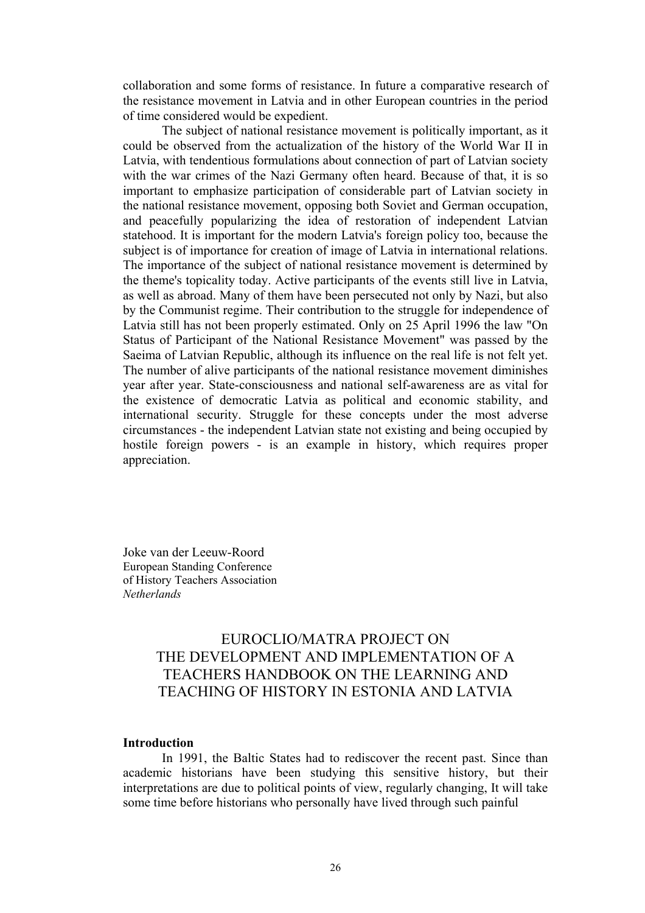collaboration and some forms of resistance. In future a comparative research of the resistance movement in Latvia and in other European countries in the period of time considered would be expedient.

The subject of national resistance movement is politically important, as it could be observed from the actualization of the history of the World War II in Latvia, with tendentious formulations about connection of part of Latvian society with the war crimes of the Nazi Germany often heard. Because of that, it is so important to emphasize participation of considerable part of Latvian society in the national resistance movement, opposing both Soviet and German occupation, and peacefully popularizing the idea of restoration of independent Latvian statehood. It is important for the modern Latvia's foreign policy too, because the subject is of importance for creation of image of Latvia in international relations. The importance of the subject of national resistance movement is determined by the theme's topicality today. Active participants of the events still live in Latvia, as well as abroad. Many of them have been persecuted not only by Nazi, but also by the Communist regime. Their contribution to the struggle for independence of Latvia still has not been properly estimated. Only on 25 April 1996 the law "On Status of Participant of the National Resistance Movement" was passed by the Saeima of Latvian Republic, although its influence on the real life is not felt yet. The number of alive participants of the national resistance movement diminishes year after year. State-consciousness and national self-awareness are as vital for the existence of democratic Latvia as political and economic stability, and international security. Struggle for these concepts under the most adverse circumstances - the independent Latvian state not existing and being occupied by hostile foreign powers - is an example in history, which requires proper appreciation.

Joke van der Leeuw-Roord
European Standing Conference
of History Teachers Association
*Netherlands*

# EUROCLIO/MATRA PROJECT ON THE DEVELOPMENT AND IMPLEMENTATION OF A TEACHERS HANDBOOK ON THE LEARNING AND TEACHING OF HISTORY IN ESTONIA AND LATVIA

**Introduction**

In 1991, the Baltic States had to rediscover the recent past. Since than academic historians have been studying this sensitive history, but their interpretations are due to political points of view, regularly changing, It will take some time before historians who personally have lived through such painful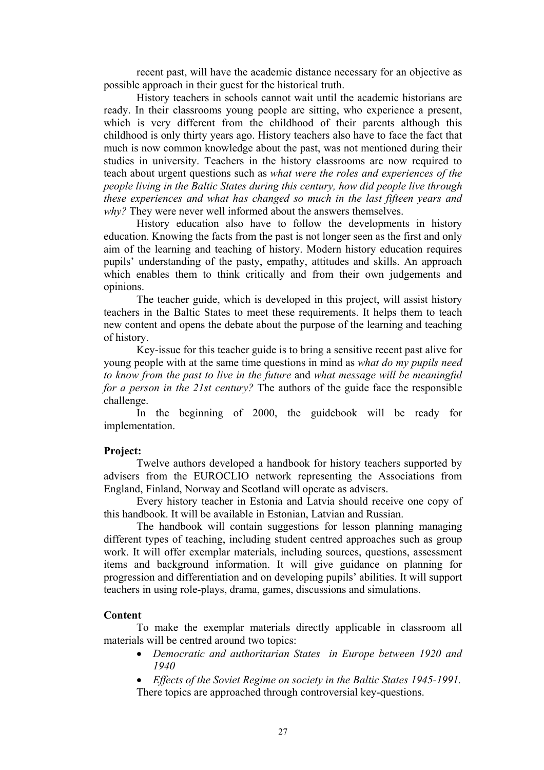recent past, will have the academic distance necessary for an objective as possible approach in their guest for the historical truth.

History teachers in schools cannot wait until the academic historians are ready. In their classrooms young people are sitting, who experience a present, which is very different from the childhood of their parents although this childhood is only thirty years ago. History teachers also have to face the fact that much is now common knowledge about the past, was not mentioned during their studies in university. Teachers in the history classrooms are now required to teach about urgent questions such as *what were the roles and experiences of the people living in the Baltic States during this century, how did people live through these experiences and what has changed so much in the last fifteen years and why?* They were never well informed about the answers themselves.

History education also have to follow the developments in history education. Knowing the facts from the past is not longer seen as the first and only aim of the learning and teaching of history. Modern history education requires pupils' understanding of the pasty, empathy, attitudes and skills. An approach which enables them to think critically and from their own judgements and opinions.

The teacher guide, which is developed in this project, will assist history teachers in the Baltic States to meet these requirements. It helps them to teach new content and opens the debate about the purpose of the learning and teaching of history.

Key-issue for this teacher guide is to bring a sensitive recent past alive for young people with at the same time questions in mind as *what do my pupils need to know from the past to live in the future* and *what message will be meaningful for a person in the 21st century?* The authors of the guide face the responsible challenge.

In the beginning of 2000, the guidebook will be ready for implementation.

**Project:**

Twelve authors developed a handbook for history teachers supported by advisers from the EUROCLIO network representing the Associations from England, Finland, Norway and Scotland will operate as advisers.

Every history teacher in Estonia and Latvia should receive one copy of this handbook. It will be available in Estonian, Latvian and Russian.

The handbook will contain suggestions for lesson planning managing different types of teaching, including student centred approaches such as group work. It will offer exemplar materials, including sources, questions, assessment items and background information. It will give guidance on planning for progression and differentiation and on developing pupils' abilities. It will support teachers in using role-plays, drama, games, discussions and simulations.

**Content**

To make the exemplar materials directly applicable in classroom all materials will be centred around two topics:

- *Democratic and authoritarian States in Europe between 1920 and 1940*
- *Effects of the Soviet Regime on society in the Baltic States 1945-1991.*

There topics are approached through controversial key-questions.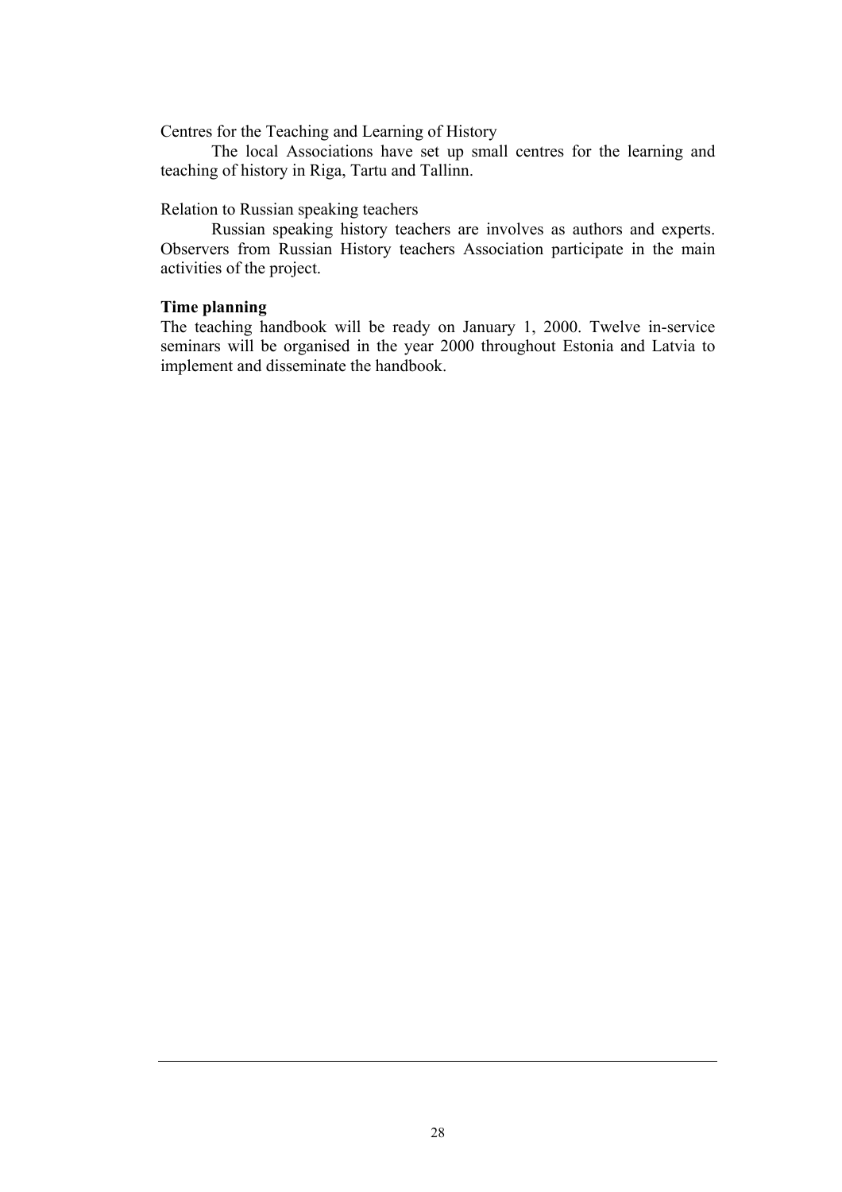Centres for the Teaching and Learning of History

The local Associations have set up small centres for the learning and teaching of history in Riga, Tartu and Tallinn.

Relation to Russian speaking teachers

Russian speaking history teachers are involves as authors and experts. Observers from Russian History teachers Association participate in the main activities of the project.

**Time planning**

The teaching handbook will be ready on January 1, 2000. Twelve in-service seminars will be organised in the year 2000 throughout Estonia and Latvia to implement and disseminate the handbook.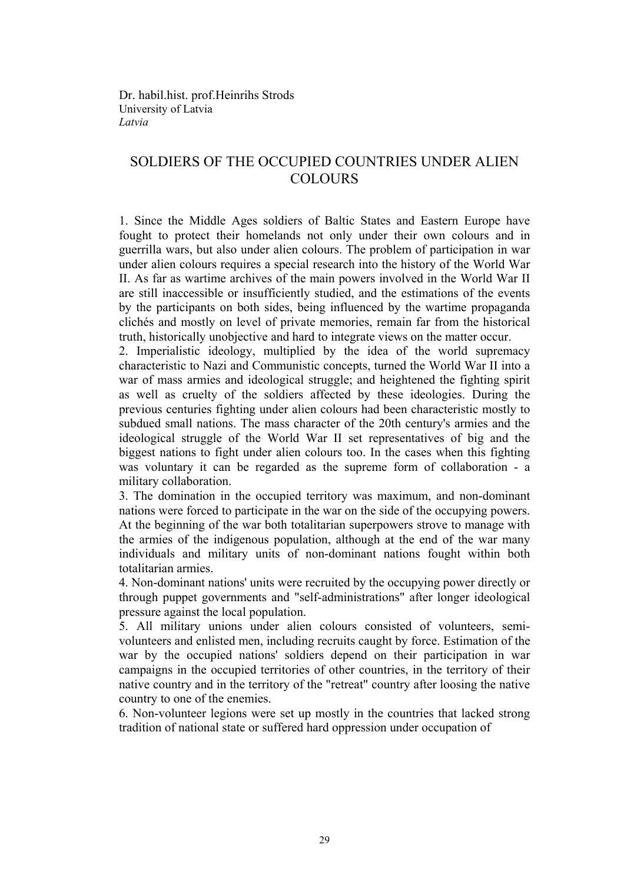Dr. habil.hist. prof.Heinrihs Strods
University of Latvia
*Latvia*

# SOLDIERS OF THE OCCUPIED COUNTRIES UNDER ALIEN COLOURS

1. Since the Middle Ages soldiers of Baltic States and Eastern Europe have fought to protect their homelands not only under their own colours and in guerrilla wars, but also under alien colours. The problem of participation in war under alien colours requires a special research into the history of the World War II. As far as wartime archives of the main powers involved in the World War II are still inaccessible or insufficiently studied, and the estimations of the events by the participants on both sides, being influenced by the wartime propaganda clichés and mostly on level of private memories, remain far from the historical truth, historically unobjective and hard to integrate views on the matter occur.
2. Imperialistic ideology, multiplied by the idea of the world supremacy characteristic to Nazi and Communistic concepts, turned the World War II into a war of mass armies and ideological struggle; and heightened the fighting spirit as well as cruelty of the soldiers affected by these ideologies. During the previous centuries fighting under alien colours had been characteristic mostly to subdued small nations. The mass character of the 20th century's armies and the ideological struggle of the World War II set representatives of big and the biggest nations to fight under alien colours too. In the cases when this fighting was voluntary it can be regarded as the supreme form of collaboration - a military collaboration.
3. The domination in the occupied territory was maximum, and non-dominant nations were forced to participate in the war on the side of the occupying powers. At the beginning of the war both totalitarian superpowers strove to manage with the armies of the indigenous population, although at the end of the war many individuals and military units of non-dominant nations fought within both totalitarian armies.
4. Non-dominant nations' units were recruited by the occupying power directly or through puppet governments and "self-administrations" after longer ideological pressure against the local population.
5. All military unions under alien colours consisted of volunteers, semi-volunteers and enlisted men, including recruits caught by force. Estimation of the war by the occupied nations' soldiers depend on their participation in war campaigns in the occupied territories of other countries, in the territory of their native country and in the territory of the "retreat" country after loosing the native country to one of the enemies.
6. Non-volunteer legions were set up mostly in the countries that lacked strong tradition of national state or suffered hard oppression under occupation of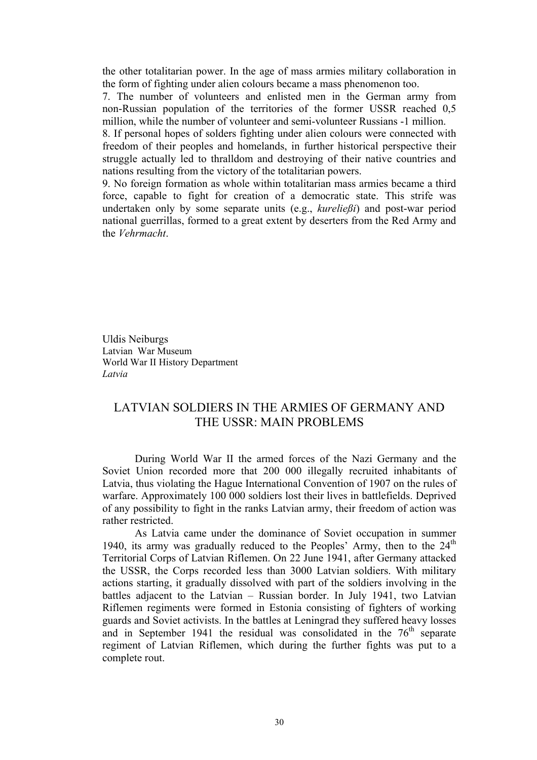the other totalitarian power. In the age of mass armies military collaboration in the form of fighting under alien colours became a mass phenomenon too.

7. The number of volunteers and enlisted men in the German army from non-Russian population of the territories of the former USSR reached 0,5 million, while the number of volunteer and semi-volunteer Russians -1 million.

8. If personal hopes of solders fighting under alien colours were connected with freedom of their peoples and homelands, in further historical perspective their struggle actually led to thralldom and destroying of their native countries and nations resulting from the victory of the totalitarian powers.

9. No foreign formation as whole within totalitarian mass armies became a third force, capable to fight for creation of a democratic state. This strife was undertaken only by some separate units (e.g., *kurelie߀i*) and post-war period national guerrillas, formed to a great extent by deserters from the Red Army and the *Vehrmacht*.

Uldis Neiburgs
Latvian War Museum
World War II History Department
*Latvia*

## LATVIAN SOLDIERS IN THE ARMIES OF GERMANY AND THE USSR: MAIN PROBLEMS

During World War II the armed forces of the Nazi Germany and the Soviet Union recorded more that 200 000 illegally recruited inhabitants of Latvia, thus violating the Hague International Convention of 1907 on the rules of warfare. Approximately 100 000 soldiers lost their lives in battlefields. Deprived of any possibility to fight in the ranks Latvian army, their freedom of action was rather restricted.

As Latvia came under the dominance of Soviet occupation in summer 1940, its army was gradually reduced to the Peoples' Army, then to the 24th Territorial Corps of Latvian Riflemen. On 22 June 1941, after Germany attacked the USSR, the Corps recorded less than 3000 Latvian soldiers. With military actions starting, it gradually dissolved with part of the soldiers involving in the battles adjacent to the Latvian – Russian border. In July 1941, two Latvian Riflemen regiments were formed in Estonia consisting of fighters of working guards and Soviet activists. In the battles at Leningrad they suffered heavy losses and in September 1941 the residual was consolidated in the 76th separate regiment of Latvian Riflemen, which during the further fights was put to a complete rout.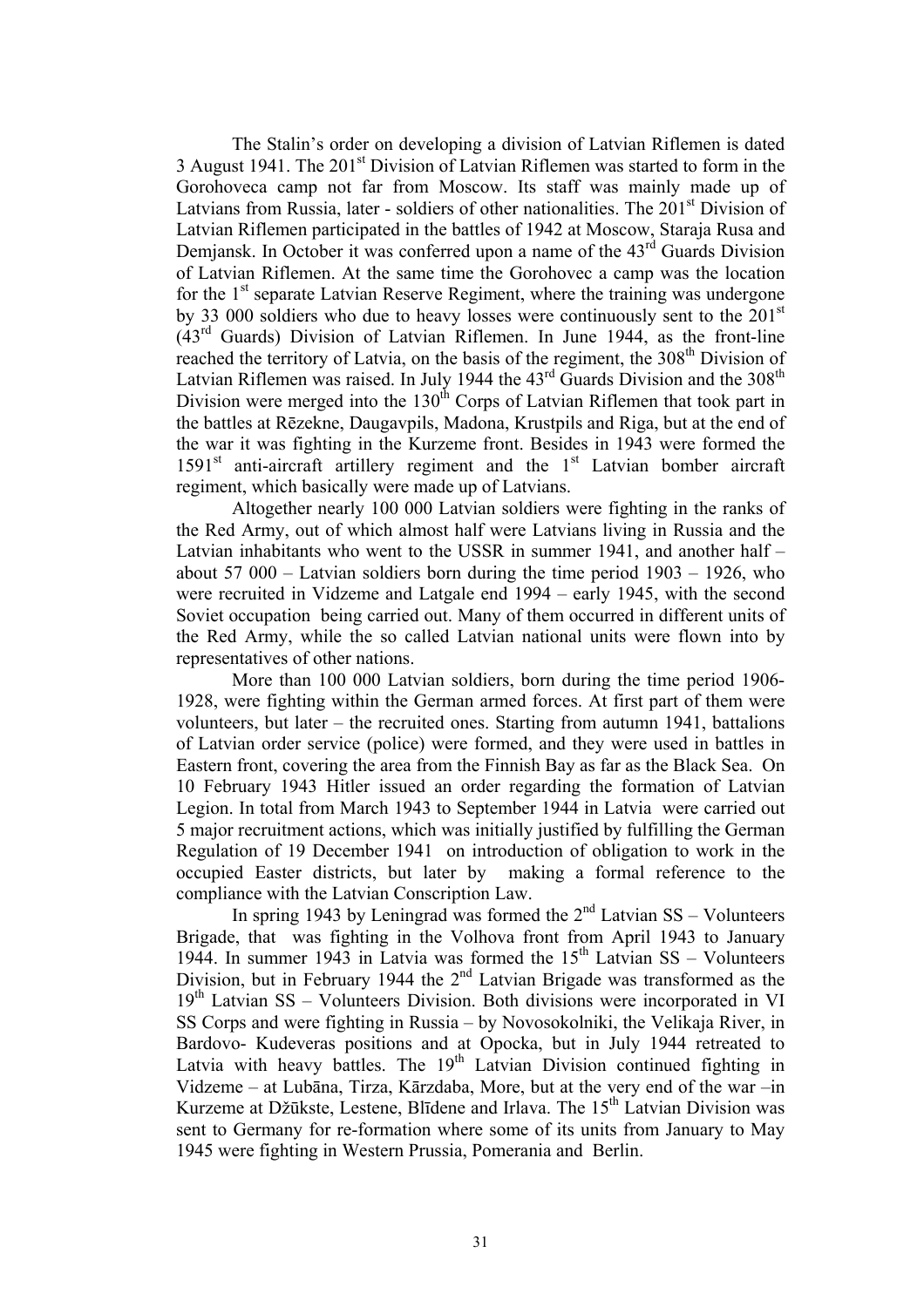The Stalin's order on developing a division of Latvian Riflemen is dated 3 August 1941. The 201st Division of Latvian Riflemen was started to form in the Gorohoveca camp not far from Moscow. Its staff was mainly made up of Latvians from Russia, later - soldiers of other nationalities. The 201st Division of Latvian Riflemen participated in the battles of 1942 at Moscow, Staraja Rusa and Demjansk. In October it was conferred upon a name of the 43rd Guards Division of Latvian Riflemen. At the same time the Gorohovec a camp was the location for the 1st separate Latvian Reserve Regiment, where the training was undergone by 33 000 soldiers who due to heavy losses were continuously sent to the 201st (43rd Guards) Division of Latvian Riflemen. In June 1944, as the front-line reached the territory of Latvia, on the basis of the regiment, the 308th Division of Latvian Riflemen was raised. In July 1944 the 43rd Guards Division and the 308th Division were merged into the 130th Corps of Latvian Riflemen that took part in the battles at Rēzekne, Daugavpils, Madona, Krustpils and Riga, but at the end of the war it was fighting in the Kurzeme front. Besides in 1943 were formed the 1591st anti-aircraft artillery regiment and the 1st Latvian bomber aircraft regiment, which basically were made up of Latvians.

Altogether nearly 100 000 Latvian soldiers were fighting in the ranks of the Red Army, out of which almost half were Latvians living in Russia and the Latvian inhabitants who went to the USSR in summer 1941, and another half – about 57 000 – Latvian soldiers born during the time period 1903 – 1926, who were recruited in Vidzeme and Latgale end 1994 – early 1945, with the second Soviet occupation being carried out. Many of them occurred in different units of the Red Army, while the so called Latvian national units were flown into by representatives of other nations.

More than 100 000 Latvian soldiers, born during the time period 1906-1928, were fighting within the German armed forces. At first part of them were volunteers, but later – the recruited ones. Starting from autumn 1941, battalions of Latvian order service (police) were formed, and they were used in battles in Eastern front, covering the area from the Finnish Bay as far as the Black Sea. On 10 February 1943 Hitler issued an order regarding the formation of Latvian Legion. In total from March 1943 to September 1944 in Latvia were carried out 5 major recruitment actions, which was initially justified by fulfilling the German Regulation of 19 December 1941 on introduction of obligation to work in the occupied Easter districts, but later by making a formal reference to the compliance with the Latvian Conscription Law.

In spring 1943 by Leningrad was formed the 2nd Latvian SS – Volunteers Brigade, that was fighting in the Volhova front from April 1943 to January 1944. In summer 1943 in Latvia was formed the 15th Latvian SS – Volunteers Division, but in February 1944 the 2nd Latvian Brigade was transformed as the 19th Latvian SS – Volunteers Division. Both divisions were incorporated in VI SS Corps and were fighting in Russia – by Novosokolniki, the Velikaja River, in Bardovo- Kudeveras positions and at Opocka, but in July 1944 retreated to Latvia with heavy battles. The 19th Latvian Division continued fighting in Vidzeme – at Lubāna, Tirza, Kārzdaba, More, but at the very end of the war –in Kurzeme at Džūkste, Lestene, Blīdene and Irlava. The 15th Latvian Division was sent to Germany for re-formation where some of its units from January to May 1945 were fighting in Western Prussia, Pomerania and Berlin.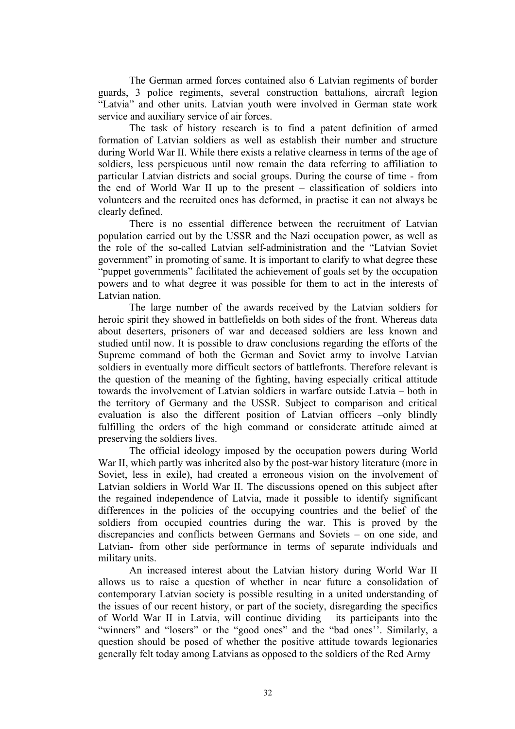The German armed forces contained also 6 Latvian regiments of border guards, 3 police regiments, several construction battalions, aircraft legion "Latvia" and other units. Latvian youth were involved in German state work service and auxiliary service of air forces.

The task of history research is to find a patent definition of armed formation of Latvian soldiers as well as establish their number and structure during World War II. While there exists a relative clearness in terms of the age of soldiers, less perspicuous until now remain the data referring to affiliation to particular Latvian districts and social groups. During the course of time - from the end of World War II up to the present – classification of soldiers into volunteers and the recruited ones has deformed, in practise it can not always be clearly defined.

There is no essential difference between the recruitment of Latvian population carried out by the USSR and the Nazi occupation power, as well as the role of the so-called Latvian self-administration and the "Latvian Soviet government" in promoting of same. It is important to clarify to what degree these "puppet governments" facilitated the achievement of goals set by the occupation powers and to what degree it was possible for them to act in the interests of Latvian nation.

The large number of the awards received by the Latvian soldiers for heroic spirit they showed in battlefields on both sides of the front. Whereas data about deserters, prisoners of war and deceased soldiers are less known and studied until now. It is possible to draw conclusions regarding the efforts of the Supreme command of both the German and Soviet army to involve Latvian soldiers in eventually more difficult sectors of battlefronts. Therefore relevant is the question of the meaning of the fighting, having especially critical attitude towards the involvement of Latvian soldiers in warfare outside Latvia – both in the territory of Germany and the USSR. Subject to comparison and critical evaluation is also the different position of Latvian officers –only blindly fulfilling the orders of the high command or considerate attitude aimed at preserving the soldiers lives.

The official ideology imposed by the occupation powers during World War II, which partly was inherited also by the post-war history literature (more in Soviet, less in exile), had created a erroneous vision on the involvement of Latvian soldiers in World War II. The discussions opened on this subject after the regained independence of Latvia, made it possible to identify significant differences in the policies of the occupying countries and the belief of the soldiers from occupied countries during the war. This is proved by the discrepancies and conflicts between Germans and Soviets – on one side, and Latvian- from other side performance in terms of separate individuals and military units.

An increased interest about the Latvian history during World War II allows us to raise a question of whether in near future a consolidation of contemporary Latvian society is possible resulting in a united understanding of the issues of our recent history, or part of the society, disregarding the specifics of World War II in Latvia, will continue dividing its participants into the "winners" and "losers" or the "good ones" and the "bad ones''. Similarly, a question should be posed of whether the positive attitude towards legionaries generally felt today among Latvians as opposed to the soldiers of the Red Army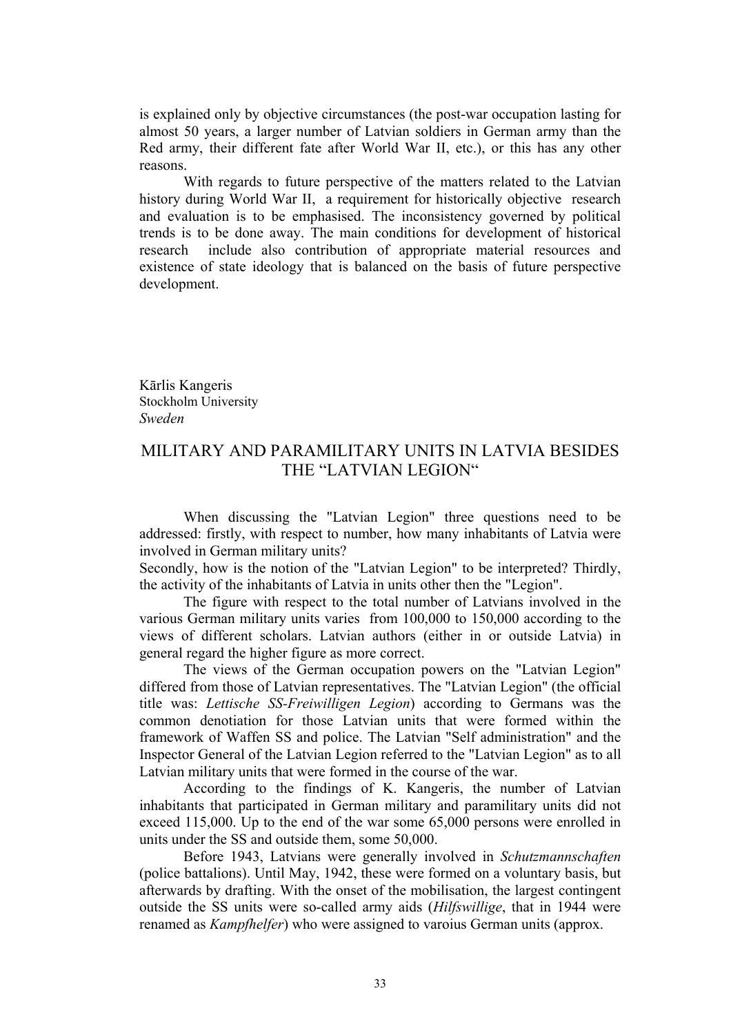is explained only by objective circumstances (the post-war occupation lasting for almost 50 years, a larger number of Latvian soldiers in German army than the Red army, their different fate after World War II, etc.), or this has any other reasons.

With regards to future perspective of the matters related to the Latvian history during World War II, a requirement for historically objective research and evaluation is to be emphasised. The inconsistency governed by political trends is to be done away. The main conditions for development of historical research include also contribution of appropriate material resources and existence of state ideology that is balanced on the basis of future perspective development.

Kārlis Kangeris
Stockholm University
*Sweden*

## MILITARY AND PARAMILITARY UNITS IN LATVIA BESIDES THE "LATVIAN LEGION"

When discussing the "Latvian Legion" three questions need to be addressed: firstly, with respect to number, how many inhabitants of Latvia were involved in German military units?
Secondly, how is the notion of the "Latvian Legion" to be interpreted? Thirdly, the activity of the inhabitants of Latvia in units other then the "Legion".

The figure with respect to the total number of Latvians involved in the various German military units varies from 100,000 to 150,000 according to the views of different scholars. Latvian authors (either in or outside Latvia) in general regard the higher figure as more correct.

The views of the German occupation powers on the "Latvian Legion" differed from those of Latvian representatives. The "Latvian Legion" (the official title was: *Lettische SS-Freiwilligen Legion*) according to Germans was the common denotiation for those Latvian units that were formed within the framework of Waffen SS and police. The Latvian "Self administration" and the Inspector General of the Latvian Legion referred to the "Latvian Legion" as to all Latvian military units that were formed in the course of the war.

According to the findings of K. Kangeris, the number of Latvian inhabitants that participated in German military and paramilitary units did not exceed 115,000. Up to the end of the war some 65,000 persons were enrolled in units under the SS and outside them, some 50,000.

Before 1943, Latvians were generally involved in *Schutzmannschaften* (police battalions). Until May, 1942, these were formed on a voluntary basis, but afterwards by drafting. With the onset of the mobilisation, the largest contingent outside the SS units were so-called army aids (*Hilfswillige*, that in 1944 were renamed as *Kampfhelfer*) who were assigned to varoius German units (approx.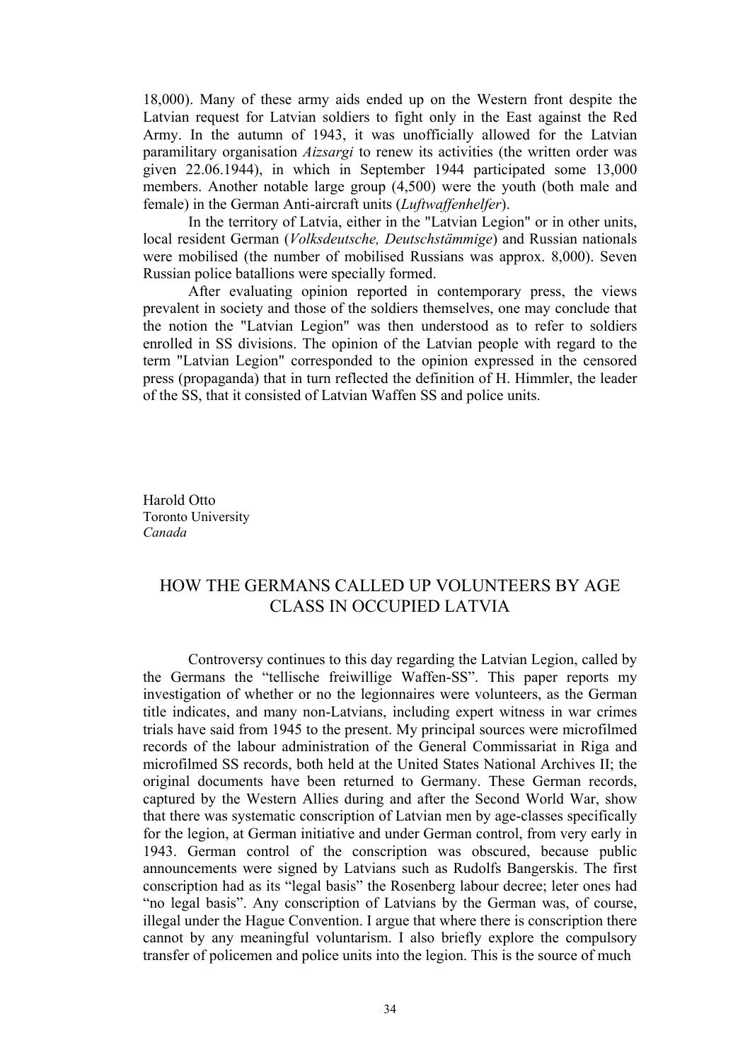18,000). Many of these army aids ended up on the Western front despite the Latvian request for Latvian soldiers to fight only in the East against the Red Army. In the autumn of 1943, it was unofficially allowed for the Latvian paramilitary organisation *Aizsargi* to renew its activities (the written order was given 22.06.1944), in which in September 1944 participated some 13,000 members. Another notable large group (4,500) were the youth (both male and female) in the German Anti-aircraft units (*Luftwaffenhelfer*).

In the territory of Latvia, either in the "Latvian Legion" or in other units, local resident German (*Volksdeutsche, Deutschstämmige*) and Russian nationals were mobilised (the number of mobilised Russians was approx. 8,000). Seven Russian police batallions were specially formed.

After evaluating opinion reported in contemporary press, the views prevalent in society and those of the soldiers themselves, one may conclude that the notion the "Latvian Legion" was then understood as to refer to soldiers enrolled in SS divisions. The opinion of the Latvian people with regard to the term "Latvian Legion" corresponded to the opinion expressed in the censored press (propaganda) that in turn reflected the definition of H. Himmler, the leader of the SS, that it consisted of Latvian Waffen SS and police units.

Harold Otto
Toronto University
*Canada*

## HOW THE GERMANS CALLED UP VOLUNTEERS BY AGE CLASS IN OCCUPIED LATVIA

Controversy continues to this day regarding the Latvian Legion, called by the Germans the "tellische freiwillige Waffen-SS". This paper reports my investigation of whether or no the legionnaires were volunteers, as the German title indicates, and many non-Latvians, including expert witness in war crimes trials have said from 1945 to the present. My principal sources were microfilmed records of the labour administration of the General Commissariat in Riga and microfilmed SS records, both held at the United States National Archives II; the original documents have been returned to Germany. These German records, captured by the Western Allies during and after the Second World War, show that there was systematic conscription of Latvian men by age-classes specifically for the legion, at German initiative and under German control, from very early in 1943. German control of the conscription was obscured, because public announcements were signed by Latvians such as Rudolfs Bangerskis. The first conscription had as its "legal basis" the Rosenberg labour decree; leter ones had "no legal basis". Any conscription of Latvians by the German was, of course, illegal under the Hague Convention. I argue that where there is conscription there cannot by any meaningful voluntarism. I also briefly explore the compulsory transfer of policemen and police units into the legion. This is the source of much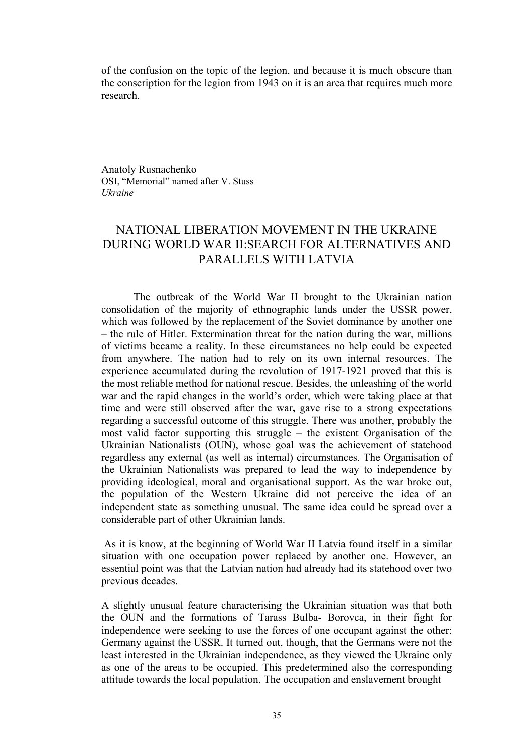of the confusion on the topic of the legion, and because it is much obscure than the conscription for the legion from 1943 on it is an area that requires much more research.

Anatoly Rusnachenko
OSI, "Memorial" named after V. Stuss
*Ukraine*

## NATIONAL LIBERATION MOVEMENT IN THE UKRAINE DURING WORLD WAR II:SEARCH FOR ALTERNATIVES AND PARALLELS WITH LATVIA

The outbreak of the World War II brought to the Ukrainian nation consolidation of the majority of ethnographic lands under the USSR power, which was followed by the replacement of the Soviet dominance by another one – the rule of Hitler. Extermination threat for the nation during the war, millions of victims became a reality. In these circumstances no help could be expected from anywhere. The nation had to rely on its own internal resources. The experience accumulated during the revolution of 1917-1921 proved that this is the most reliable method for national rescue. Besides, the unleashing of the world war and the rapid changes in the world's order, which were taking place at that time and were still observed after the war**,** gave rise to a strong expectations regarding a successful outcome of this struggle. There was another, probably the most valid factor supporting this struggle – the existent Organisation of the Ukrainian Nationalists (OUN), whose goal was the achievement of statehood regardless any external (as well as internal) circumstances. The Organisation of the Ukrainian Nationalists was prepared to lead the way to independence by providing ideological, moral and organisational support. As the war broke out, the population of the Western Ukraine did not perceive the idea of an independent state as something unusual. The same idea could be spread over a considerable part of other Ukrainian lands.

As it is know, at the beginning of World War II Latvia found itself in a similar situation with one occupation power replaced by another one. However, an essential point was that the Latvian nation had already had its statehood over two previous decades.

A slightly unusual feature characterising the Ukrainian situation was that both the OUN and the formations of Tarass Bulba- Borovca, in their fight for independence were seeking to use the forces of one occupant against the other: Germany against the USSR. It turned out, though, that the Germans were not the least interested in the Ukrainian independence, as they viewed the Ukraine only as one of the areas to be occupied. This predetermined also the corresponding attitude towards the local population. The occupation and enslavement brought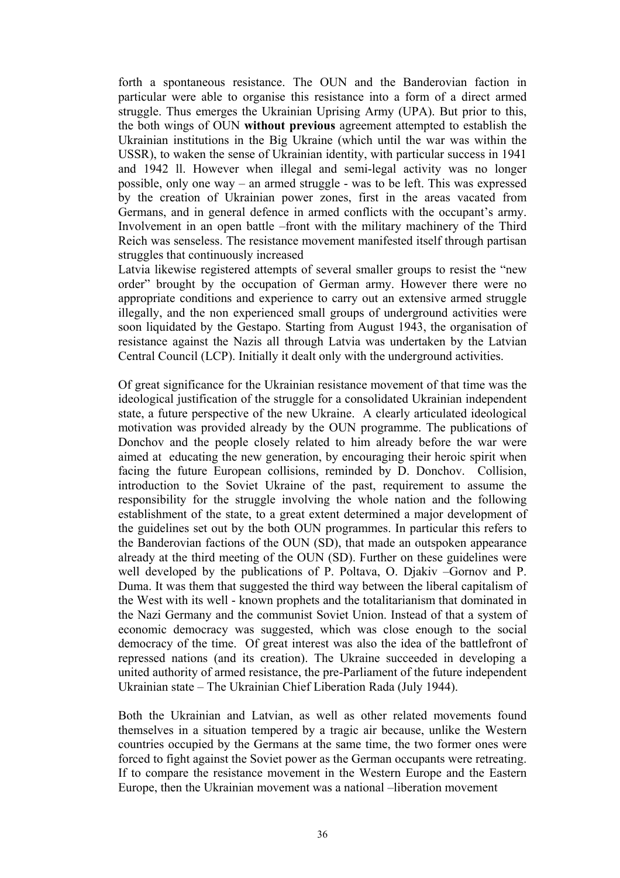forth a spontaneous resistance. The OUN and the Banderovian faction in particular were able to organise this resistance into a form of a direct armed struggle. Thus emerges the Ukrainian Uprising Army (UPA). But prior to this, the both wings of OUN **without previous** agreement attempted to establish the Ukrainian institutions in the Big Ukraine (which until the war was within the USSR), to waken the sense of Ukrainian identity, with particular success in 1941 and 1942 ll. However when illegal and semi-legal activity was no longer possible, only one way – an armed struggle - was to be left. This was expressed by the creation of Ukrainian power zones, first in the areas vacated from Germans, and in general defence in armed conflicts with the occupant's army. Involvement in an open battle –front with the military machinery of the Third Reich was senseless. The resistance movement manifested itself through partisan struggles that continuously increased

Latvia likewise registered attempts of several smaller groups to resist the "new order" brought by the occupation of German army. However there were no appropriate conditions and experience to carry out an extensive armed struggle illegally, and the non experienced small groups of underground activities were soon liquidated by the Gestapo. Starting from August 1943, the organisation of resistance against the Nazis all through Latvia was undertaken by the Latvian Central Council (LCP). Initially it dealt only with the underground activities.

Of great significance for the Ukrainian resistance movement of that time was the ideological justification of the struggle for a consolidated Ukrainian independent state, a future perspective of the new Ukraine. A clearly articulated ideological motivation was provided already by the OUN programme. The publications of Donchov and the people closely related to him already before the war were aimed at educating the new generation, by encouraging their heroic spirit when facing the future European collisions, reminded by D. Donchov. Collision, introduction to the Soviet Ukraine of the past, requirement to assume the responsibility for the struggle involving the whole nation and the following establishment of the state, to a great extent determined a major development of the guidelines set out by the both OUN programmes. In particular this refers to the Banderovian factions of the OUN (SD), that made an outspoken appearance already at the third meeting of the OUN (SD). Further on these guidelines were well developed by the publications of P. Poltava, O. Djakiv –Gornov and P. Duma. It was them that suggested the third way between the liberal capitalism of the West with its well - known prophets and the totalitarianism that dominated in the Nazi Germany and the communist Soviet Union. Instead of that a system of economic democracy was suggested, which was close enough to the social democracy of the time. Of great interest was also the idea of the battlefront of repressed nations (and its creation). The Ukraine succeeded in developing a united authority of armed resistance, the pre-Parliament of the future independent Ukrainian state – The Ukrainian Chief Liberation Rada (July 1944).

Both the Ukrainian and Latvian, as well as other related movements found themselves in a situation tempered by a tragic air because, unlike the Western countries occupied by the Germans at the same time, the two former ones were forced to fight against the Soviet power as the German occupants were retreating. If to compare the resistance movement in the Western Europe and the Eastern Europe, then the Ukrainian movement was a national –liberation movement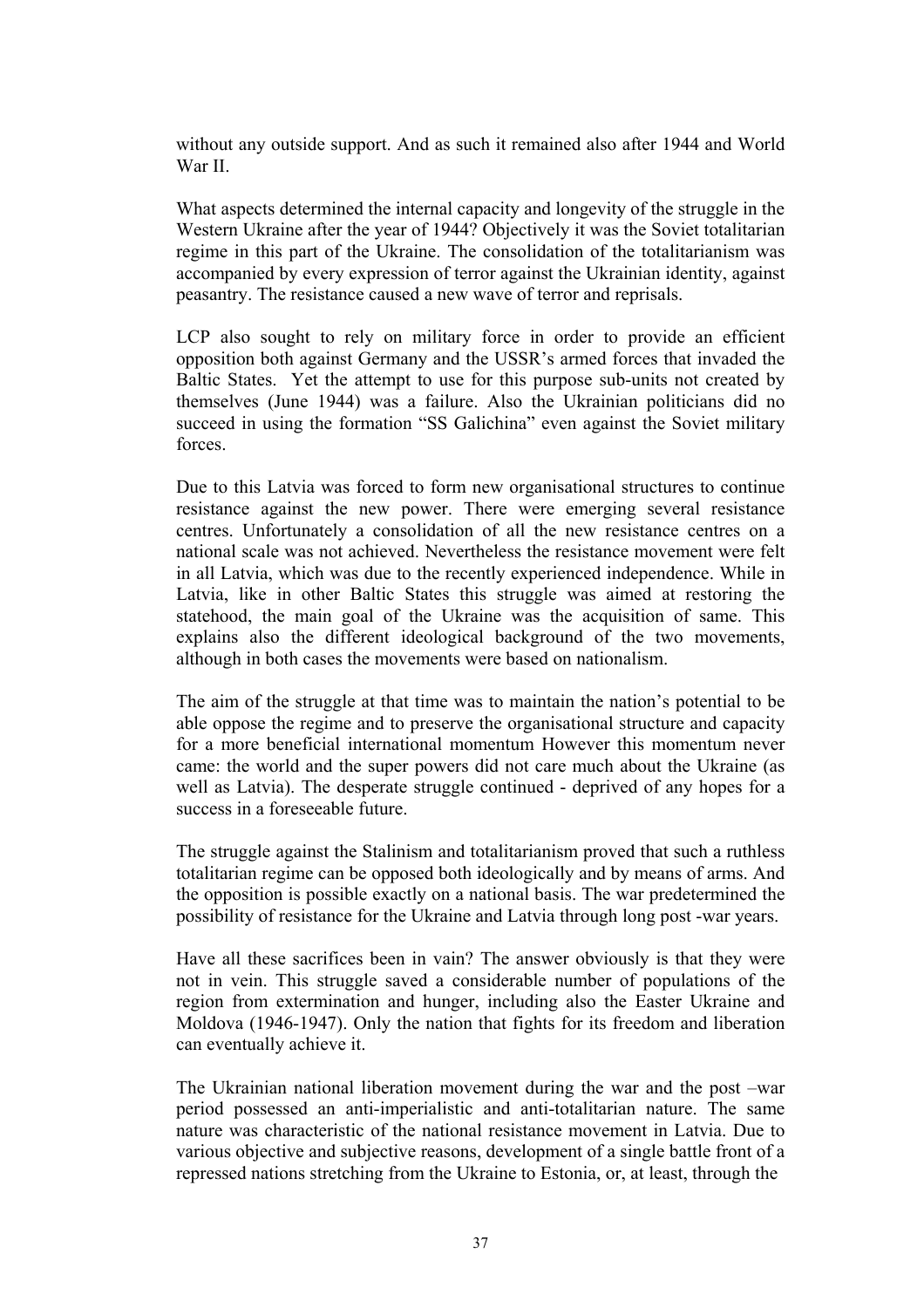without any outside support. And as such it remained also after 1944 and World War II.

What aspects determined the internal capacity and longevity of the struggle in the Western Ukraine after the year of 1944? Objectively it was the Soviet totalitarian regime in this part of the Ukraine. The consolidation of the totalitarianism was accompanied by every expression of terror against the Ukrainian identity, against peasantry. The resistance caused a new wave of terror and reprisals.

LCP also sought to rely on military force in order to provide an efficient opposition both against Germany and the USSR's armed forces that invaded the Baltic States. Yet the attempt to use for this purpose sub-units not created by themselves (June 1944) was a failure. Also the Ukrainian politicians did no succeed in using the formation "SS Galichina" even against the Soviet military forces.

Due to this Latvia was forced to form new organisational structures to continue resistance against the new power. There were emerging several resistance centres. Unfortunately a consolidation of all the new resistance centres on a national scale was not achieved. Nevertheless the resistance movement were felt in all Latvia, which was due to the recently experienced independence. While in Latvia, like in other Baltic States this struggle was aimed at restoring the statehood, the main goal of the Ukraine was the acquisition of same. This explains also the different ideological background of the two movements, although in both cases the movements were based on nationalism.

The aim of the struggle at that time was to maintain the nation's potential to be able oppose the regime and to preserve the organisational structure and capacity for a more beneficial international momentum However this momentum never came: the world and the super powers did not care much about the Ukraine (as well as Latvia). The desperate struggle continued - deprived of any hopes for a success in a foreseeable future.

The struggle against the Stalinism and totalitarianism proved that such a ruthless totalitarian regime can be opposed both ideologically and by means of arms. And the opposition is possible exactly on a national basis. The war predetermined the possibility of resistance for the Ukraine and Latvia through long post -war years.

Have all these sacrifices been in vain? The answer obviously is that they were not in vein. This struggle saved a considerable number of populations of the region from extermination and hunger, including also the Easter Ukraine and Moldova (1946-1947). Only the nation that fights for its freedom and liberation can eventually achieve it.

The Ukrainian national liberation movement during the war and the post –war period possessed an anti-imperialistic and anti-totalitarian nature. The same nature was characteristic of the national resistance movement in Latvia. Due to various objective and subjective reasons, development of a single battle front of a repressed nations stretching from the Ukraine to Estonia, or, at least, through the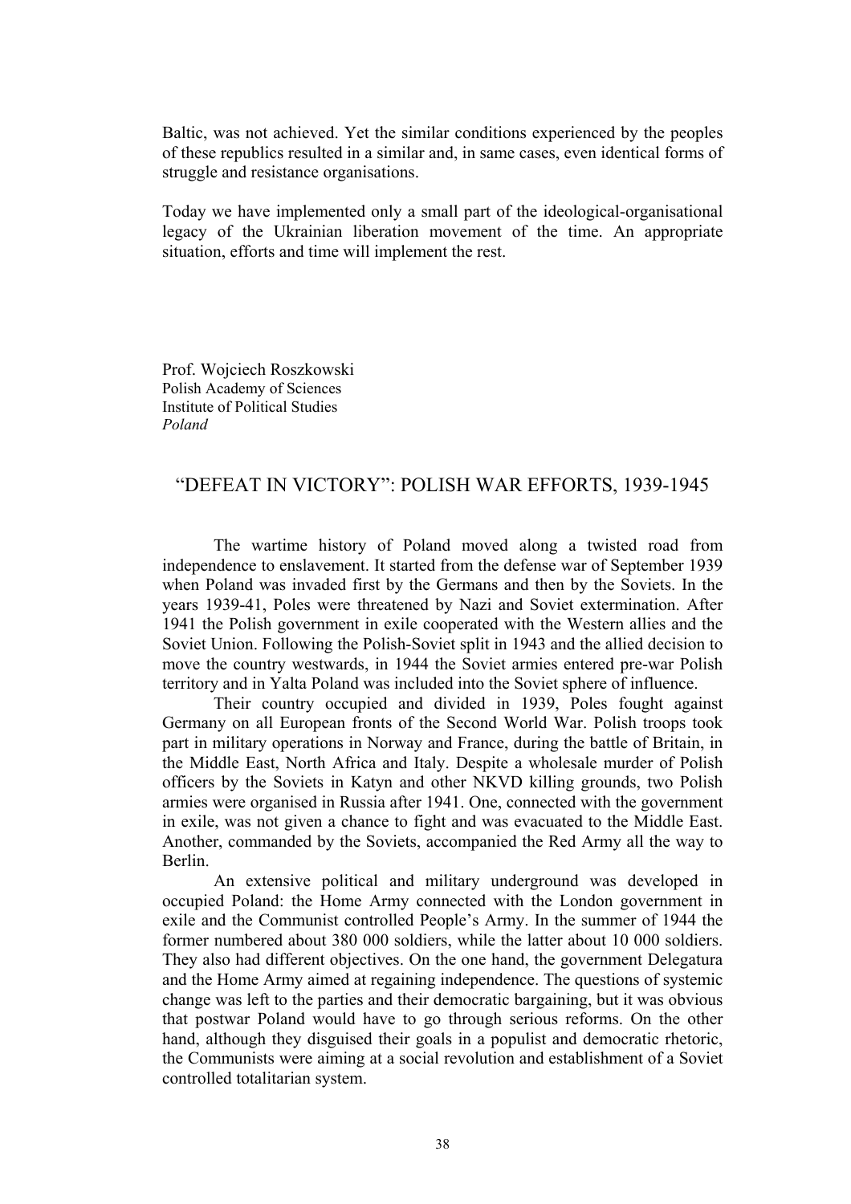Baltic, was not achieved. Yet the similar conditions experienced by the peoples of these republics resulted in a similar and, in same cases, even identical forms of struggle and resistance organisations.

Today we have implemented only a small part of the ideological-organisational legacy of the Ukrainian liberation movement of the time. An appropriate situation, efforts and time will implement the rest.

Prof. Wojciech Roszkowski
Polish Academy of Sciences
Institute of Political Studies
*Poland*

## "DEFEAT IN VICTORY": POLISH WAR EFFORTS, 1939-1945

The wartime history of Poland moved along a twisted road from independence to enslavement. It started from the defense war of September 1939 when Poland was invaded first by the Germans and then by the Soviets. In the years 1939-41, Poles were threatened by Nazi and Soviet extermination. After 1941 the Polish government in exile cooperated with the Western allies and the Soviet Union. Following the Polish-Soviet split in 1943 and the allied decision to move the country westwards, in 1944 the Soviet armies entered pre-war Polish territory and in Yalta Poland was included into the Soviet sphere of influence.

Their country occupied and divided in 1939, Poles fought against Germany on all European fronts of the Second World War. Polish troops took part in military operations in Norway and France, during the battle of Britain, in the Middle East, North Africa and Italy. Despite a wholesale murder of Polish officers by the Soviets in Katyn and other NKVD killing grounds, two Polish armies were organised in Russia after 1941. One, connected with the government in exile, was not given a chance to fight and was evacuated to the Middle East. Another, commanded by the Soviets, accompanied the Red Army all the way to Berlin.

An extensive political and military underground was developed in occupied Poland: the Home Army connected with the London government in exile and the Communist controlled People's Army. In the summer of 1944 the former numbered about 380 000 soldiers, while the latter about 10 000 soldiers. They also had different objectives. On the one hand, the government Delegatura and the Home Army aimed at regaining independence. The questions of systemic change was left to the parties and their democratic bargaining, but it was obvious that postwar Poland would have to go through serious reforms. On the other hand, although they disguised their goals in a populist and democratic rhetoric, the Communists were aiming at a social revolution and establishment of a Soviet controlled totalitarian system.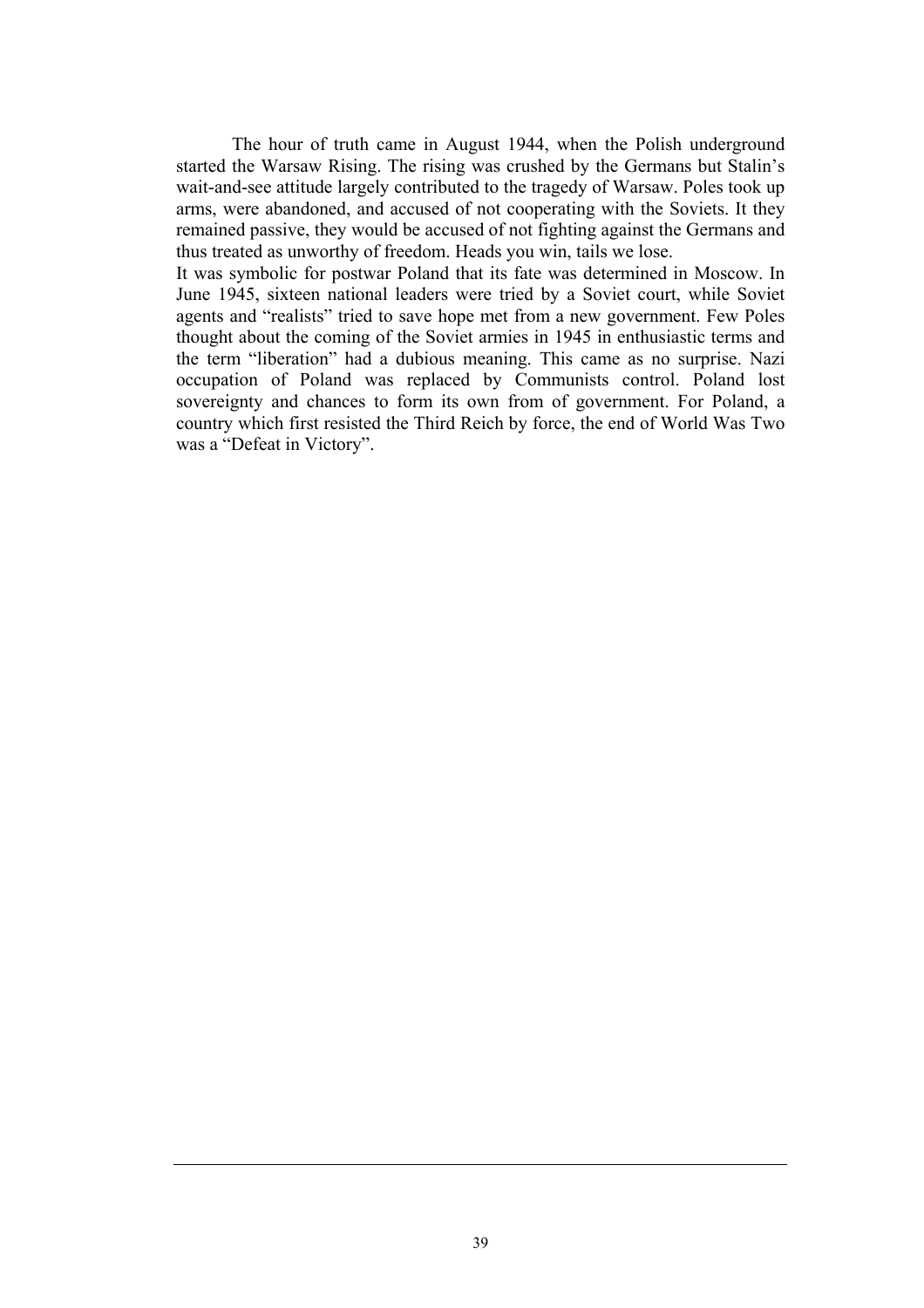The hour of truth came in August 1944, when the Polish underground started the Warsaw Rising. The rising was crushed by the Germans but Stalin's wait-and-see attitude largely contributed to the tragedy of Warsaw. Poles took up arms, were abandoned, and accused of not cooperating with the Soviets. It they remained passive, they would be accused of not fighting against the Germans and thus treated as unworthy of freedom. Heads you win, tails we lose.

It was symbolic for postwar Poland that its fate was determined in Moscow. In June 1945, sixteen national leaders were tried by a Soviet court, while Soviet agents and "realists" tried to save hope met from a new government. Few Poles thought about the coming of the Soviet armies in 1945 in enthusiastic terms and the term "liberation" had a dubious meaning. This came as no surprise. Nazi occupation of Poland was replaced by Communists control. Poland lost sovereignty and chances to form its own from of government. For Poland, a country which first resisted the Third Reich by force, the end of World Was Two was a "Defeat in Victory".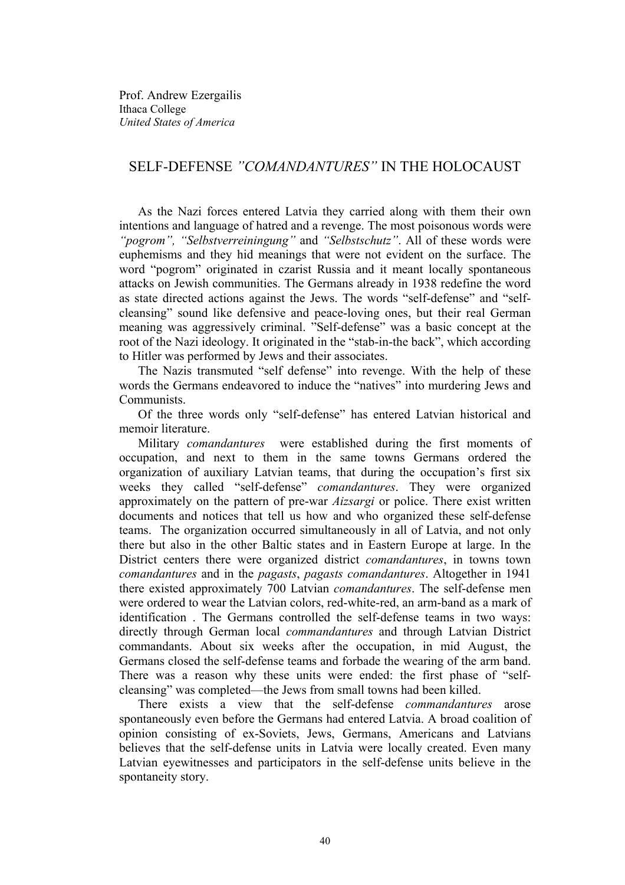Prof. Andrew Ezergailis
Ithaca College
*United States of America*

# SELF-DEFENSE *"COMANDANTURES"* IN THE HOLOCAUST

As the Nazi forces entered Latvia they carried along with them their own intentions and language of hatred and a revenge. The most poisonous words were *"pogrom", "Selbstverreiningung"* and *"Selbstschutz"*. All of these words were euphemisms and they hid meanings that were not evident on the surface. The word "pogrom" originated in czarist Russia and it meant locally spontaneous attacks on Jewish communities. The Germans already in 1938 redefine the word as state directed actions against the Jews. The words "self-defense" and "self-cleansing" sound like defensive and peace-loving ones, but their real German meaning was aggressively criminal. "Self-defense" was a basic concept at the root of the Nazi ideology. It originated in the "stab-in-the back", which according to Hitler was performed by Jews and their associates.

The Nazis transmuted "self defense" into revenge. With the help of these words the Germans endeavored to induce the "natives" into murdering Jews and Communists.

Of the three words only "self-defense" has entered Latvian historical and memoir literature.

Military *comandantures* were established during the first moments of occupation, and next to them in the same towns Germans ordered the organization of auxiliary Latvian teams, that during the occupation's first six weeks they called "self-defense" *comandantures*. They were organized approximately on the pattern of pre-war *Aizsargi* or police. There exist written documents and notices that tell us how and who organized these self-defense teams. The organization occurred simultaneously in all of Latvia, and not only there but also in the other Baltic states and in Eastern Europe at large. In the District centers there were organized district *comandantures*, in towns town *comandantures* and in the *pagasts*, *pagasts comandantures*. Altogether in 1941 there existed approximately 700 Latvian *comandantures*. The self-defense men were ordered to wear the Latvian colors, red-white-red, an arm-band as a mark of identification . The Germans controlled the self-defense teams in two ways: directly through German local *commandantures* and through Latvian District commandants. About six weeks after the occupation, in mid August, the Germans closed the self-defense teams and forbade the wearing of the arm band. There was a reason why these units were ended: the first phase of "self-cleansing" was completed—the Jews from small towns had been killed.

There exists a view that the self-defense *commandantures* arose spontaneously even before the Germans had entered Latvia. A broad coalition of opinion consisting of ex-Soviets, Jews, Germans, Americans and Latvians believes that the self-defense units in Latvia were locally created. Even many Latvian eyewitnesses and participators in the self-defense units believe in the spontaneity story.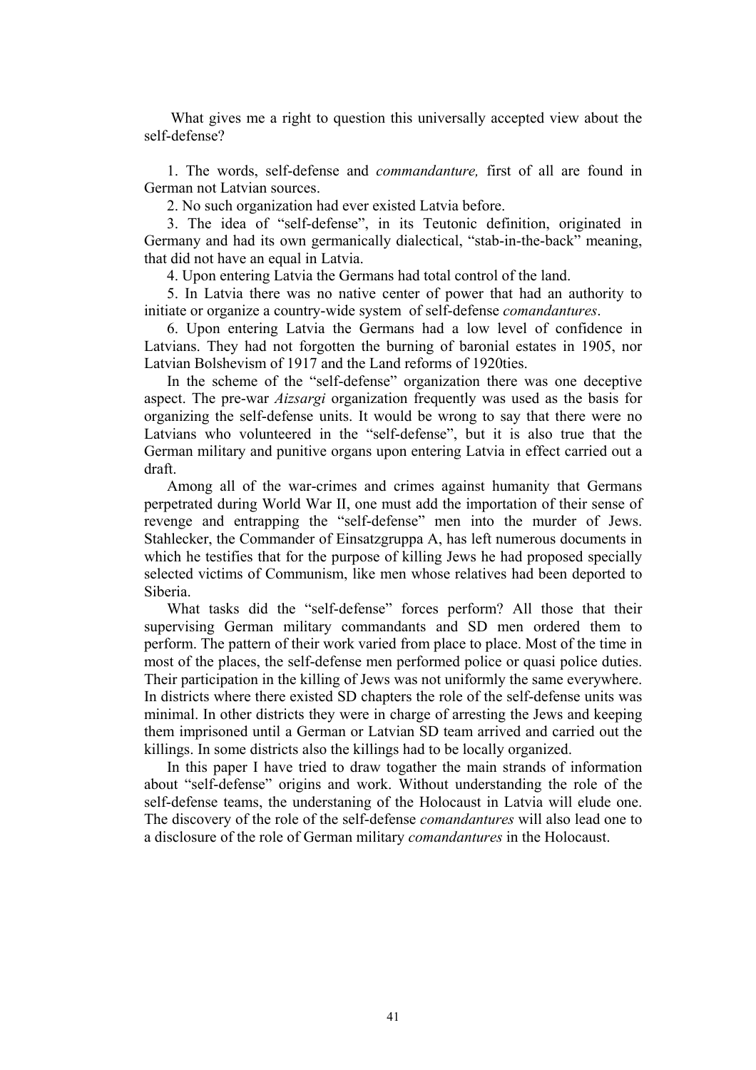What gives me a right to question this universally accepted view about the self-defense?

1. The words, self-defense and *commandanture,* first of all are found in German not Latvian sources.

2. No such organization had ever existed Latvia before.

3. The idea of "self-defense", in its Teutonic definition, originated in Germany and had its own germanically dialectical, "stab-in-the-back" meaning, that did not have an equal in Latvia.

4. Upon entering Latvia the Germans had total control of the land.

5. In Latvia there was no native center of power that had an authority to initiate or organize a country-wide system of self-defense *comandantures*.

6. Upon entering Latvia the Germans had a low level of confidence in Latvians. They had not forgotten the burning of baronial estates in 1905, nor Latvian Bolshevism of 1917 and the Land reforms of 1920ties.

In the scheme of the "self-defense" organization there was one deceptive aspect. The pre-war *Aizsargi* organization frequently was used as the basis for organizing the self-defense units. It would be wrong to say that there were no Latvians who volunteered in the "self-defense", but it is also true that the German military and punitive organs upon entering Latvia in effect carried out a draft.

Among all of the war-crimes and crimes against humanity that Germans perpetrated during World War II, one must add the importation of their sense of revenge and entrapping the "self-defense" men into the murder of Jews. Stahlecker, the Commander of Einsatzgruppa A, has left numerous documents in which he testifies that for the purpose of killing Jews he had proposed specially selected victims of Communism, like men whose relatives had been deported to Siberia.

What tasks did the "self-defense" forces perform? All those that their supervising German military commandants and SD men ordered them to perform. The pattern of their work varied from place to place. Most of the time in most of the places, the self-defense men performed police or quasi police duties. Their participation in the killing of Jews was not uniformly the same everywhere. In districts where there existed SD chapters the role of the self-defense units was minimal. In other districts they were in charge of arresting the Jews and keeping them imprisoned until a German or Latvian SD team arrived and carried out the killings. In some districts also the killings had to be locally organized.

In this paper I have tried to draw togather the main strands of information about "self-defense" origins and work. Without understanding the role of the self-defense teams, the understaning of the Holocaust in Latvia will elude one. The discovery of the role of the self-defense *comandantures* will also lead one to a disclosure of the role of German military *comandantures* in the Holocaust.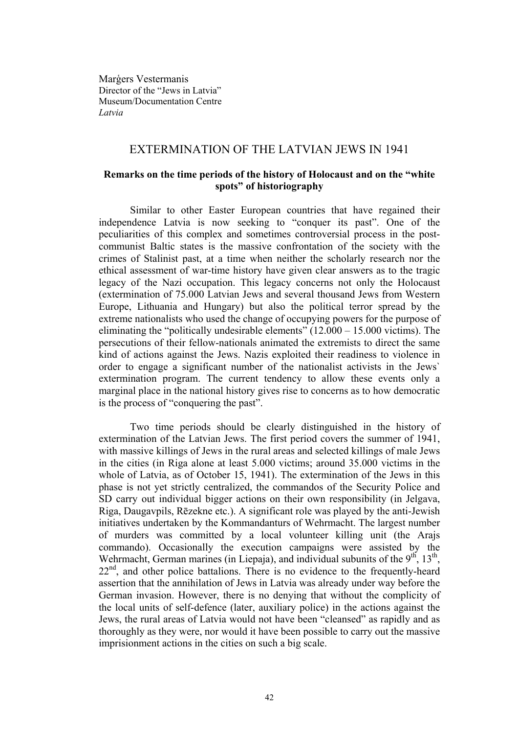Marģers Vestermanis
Director of the "Jews in Latvia"
Museum/Documentation Centre
*Latvia*

# EXTERMINATION OF THE LATVIAN JEWS IN 1941

**Remarks on the time periods of the history of Holocaust and on the "white spots" of historiography**

Similar to other Easter European countries that have regained their independence Latvia is now seeking to "conquer its past". One of the peculiarities of this complex and sometimes controversial process in the post-communist Baltic states is the massive confrontation of the society with the crimes of Stalinist past, at a time when neither the scholarly research nor the ethical assessment of war-time history have given clear answers as to the tragic legacy of the Nazi occupation. This legacy concerns not only the Holocaust (extermination of 75.000 Latvian Jews and several thousand Jews from Western Europe, Lithuania and Hungary) but also the political terror spread by the extreme nationalists who used the change of occupying powers for the purpose of eliminating the "politically undesirable elements" (12.000 – 15.000 victims). The persecutions of their fellow-nationals animated the extremists to direct the same kind of actions against the Jews. Nazis exploited their readiness to violence in order to engage a significant number of the nationalist activists in the Jews` extermination program. The current tendency to allow these events only a marginal place in the national history gives rise to concerns as to how democratic is the process of "conquering the past".

Two time periods should be clearly distinguished in the history of extermination of the Latvian Jews. The first period covers the summer of 1941, with massive killings of Jews in the rural areas and selected killings of male Jews in the cities (in Riga alone at least 5.000 victims; around 35.000 victims in the whole of Latvia, as of October 15, 1941). The extermination of the Jews in this phase is not yet strictly centralized, the commandos of the Security Police and SD carry out individual bigger actions on their own responsibility (in Jelgava, Riga, Daugavpils, Rēzekne etc.). A significant role was played by the anti-Jewish initiatives undertaken by the Kommandanturs of Wehrmacht. The largest number of murders was committed by a local volunteer killing unit (the Arajs commando). Occasionally the execution campaigns were assisted by the Wehrmacht, German marines (in Liepaja), and individual subunits of the 9th, 13th, 22nd, and other police battalions. There is no evidence to the frequently-heard assertion that the annihilation of Jews in Latvia was already under way before the German invasion. However, there is no denying that without the complicity of the local units of self-defence (later, auxiliary police) in the actions against the Jews, the rural areas of Latvia would not have been "cleansed" as rapidly and as thoroughly as they were, nor would it have been possible to carry out the massive imprisionment actions in the cities on such a big scale.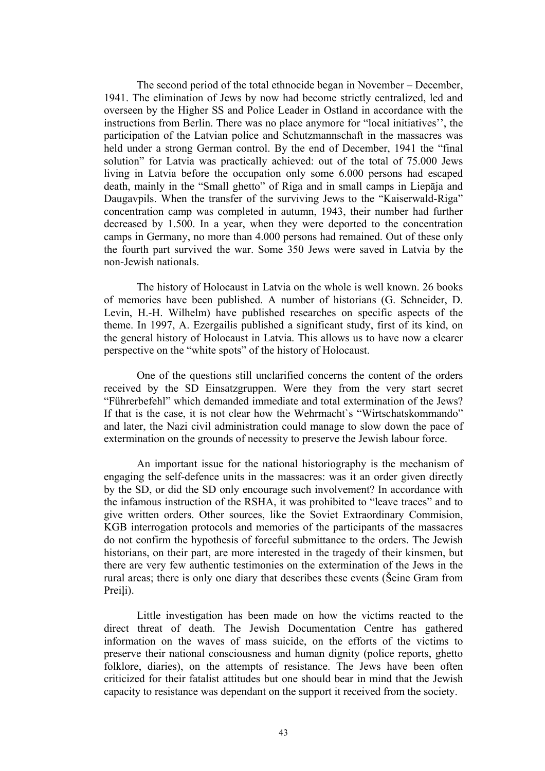The second period of the total ethnocide began in November – December, 1941. The elimination of Jews by now had become strictly centralized, led and overseen by the Higher SS and Police Leader in Ostland in accordance with the instructions from Berlin. There was no place anymore for “local initiatives’’, the participation of the Latvian police and Schutzmannschaft in the massacres was held under a strong German control. By the end of December, 1941 the “final solution” for Latvia was practically achieved: out of the total of 75.000 Jews living in Latvia before the occupation only some 6.000 persons had escaped death, mainly in the “Small ghetto” of Riga and in small camps in Liepāja and Daugavpils. When the transfer of the surviving Jews to the “Kaiserwald-Riga” concentration camp was completed in autumn, 1943, their number had further decreased by 1.500. In a year, when they were deported to the concentration camps in Germany, no more than 4.000 persons had remained. Out of these only the fourth part survived the war. Some 350 Jews were saved in Latvia by the non-Jewish nationals.

The history of Holocaust in Latvia on the whole is well known. 26 books of memories have been published. A number of historians (G. Schneider, D. Levin, H.-H. Wilhelm) have published researches on specific aspects of the theme. In 1997, A. Ezergailis published a significant study, first of its kind, on the general history of Holocaust in Latvia. This allows us to have now a clearer perspective on the “white spots” of the history of Holocaust.

One of the questions still unclarified concerns the content of the orders received by the SD Einsatzgruppen. Were they from the very start secret “Führerbefehl” which demanded immediate and total extermination of the Jews? If that is the case, it is not clear how the Wehrmacht`s “Wirtschatskommando” and later, the Nazi civil administration could manage to slow down the pace of extermination on the grounds of necessity to preserve the Jewish labour force.

An important issue for the national historiography is the mechanism of engaging the self-defence units in the massacres: was it an order given directly by the SD, or did the SD only encourage such involvement? In accordance with the infamous instruction of the RSHA, it was prohibited to “leave traces” and to give written orders. Other sources, like the Soviet Extraordinary Commision, KGB interrogation protocols and memories of the participants of the massacres do not confirm the hypothesis of forceful submittance to the orders. The Jewish historians, on their part, are more interested in the tragedy of their kinsmen, but there are very few authentic testimonies on the extermination of the Jews in the rural areas; there is only one diary that describes these events (Šeine Gram from Preiļi).

Little investigation has been made on how the victims reacted to the direct threat of death. The Jewish Documentation Centre has gathered information on the waves of mass suicide, on the efforts of the victims to preserve their national consciousness and human dignity (police reports, ghetto folklore, diaries), on the attempts of resistance. The Jews have been often criticized for their fatalist attitudes but one should bear in mind that the Jewish capacity to resistance was dependant on the support it received from the society.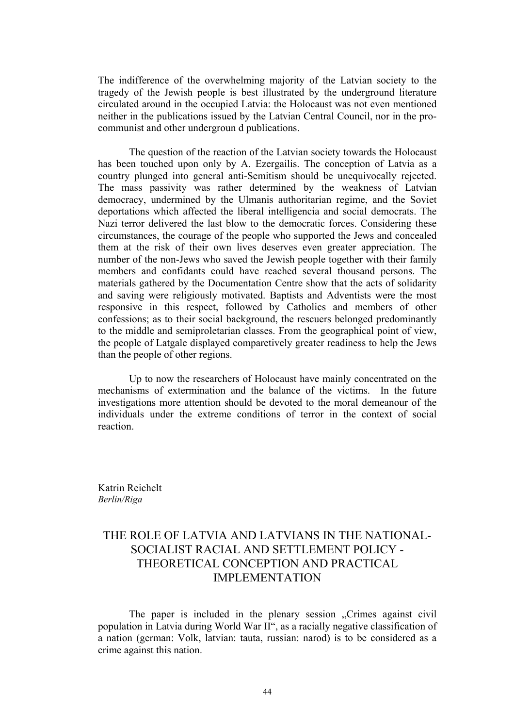The indifference of the overwhelming majority of the Latvian society to the tragedy of the Jewish people is best illustrated by the underground literature circulated around in the occupied Latvia: the Holocaust was not even mentioned neither in the publications issued by the Latvian Central Council, nor in the pro-communist and other undergroun d publications.

The question of the reaction of the Latvian society towards the Holocaust has been touched upon only by A. Ezergailis. The conception of Latvia as a country plunged into general anti-Semitism should be unequivocally rejected. The mass passivity was rather determined by the weakness of Latvian democracy, undermined by the Ulmanis authoritarian regime, and the Soviet deportations which affected the liberal intelligencia and social democrats. The Nazi terror delivered the last blow to the democratic forces. Considering these circumstances, the courage of the people who supported the Jews and concealed them at the risk of their own lives deserves even greater appreciation. The number of the non-Jews who saved the Jewish people together with their family members and confidants could have reached several thousand persons. The materials gathered by the Documentation Centre show that the acts of solidarity and saving were religiously motivated. Baptists and Adventists were the most responsive in this respect, followed by Catholics and members of other confessions; as to their social background, the rescuers belonged predominantly to the middle and semiproletarian classes. From the geographical point of view, the people of Latgale displayed comparetively greater readiness to help the Jews than the people of other regions.

Up to now the researchers of Holocaust have mainly concentrated on the mechanisms of extermination and the balance of the victims. In the future investigations more attention should be devoted to the moral demeanour of the individuals under the extreme conditions of terror in the context of social reaction.

Katrin Reichelt
*Berlin/Riga*

## THE ROLE OF LATVIA AND LATVIANS IN THE NATIONAL-SOCIALIST RACIAL AND SETTLEMENT POLICY - THEORETICAL CONCEPTION AND PRACTICAL IMPLEMENTATION

The paper is included in the plenary session „Crimes against civil population in Latvia during World War II", as a racially negative classification of a nation (german: Volk, latvian: tauta, russian: narod) is to be considered as a crime against this nation.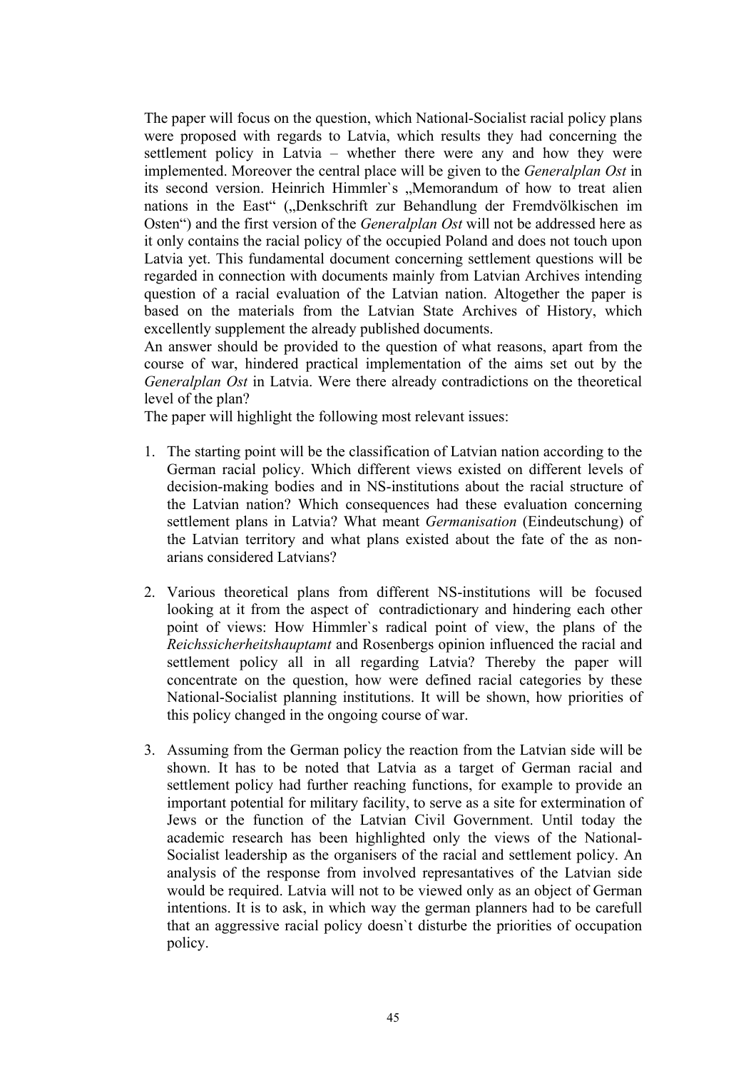The paper will focus on the question, which National-Socialist racial policy plans were proposed with regards to Latvia, which results they had concerning the settlement policy in Latvia – whether there were any and how they were implemented. Moreover the central place will be given to the *Generalplan Ost* in its second version. Heinrich Himmler`s „Memorandum of how to treat alien nations in the East" („Denkschrift zur Behandlung der Fremdvölkischen im Osten") and the first version of the *Generalplan Ost* will not be addressed here as it only contains the racial policy of the occupied Poland and does not touch upon Latvia yet. This fundamental document concerning settlement questions will be regarded in connection with documents mainly from Latvian Archives intending question of a racial evaluation of the Latvian nation. Altogether the paper is based on the materials from the Latvian State Archives of History, which excellently supplement the already published documents.

An answer should be provided to the question of what reasons, apart from the course of war, hindered practical implementation of the aims set out by the *Generalplan Ost* in Latvia. Were there already contradictions on the theoretical level of the plan?

The paper will highlight the following most relevant issues:

1. The starting point will be the classification of Latvian nation according to the German racial policy. Which different views existed on different levels of decision-making bodies and in NS-institutions about the racial structure of the Latvian nation? Which consequences had these evaluation concerning settlement plans in Latvia? What meant *Germanisation* (Eindeutschung) of the Latvian territory and what plans existed about the fate of the as non-arians considered Latvians?

2. Various theoretical plans from different NS-institutions will be focused looking at it from the aspect of contradictionary and hindering each other point of views: How Himmler`s radical point of view, the plans of the *Reichssicherheitshauptamt* and Rosenbergs opinion influenced the racial and settlement policy all in all regarding Latvia? Thereby the paper will concentrate on the question, how were defined racial categories by these National-Socialist planning institutions. It will be shown, how priorities of this policy changed in the ongoing course of war.

3. Assuming from the German policy the reaction from the Latvian side will be shown. It has to be noted that Latvia as a target of German racial and settlement policy had further reaching functions, for example to provide an important potential for military facility, to serve as a site for extermination of Jews or the function of the Latvian Civil Government. Until today the academic research has been highlighted only the views of the National-Socialist leadership as the organisers of the racial and settlement policy. An analysis of the response from involved represantatives of the Latvian side would be required. Latvia will not to be viewed only as an object of German intentions. It is to ask, in which way the german planners had to be carefull that an aggressive racial policy doesn`t disturbe the priorities of occupation policy.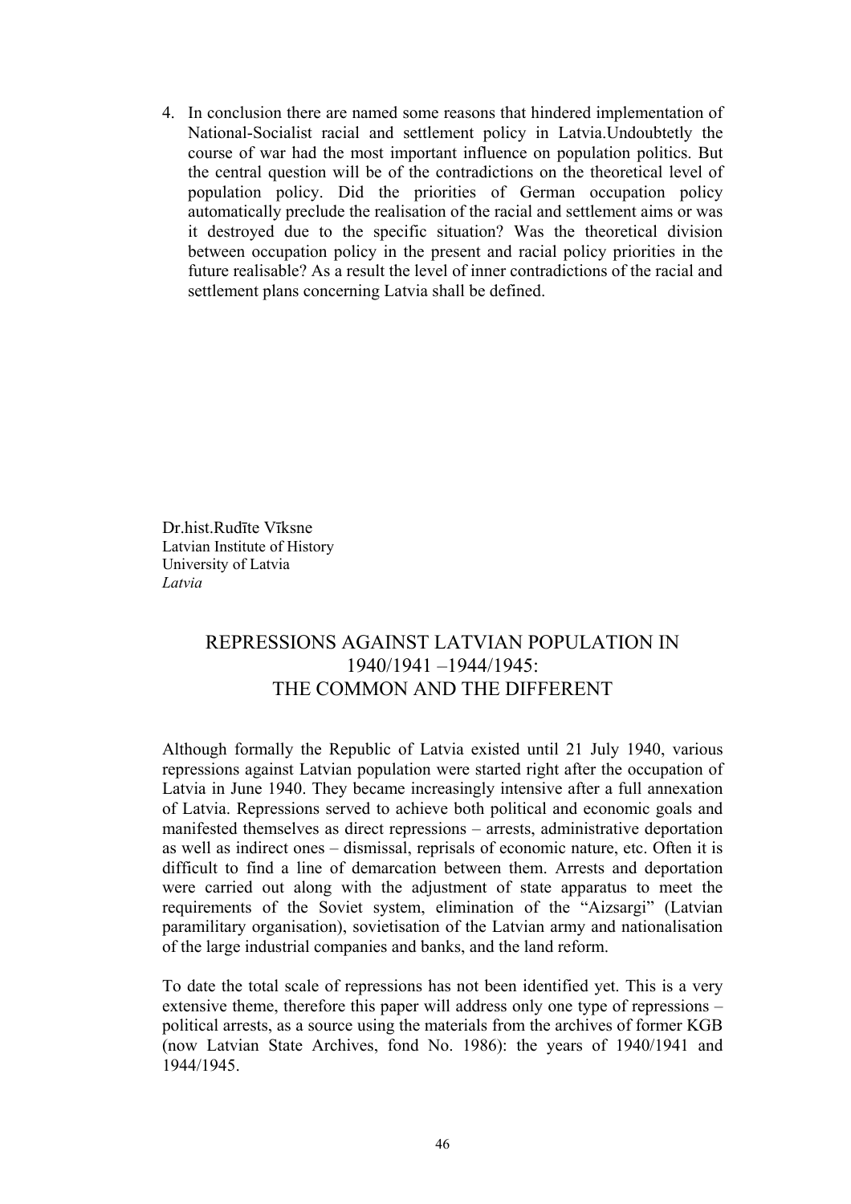4. In conclusion there are named some reasons that hindered implementation of National-Socialist racial and settlement policy in Latvia.Undoubtetly the course of war had the most important influence on population politics. But the central question will be of the contradictions on the theoretical level of population policy. Did the priorities of German occupation policy automatically preclude the realisation of the racial and settlement aims or was it destroyed due to the specific situation? Was the theoretical division between occupation policy in the present and racial policy priorities in the future realisable? As a result the level of inner contradictions of the racial and settlement plans concerning Latvia shall be defined.

Dr.hist.Rudīte Vīksne
Latvian Institute of History
University of Latvia
*Latvia*

## REPRESSIONS AGAINST LATVIAN POPULATION IN 1940/1941 –1944/1945: THE COMMON AND THE DIFFERENT

Although formally the Republic of Latvia existed until 21 July 1940, various repressions against Latvian population were started right after the occupation of Latvia in June 1940. They became increasingly intensive after a full annexation of Latvia. Repressions served to achieve both political and economic goals and manifested themselves as direct repressions – arrests, administrative deportation as well as indirect ones – dismissal, reprisals of economic nature, etc. Often it is difficult to find a line of demarcation between them. Arrests and deportation were carried out along with the adjustment of state apparatus to meet the requirements of the Soviet system, elimination of the "Aizsargi" (Latvian paramilitary organisation), sovietisation of the Latvian army and nationalisation of the large industrial companies and banks, and the land reform.

To date the total scale of repressions has not been identified yet. This is a very extensive theme, therefore this paper will address only one type of repressions – political arrests, as a source using the materials from the archives of former KGB (now Latvian State Archives, fond No. 1986): the years of 1940/1941 and 1944/1945.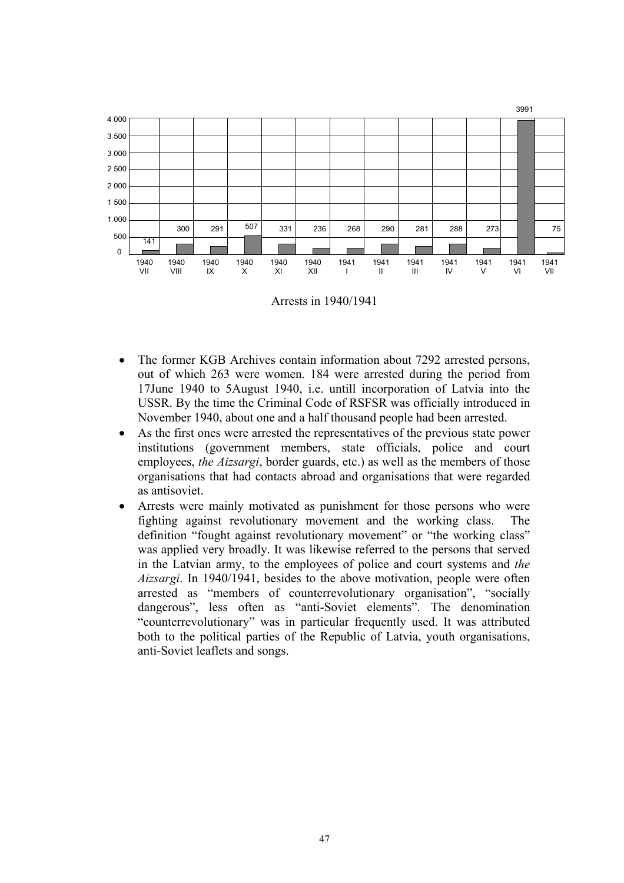3991

4 000
3 500
3 000
2 500
2 000
1 500
1 000
500
0

141 300 291 507 331 236 268 290 281 288 273 75

1940 VII, 1940 VIII, 1940 IX, 1940 X, 1940 XI, 1940 XII, 1941 I, 1941 II, 1941 III, 1941 IV, 1941 V, 1941 VI, 1941 VII

Arrests in 1940/1941

- The former KGB Archives contain information about 7292 arrested persons, out of which 263 were women. 184 were arrested during the period from 17June 1940 to 5August 1940, i.e. untill incorporation of Latvia into the USSR. By the time the Criminal Code of RSFSR was officially introduced in November 1940, about one and a half thousand people had been arrested.
- As the first ones were arrested the representatives of the previous state power institutions (government members, state officials, police and court employees, *the Aizsargi*, border guards, etc.) as well as the members of those organisations that had contacts abroad and organisations that were regarded as antisoviet.
- Arrests were mainly motivated as punishment for those persons who were fighting against revolutionary movement and the working class. The definition "fought against revolutionary movement" or "the working class" was applied very broadly. It was likewise referred to the persons that served in the Latvian army, to the employees of police and court systems and *the Aizsargi*. In 1940/1941, besides to the above motivation, people were often arrested as "members of counterrevolutionary organisation", "socially dangerous", less often as "anti-Soviet elements". The denomination "counterrevolutionary" was in particular frequently used. It was attributed both to the political parties of the Republic of Latvia, youth organisations, anti-Soviet leaflets and songs.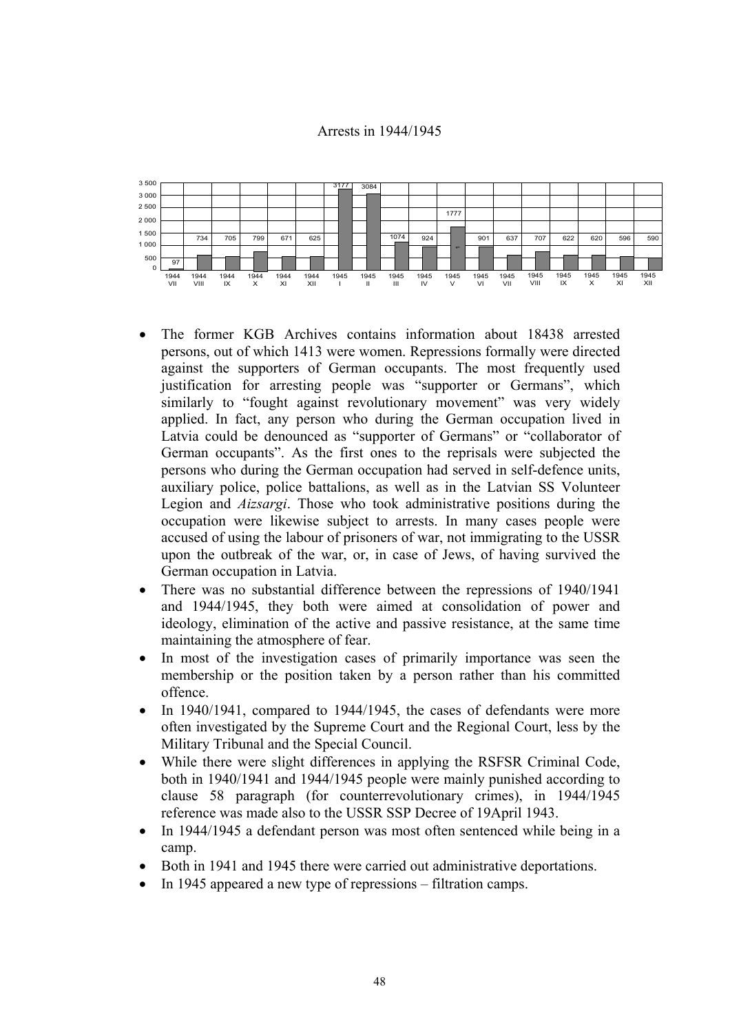Arrests in 1944/1945

3 500
3 000
2 500
2 000
1 500
1 000
500
0

97
734
705
799
671
625
3177
3084
1074
924
1777
901
637
707
622
620
596
590

1944 VII
1944 VIII
1944 IX
1944 X
1944 XI
1944 XII
1945 I
1945 II
1945 III
1945 IV
1945 V
1945 VI
1945 VII
1945 VIII
1945 IX
1945 X
1945 XI
1945 XII

- The former KGB Archives contains information about 18438 arrested persons, out of which 1413 were women. Repressions formally were directed against the supporters of German occupants. The most frequently used justification for arresting people was "supporter or Germans", which similarly to "fought against revolutionary movement" was very widely applied. In fact, any person who during the German occupation lived in Latvia could be denounced as "supporter of Germans" or "collaborator of German occupants". As the first ones to the reprisals were subjected the persons who during the German occupation had served in self-defence units, auxiliary police, police battalions, as well as in the Latvian SS Volunteer Legion and *Aizsargi*. Those who took administrative positions during the occupation were likewise subject to arrests. In many cases people were accused of using the labour of prisoners of war, not immigrating to the USSR upon the outbreak of the war, or, in case of Jews, of having survived the German occupation in Latvia.
- There was no substantial difference between the repressions of 1940/1941 and 1944/1945, they both were aimed at consolidation of power and ideology, elimination of the active and passive resistance, at the same time maintaining the atmosphere of fear.
- In most of the investigation cases of primarily importance was seen the membership or the position taken by a person rather than his committed offence.
- In 1940/1941, compared to 1944/1945, the cases of defendants were more often investigated by the Supreme Court and the Regional Court, less by the Military Tribunal and the Special Council.
- While there were slight differences in applying the RSFSR Criminal Code, both in 1940/1941 and 1944/1945 people were mainly punished according to clause 58 paragraph (for counterrevolutionary crimes), in 1944/1945 reference was made also to the USSR SSP Decree of 19April 1943.
- In 1944/1945 a defendant person was most often sentenced while being in a camp.
- Both in 1941 and 1945 there were carried out administrative deportations.
- In 1945 appeared a new type of repressions – filtration camps.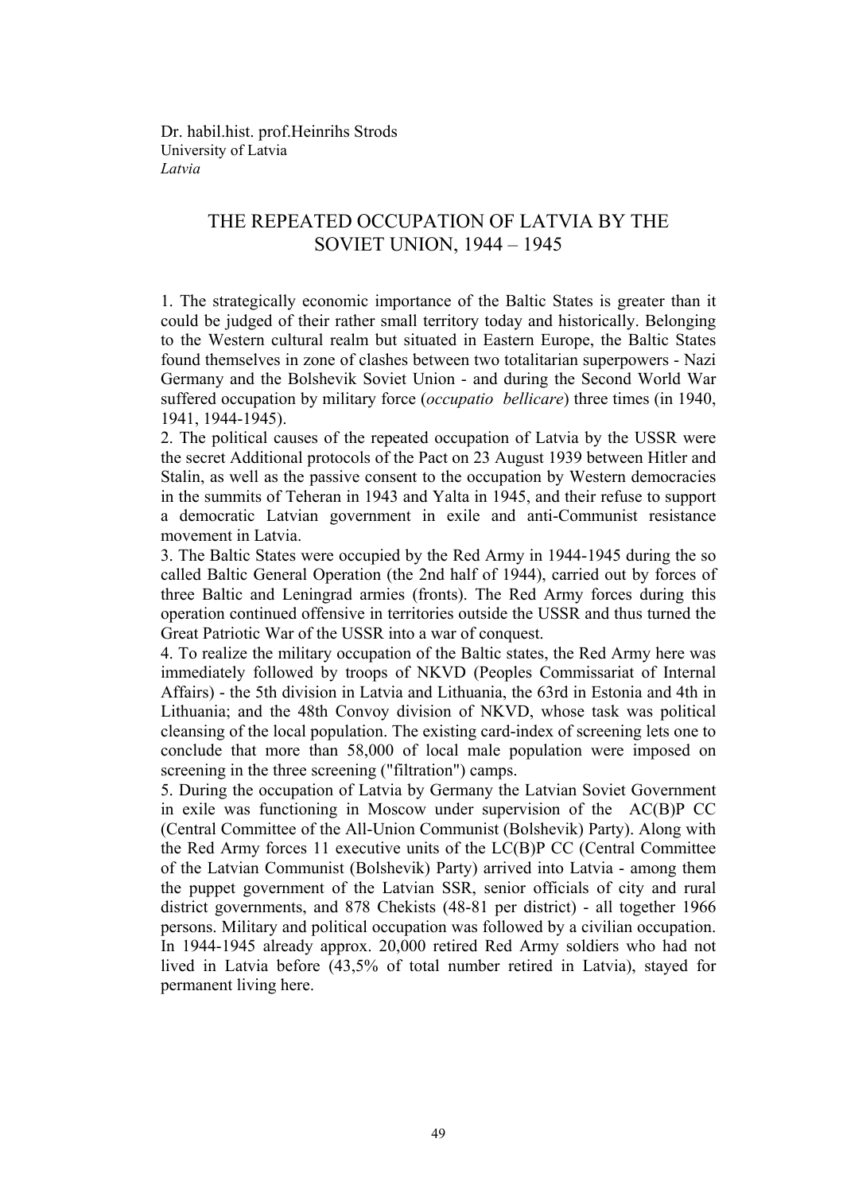Dr. habil.hist. prof.Heinrihs Strods
University of Latvia
*Latvia*

# THE REPEATED OCCUPATION OF LATVIA BY THE SOVIET UNION, 1944 – 1945

1. The strategically economic importance of the Baltic States is greater than it could be judged of their rather small territory today and historically. Belonging to the Western cultural realm but situated in Eastern Europe, the Baltic States found themselves in zone of clashes between two totalitarian superpowers - Nazi Germany and the Bolshevik Soviet Union - and during the Second World War suffered occupation by military force (*occupatio bellicare*) three times (in 1940, 1941, 1944-1945).
2. The political causes of the repeated occupation of Latvia by the USSR were the secret Additional protocols of the Pact on 23 August 1939 between Hitler and Stalin, as well as the passive consent to the occupation by Western democracies in the summits of Teheran in 1943 and Yalta in 1945, and their refuse to support a democratic Latvian government in exile and anti-Communist resistance movement in Latvia.
3. The Baltic States were occupied by the Red Army in 1944-1945 during the so called Baltic General Operation (the 2nd half of 1944), carried out by forces of three Baltic and Leningrad armies (fronts). The Red Army forces during this operation continued offensive in territories outside the USSR and thus turned the Great Patriotic War of the USSR into a war of conquest.
4. To realize the military occupation of the Baltic states, the Red Army here was immediately followed by troops of NKVD (Peoples Commissariat of Internal Affairs) - the 5th division in Latvia and Lithuania, the 63rd in Estonia and 4th in Lithuania; and the 48th Convoy division of NKVD, whose task was political cleansing of the local population. The existing card-index of screening lets one to conclude that more than 58,000 of local male population were imposed on screening in the three screening ("filtration") camps.
5. During the occupation of Latvia by Germany the Latvian Soviet Government in exile was functioning in Moscow under supervision of the AC(B)P CC (Central Committee of the All-Union Communist (Bolshevik) Party). Along with the Red Army forces 11 executive units of the LC(B)P CC (Central Committee of the Latvian Communist (Bolshevik) Party) arrived into Latvia - among them the puppet government of the Latvian SSR, senior officials of city and rural district governments, and 878 Chekists (48-81 per district) - all together 1966 persons. Military and political occupation was followed by a civilian occupation. In 1944-1945 already approx. 20,000 retired Red Army soldiers who had not lived in Latvia before (43,5% of total number retired in Latvia), stayed for permanent living here.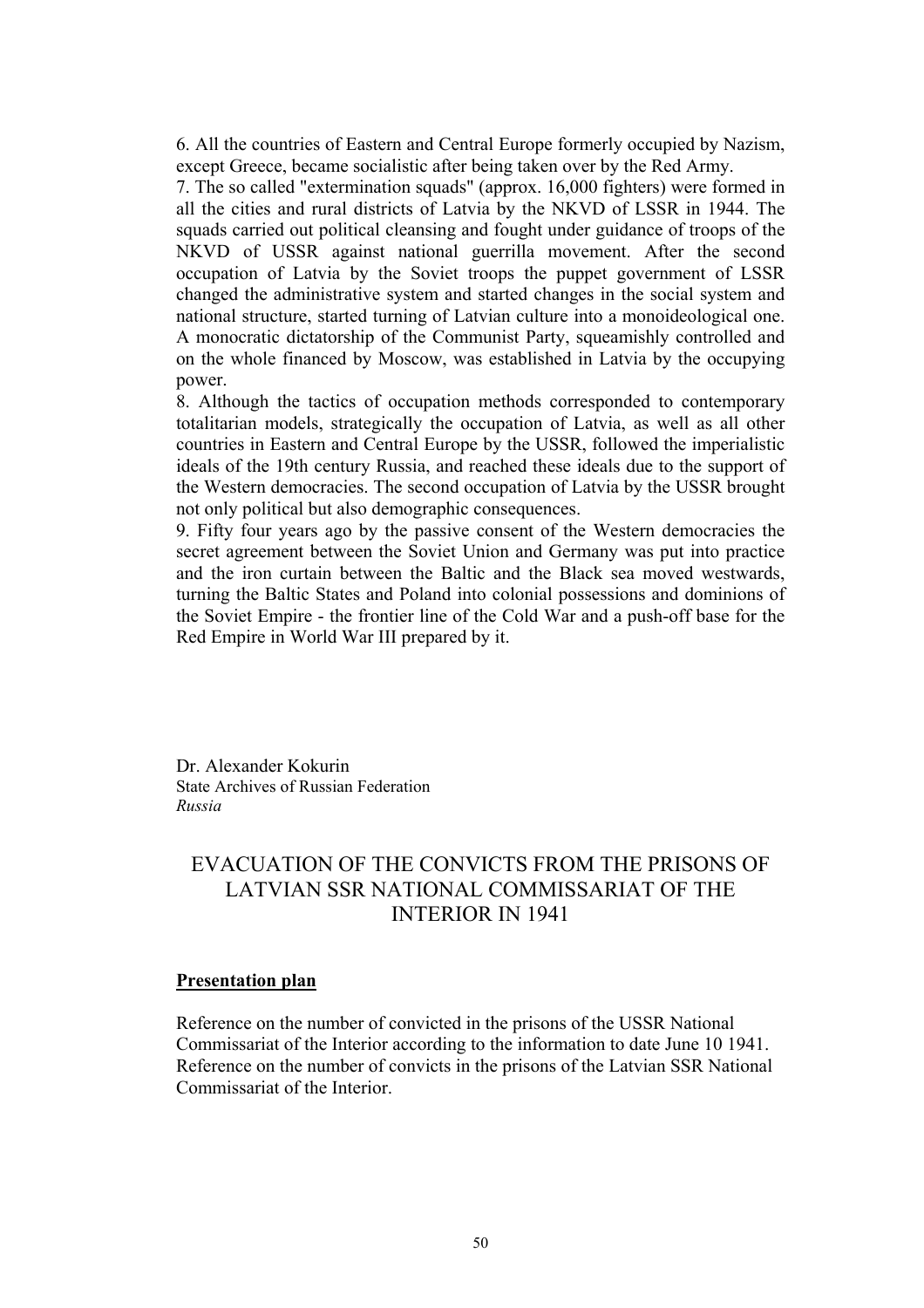6. All the countries of Eastern and Central Europe formerly occupied by Nazism, except Greece, became socialistic after being taken over by the Red Army.

7. The so called "extermination squads" (approx. 16,000 fighters) were formed in all the cities and rural districts of Latvia by the NKVD of LSSR in 1944. The squads carried out political cleansing and fought under guidance of troops of the NKVD of USSR against national guerrilla movement. After the second occupation of Latvia by the Soviet troops the puppet government of LSSR changed the administrative system and started changes in the social system and national structure, started turning of Latvian culture into a monoideological one. A monocratic dictatorship of the Communist Party, squeamishly controlled and on the whole financed by Moscow, was established in Latvia by the occupying power.

8. Although the tactics of occupation methods corresponded to contemporary totalitarian models, strategically the occupation of Latvia, as well as all other countries in Eastern and Central Europe by the USSR, followed the imperialistic ideals of the 19th century Russia, and reached these ideals due to the support of the Western democracies. The second occupation of Latvia by the USSR brought not only political but also demographic consequences.

9. Fifty four years ago by the passive consent of the Western democracies the secret agreement between the Soviet Union and Germany was put into practice and the iron curtain between the Baltic and the Black sea moved westwards, turning the Baltic States and Poland into colonial possessions and dominions of the Soviet Empire - the frontier line of the Cold War and a push-off base for the Red Empire in World War III prepared by it.

Dr. Alexander Kokurin
State Archives of Russian Federation
*Russia*

# EVACUATION OF THE CONVICTS FROM THE PRISONS OF LATVIAN SSR NATIONAL COMMISSARIAT OF THE INTERIOR IN 1941

**Presentation plan**

Reference on the number of convicted in the prisons of the USSR National Commissariat of the Interior according to the information to date June 10 1941.
Reference on the number of convicts in the prisons of the Latvian SSR National Commissariat of the Interior.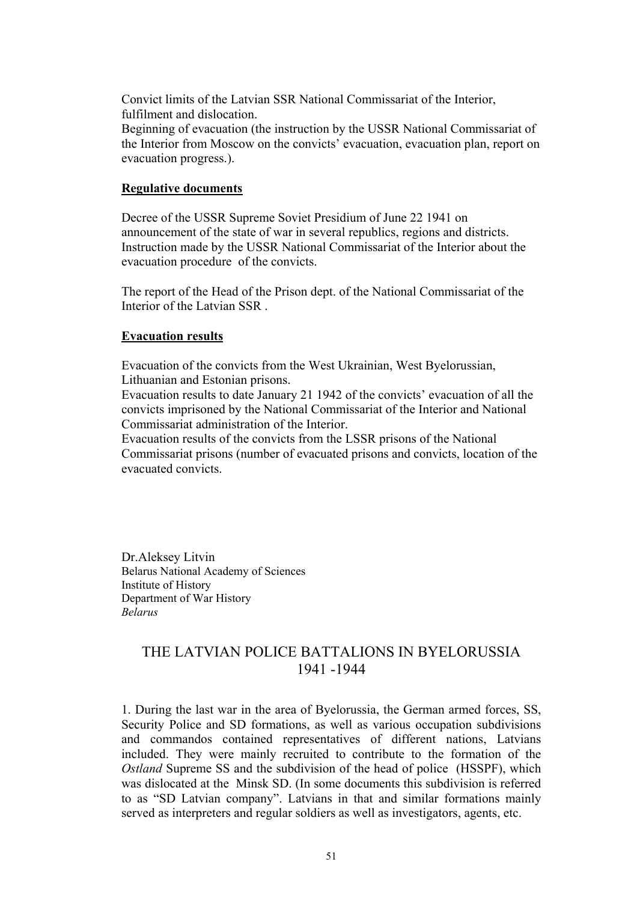Convict limits of the Latvian SSR National Commissariat of the Interior, fulfilment and dislocation.
Beginning of evacuation (the instruction by the USSR National Commissariat of the Interior from Moscow on the convicts' evacuation, evacuation plan, report on evacuation progress.).

**Regulative documents**

Decree of the USSR Supreme Soviet Presidium of June 22 1941 on announcement of the state of war in several republics, regions and districts.
Instruction made by the USSR National Commissariat of the Interior about the evacuation procedure of the convicts.

The report of the Head of the Prison dept. of the National Commissariat of the Interior of the Latvian SSR .

**Evacuation results**

Evacuation of the convicts from the West Ukrainian, West Byelorussian, Lithuanian and Estonian prisons.
Evacuation results to date January 21 1942 of the convicts' evacuation of all the convicts imprisoned by the National Commissariat of the Interior and National Commissariat administration of the Interior.
Evacuation results of the convicts from the LSSR prisons of the National Commissariat prisons (number of evacuated prisons and convicts, location of the evacuated convicts.

Dr.Aleksey Litvin
Belarus National Academy of Sciences
Institute of History
Department of War History
*Belarus*

## THE LATVIAN POLICE BATTALIONS IN BYELORUSSIA 1941 -1944

1. During the last war in the area of Byelorussia, the German armed forces, SS, Security Police and SD formations, as well as various occupation subdivisions and commandos contained representatives of different nations, Latvians included. They were mainly recruited to contribute to the formation of the *Ostland* Supreme SS and the subdivision of the head of police (HSSPF), which was dislocated at the Minsk SD. (In some documents this subdivision is referred to as "SD Latvian company". Latvians in that and similar formations mainly served as interpreters and regular soldiers as well as investigators, agents, etc.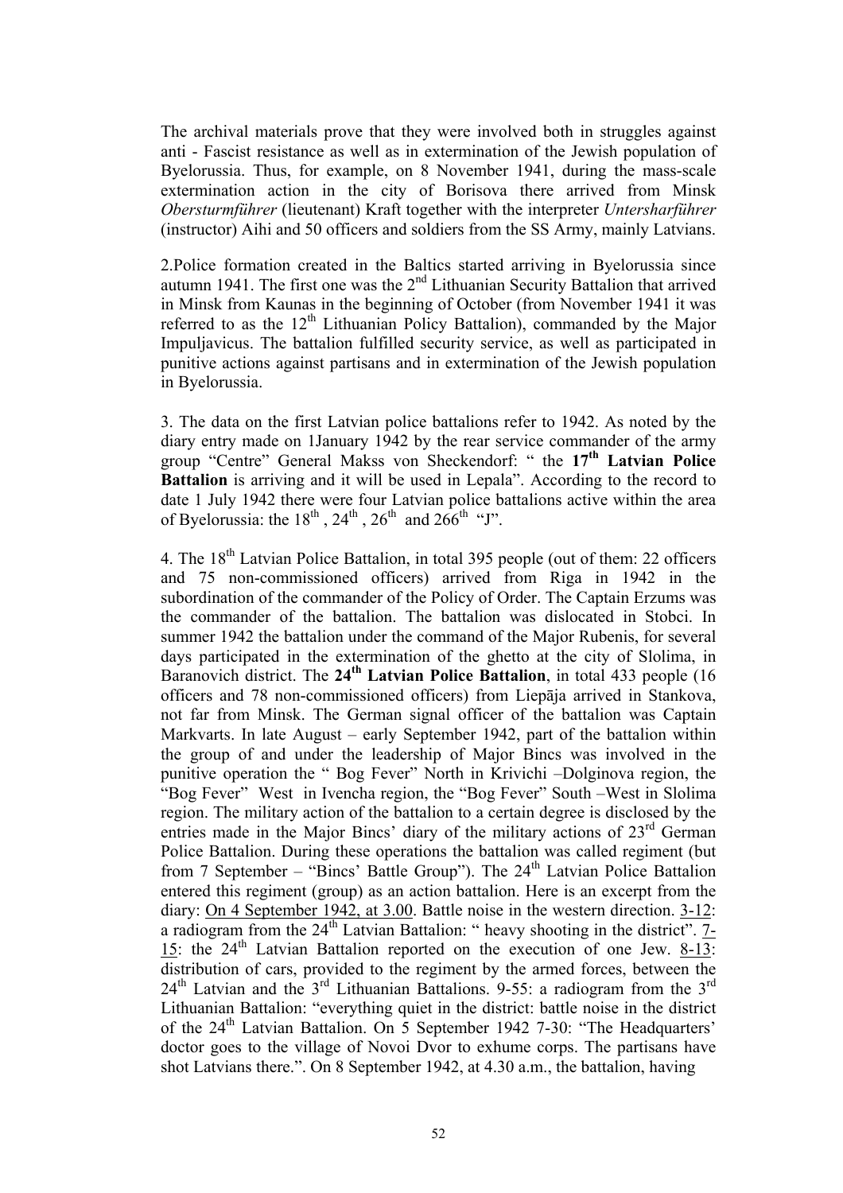The archival materials prove that they were involved both in struggles against anti - Fascist resistance as well as in extermination of the Jewish population of Byelorussia. Thus, for example, on 8 November 1941, during the mass-scale extermination action in the city of Borisova there arrived from Minsk *Obersturmführer* (lieutenant) Kraft together with the interpreter *Untersharführer* (instructor) Aihi and 50 officers and soldiers from the SS Army, mainly Latvians.

2.Police formation created in the Baltics started arriving in Byelorussia since autumn 1941. The first one was the 2nd Lithuanian Security Battalion that arrived in Minsk from Kaunas in the beginning of October (from November 1941 it was referred to as the 12th Lithuanian Policy Battalion), commanded by the Major Impuljavicus. The battalion fulfilled security service, as well as participated in punitive actions against partisans and in extermination of the Jewish population in Byelorussia.

3. The data on the first Latvian police battalions refer to 1942. As noted by the diary entry made on 1January 1942 by the rear service commander of the army group "Centre" General Makss von Sheckendorf: " the **17th Latvian Police Battalion** is arriving and it will be used in Lepala". According to the record to date 1 July 1942 there were four Latvian police battalions active within the area of Byelorussia: the 18th , 24th , 26th and 266th "J".

4. The 18th Latvian Police Battalion, in total 395 people (out of them: 22 officers and 75 non-commissioned officers) arrived from Riga in 1942 in the subordination of the commander of the Policy of Order. The Captain Erzums was the commander of the battalion. The battalion was dislocated in Stobci. In summer 1942 the battalion under the command of the Major Rubenis, for several days participated in the extermination of the ghetto at the city of Slolima, in Baranovich district. The **24th Latvian Police Battalion**, in total 433 people (16 officers and 78 non-commissioned officers) from Liepāja arrived in Stankova, not far from Minsk. The German signal officer of the battalion was Captain Markvarts. In late August – early September 1942, part of the battalion within the group of and under the leadership of Major Bincs was involved in the punitive operation the " Bog Fever" North in Krivichi –Dolginova region, the "Bog Fever" West in Ivencha region, the "Bog Fever" South –West in Slolima region. The military action of the battalion to a certain degree is disclosed by the entries made in the Major Bincs' diary of the military actions of 23rd German Police Battalion. During these operations the battalion was called regiment (but from 7 September – "Bincs' Battle Group"). The 24th Latvian Police Battalion entered this regiment (group) as an action battalion. Here is an excerpt from the diary: <u>On 4 September 1942, at 3.00</u>. Battle noise in the western direction. <u>3-12</u>: a radiogram from the 24th Latvian Battalion: " heavy shooting in the district". <u>7-15</u>: the 24th Latvian Battalion reported on the execution of one Jew. <u>8-13</u>: distribution of cars, provided to the regiment by the armed forces, between the 24th Latvian and the 3rd Lithuanian Battalions. 9-55: a radiogram from the 3rd Lithuanian Battalion: "everything quiet in the district: battle noise in the district of the 24th Latvian Battalion. On 5 September 1942 7-30: "The Headquarters' doctor goes to the village of Novoi Dvor to exhume corps. The partisans have shot Latvians there.". On 8 September 1942, at 4.30 a.m., the battalion, having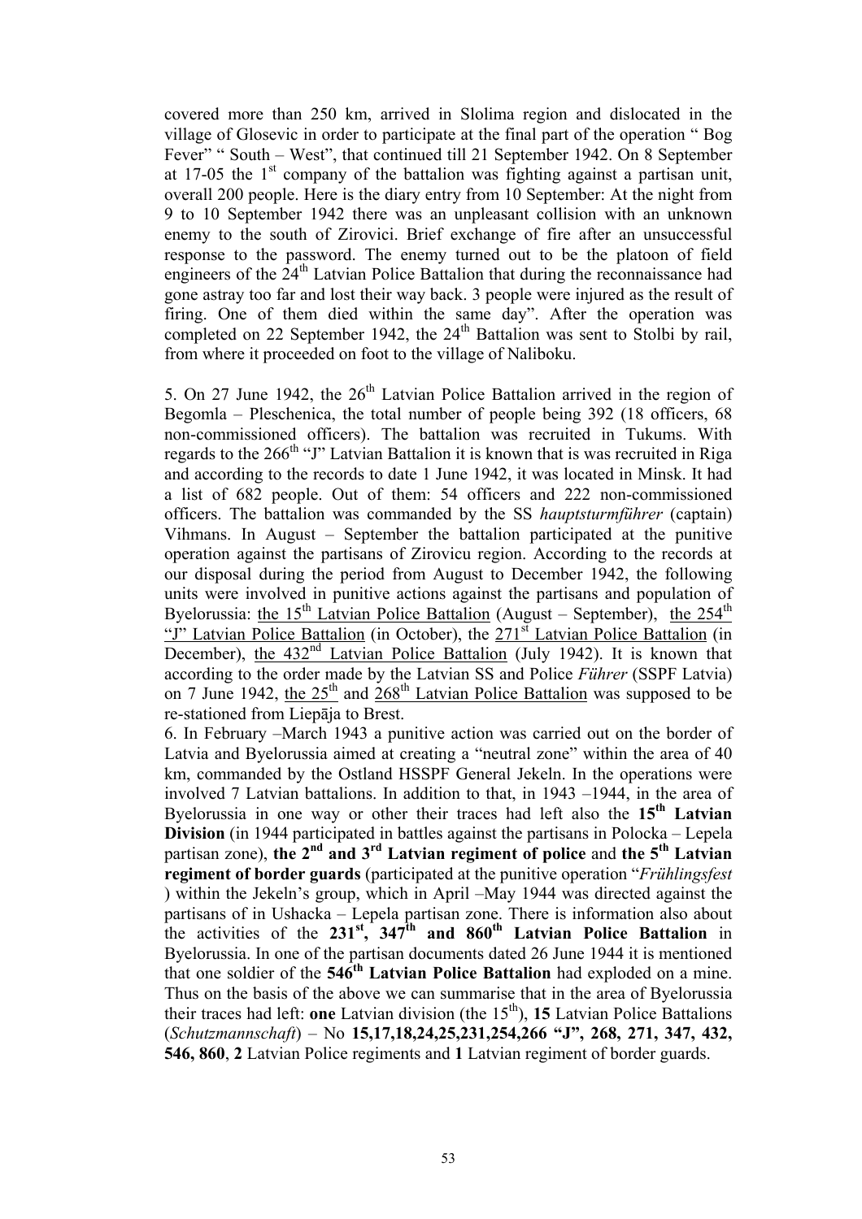covered more than 250 km, arrived in Slolima region and dislocated in the village of Glosevic in order to participate at the final part of the operation " Bog Fever" " South – West", that continued till 21 September 1942. On 8 September at 17-05 the 1st company of the battalion was fighting against a partisan unit, overall 200 people. Here is the diary entry from 10 September: At the night from 9 to 10 September 1942 there was an unpleasant collision with an unknown enemy to the south of Zirovici. Brief exchange of fire after an unsuccessful response to the password. The enemy turned out to be the platoon of field engineers of the 24th Latvian Police Battalion that during the reconnaissance had gone astray too far and lost their way back. 3 people were injured as the result of firing. One of them died within the same day". After the operation was completed on 22 September 1942, the 24th Battalion was sent to Stolbi by rail, from where it proceeded on foot to the village of Naliboku.

5. On 27 June 1942, the 26th Latvian Police Battalion arrived in the region of Begomla – Pleschenica, the total number of people being 392 (18 officers, 68 non-commissioned officers). The battalion was recruited in Tukums. With regards to the 266th "J" Latvian Battalion it is known that is was recruited in Riga and according to the records to date 1 June 1942, it was located in Minsk. It had a list of 682 people. Out of them: 54 officers and 222 non-commissioned officers. The battalion was commanded by the SS *hauptsturmführer* (captain) Vihmans. In August – September the battalion participated at the punitive operation against the partisans of Zirovicu region. According to the records at our disposal during the period from August to December 1942, the following units were involved in punitive actions against the partisans and population of Byelorussia: <u>the 15th Latvian Police Battalion</u> (August – September), <u>the 254th "J" Latvian Police Battalion</u> (in October), the <u>271st Latvian Police Battalion</u> (in December), <u>the 432nd Latvian Police Battalion</u> (July 1942). It is known that according to the order made by the Latvian SS and Police *Führer* (SSPF Latvia) on 7 June 1942, <u>the 25th</u> and <u>268th Latvian Police Battalion</u> was supposed to be re-stationed from Liepāja to Brest.

6. In February –March 1943 a punitive action was carried out on the border of Latvia and Byelorussia aimed at creating a "neutral zone" within the area of 40 km, commanded by the Ostland HSSPF General Jekeln. In the operations were involved 7 Latvian battalions. In addition to that, in 1943 –1944, in the area of Byelorussia in one way or other their traces had left also the **15th Latvian Division** (in 1944 participated in battles against the partisans in Polocka – Lepela partisan zone), **the 2nd and 3rd Latvian regiment of police** and **the 5th Latvian regiment of border guards** (participated at the punitive operation "*Frühlingsfest* ) within the Jekeln's group, which in April –May 1944 was directed against the partisans of in Ushacka – Lepela partisan zone. There is information also about the activities of the **231st, 347th and 860th Latvian Police Battalion** in Byelorussia. In one of the partisan documents dated 26 June 1944 it is mentioned that one soldier of the **546th Latvian Police Battalion** had exploded on a mine. Thus on the basis of the above we can summarise that in the area of Byelorussia their traces had left: **one** Latvian division (the 15th), **15** Latvian Police Battalions (*Schutzmannschaft*) – No **15,17,18,24,25,231,254,266 "J", 268, 271, 347, 432, 546, 860**, **2** Latvian Police regiments and **1** Latvian regiment of border guards.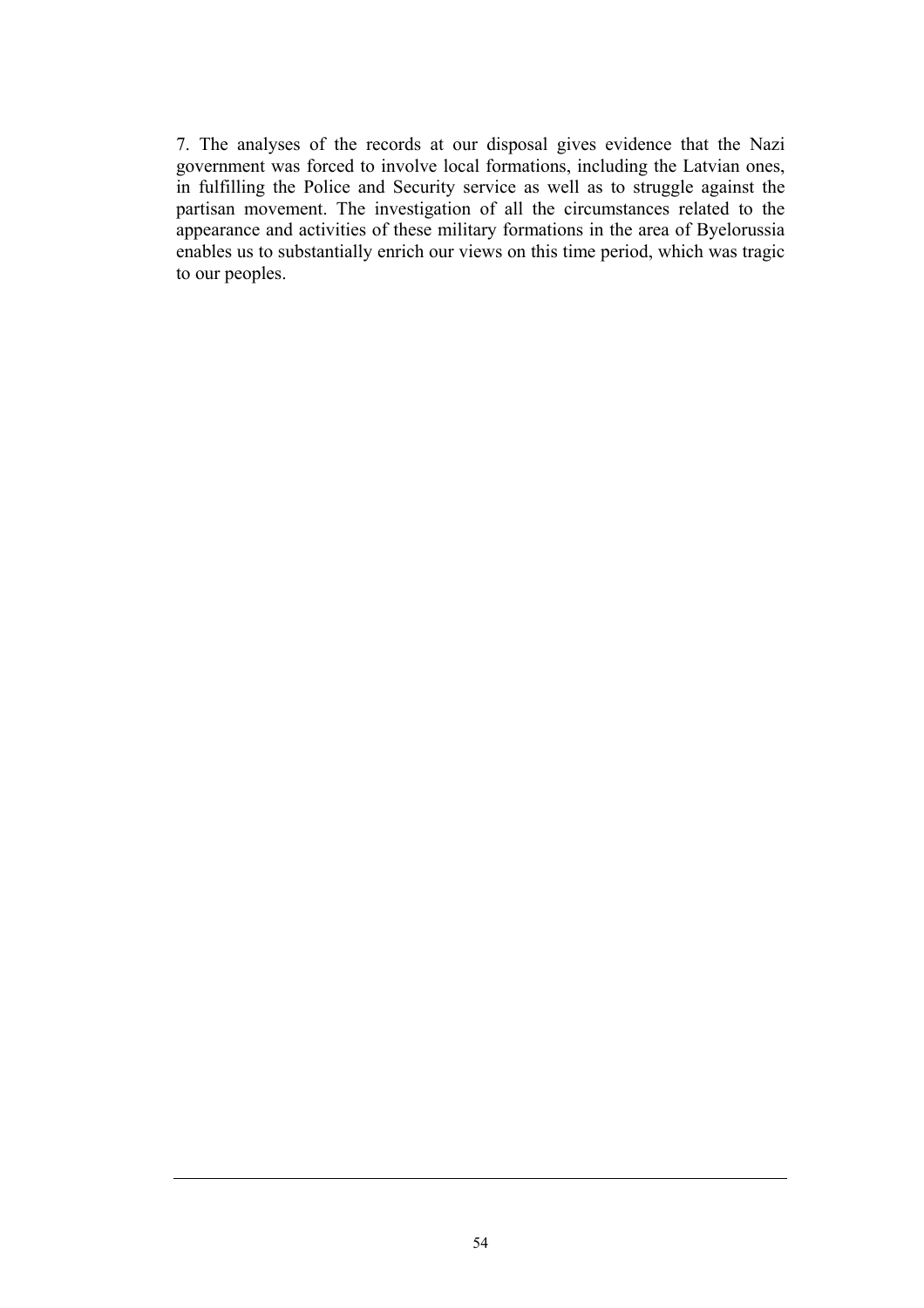7. The analyses of the records at our disposal gives evidence that the Nazi government was forced to involve local formations, including the Latvian ones, in fulfilling the Police and Security service as well as to struggle against the partisan movement. The investigation of all the circumstances related to the appearance and activities of these military formations in the area of Byelorussia enables us to substantially enrich our views on this time period, which was tragic to our peoples.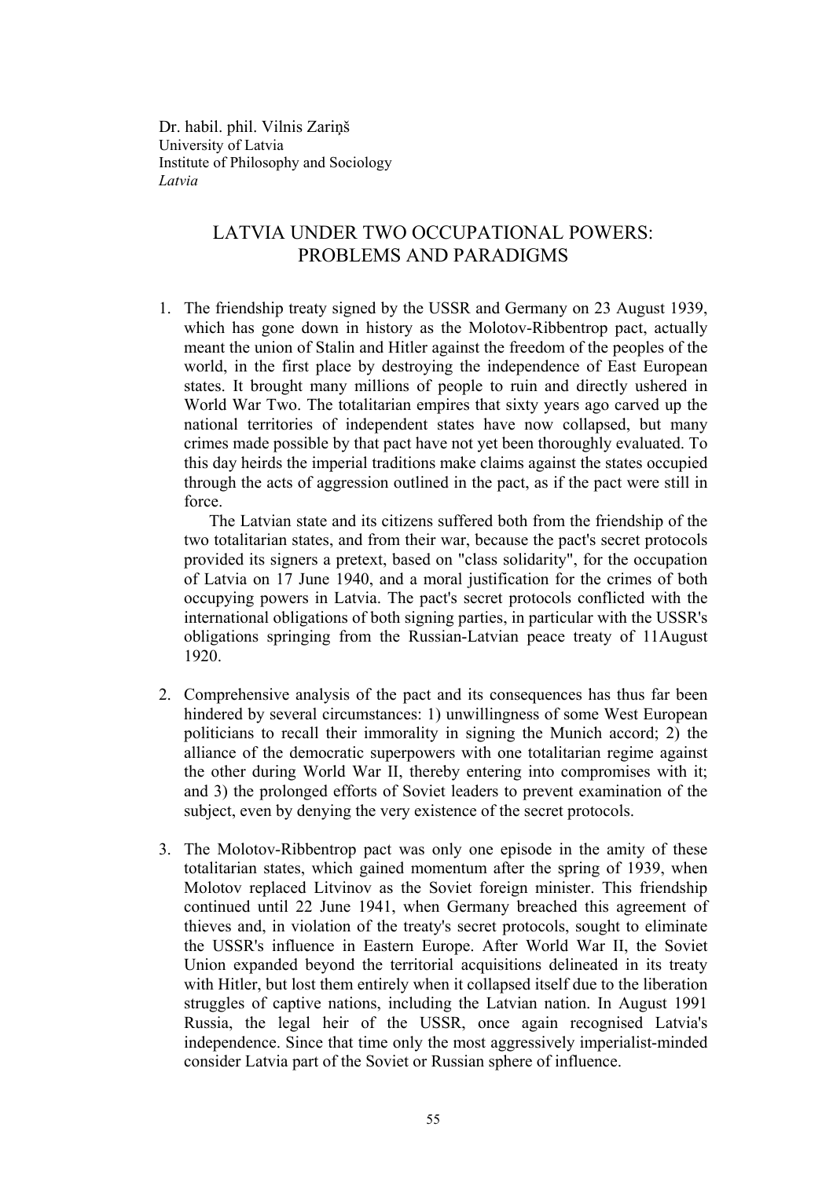Dr. habil. phil. Vilnis Zariņš
University of Latvia
Institute of Philosophy and Sociology
*Latvia*

# LATVIA UNDER TWO OCCUPATIONAL POWERS: PROBLEMS AND PARADIGMS

1. The friendship treaty signed by the USSR and Germany on 23 August 1939, which has gone down in history as the Molotov-Ribbentrop pact, actually meant the union of Stalin and Hitler against the freedom of the peoples of the world, in the first place by destroying the independence of East European states. It brought many millions of people to ruin and directly ushered in World War Two. The totalitarian empires that sixty years ago carved up the national territories of independent states have now collapsed, but many crimes made possible by that pact have not yet been thoroughly evaluated. To this day heirds the imperial traditions make claims against the states occupied through the acts of aggression outlined in the pact, as if the pact were still in force.

   The Latvian state and its citizens suffered both from the friendship of the two totalitarian states, and from their war, because the pact's secret protocols provided its signers a pretext, based on "class solidarity", for the occupation of Latvia on 17 June 1940, and a moral justification for the crimes of both occupying powers in Latvia. The pact's secret protocols conflicted with the international obligations of both signing parties, in particular with the USSR's obligations springing from the Russian-Latvian peace treaty of 11August 1920.

2. Comprehensive analysis of the pact and its consequences has thus far been hindered by several circumstances: 1) unwillingness of some West European politicians to recall their immorality in signing the Munich accord; 2) the alliance of the democratic superpowers with one totalitarian regime against the other during World War II, thereby entering into compromises with it; and 3) the prolonged efforts of Soviet leaders to prevent examination of the subject, even by denying the very existence of the secret protocols.

3. The Molotov-Ribbentrop pact was only one episode in the amity of these totalitarian states, which gained momentum after the spring of 1939, when Molotov replaced Litvinov as the Soviet foreign minister. This friendship continued until 22 June 1941, when Germany breached this agreement of thieves and, in violation of the treaty's secret protocols, sought to eliminate the USSR's influence in Eastern Europe. After World War II, the Soviet Union expanded beyond the territorial acquisitions delineated in its treaty with Hitler, but lost them entirely when it collapsed itself due to the liberation struggles of captive nations, including the Latvian nation. In August 1991 Russia, the legal heir of the USSR, once again recognised Latvia's independence. Since that time only the most aggressively imperialist-minded consider Latvia part of the Soviet or Russian sphere of influence.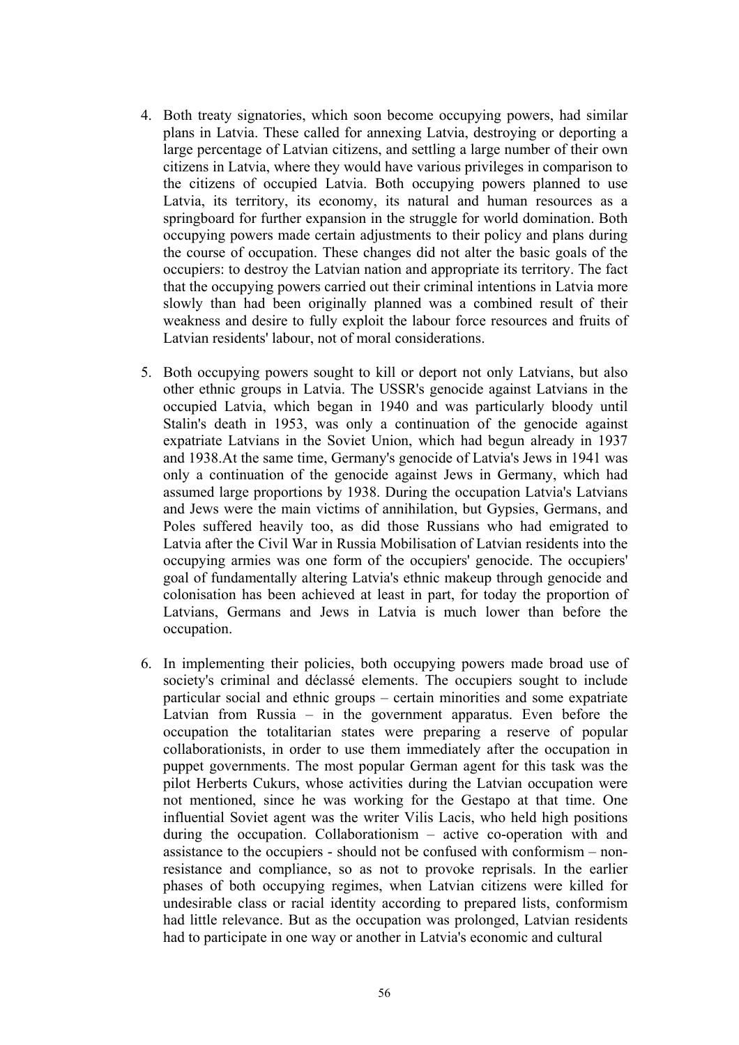4. Both treaty signatories, which soon become occupying powers, had similar plans in Latvia. These called for annexing Latvia, destroying or deporting a large percentage of Latvian citizens, and settling a large number of their own citizens in Latvia, where they would have various privileges in comparison to the citizens of occupied Latvia. Both occupying powers planned to use Latvia, its territory, its economy, its natural and human resources as a springboard for further expansion in the struggle for world domination. Both occupying powers made certain adjustments to their policy and plans during the course of occupation. These changes did not alter the basic goals of the occupiers: to destroy the Latvian nation and appropriate its territory. The fact that the occupying powers carried out their criminal intentions in Latvia more slowly than had been originally planned was a combined result of their weakness and desire to fully exploit the labour force resources and fruits of Latvian residents' labour, not of moral considerations.

5. Both occupying powers sought to kill or deport not only Latvians, but also other ethnic groups in Latvia. The USSR's genocide against Latvians in the occupied Latvia, which began in 1940 and was particularly bloody until Stalin's death in 1953, was only a continuation of the genocide against expatriate Latvians in the Soviet Union, which had begun already in 1937 and 1938.At the same time, Germany's genocide of Latvia's Jews in 1941 was only a continuation of the genocide against Jews in Germany, which had assumed large proportions by 1938. During the occupation Latvia's Latvians and Jews were the main victims of annihilation, but Gypsies, Germans, and Poles suffered heavily too, as did those Russians who had emigrated to Latvia after the Civil War in Russia Mobilisation of Latvian residents into the occupying armies was one form of the occupiers' genocide. The occupiers' goal of fundamentally altering Latvia's ethnic makeup through genocide and colonisation has been achieved at least in part, for today the proportion of Latvians, Germans and Jews in Latvia is much lower than before the occupation.

6. In implementing their policies, both occupying powers made broad use of society's criminal and déclassé elements. The occupiers sought to include particular social and ethnic groups – certain minorities and some expatriate Latvian from Russia – in the government apparatus. Even before the occupation the totalitarian states were preparing a reserve of popular collaborationists, in order to use them immediately after the occupation in puppet governments. The most popular German agent for this task was the pilot Herberts Cukurs, whose activities during the Latvian occupation were not mentioned, since he was working for the Gestapo at that time. One influential Soviet agent was the writer Vilis Lacis, who held high positions during the occupation. Collaborationism – active co-operation with and assistance to the occupiers - should not be confused with conformism – non-resistance and compliance, so as not to provoke reprisals. In the earlier phases of both occupying regimes, when Latvian citizens were killed for undesirable class or racial identity according to prepared lists, conformism had little relevance. But as the occupation was prolonged, Latvian residents had to participate in one way or another in Latvia's economic and cultural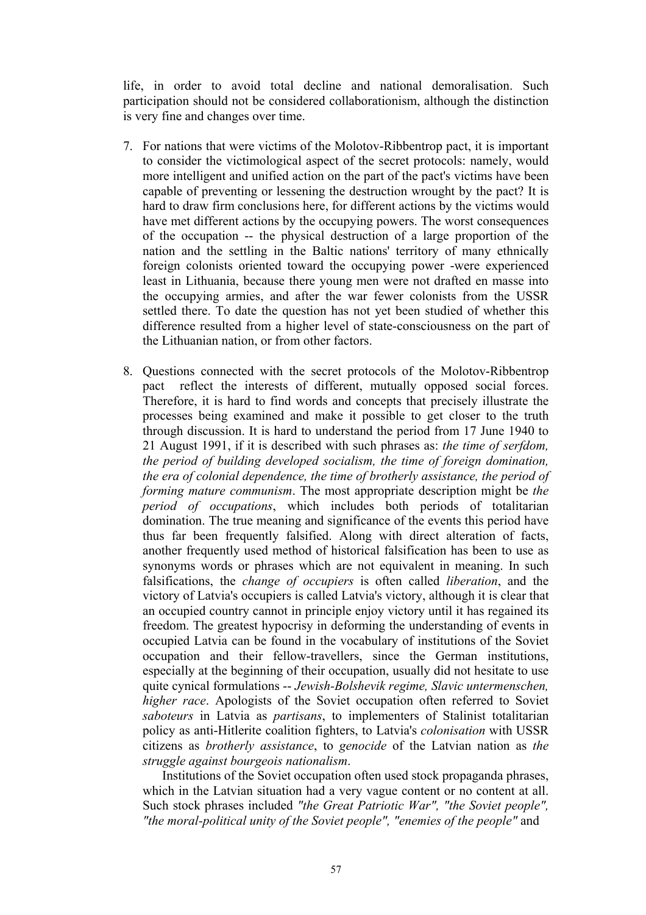life, in order to avoid total decline and national demoralisation. Such participation should not be considered collaborationism, although the distinction is very fine and changes over time.

7. For nations that were victims of the Molotov-Ribbentrop pact, it is important to consider the victimological aspect of the secret protocols: namely, would more intelligent and unified action on the part of the pact's victims have been capable of preventing or lessening the destruction wrought by the pact? It is hard to draw firm conclusions here, for different actions by the victims would have met different actions by the occupying powers. The worst consequences of the occupation -- the physical destruction of a large proportion of the nation and the settling in the Baltic nations' territory of many ethnically foreign colonists oriented toward the occupying power -were experienced least in Lithuania, because there young men were not drafted en masse into the occupying armies, and after the war fewer colonists from the USSR settled there. To date the question has not yet been studied of whether this difference resulted from a higher level of state-consciousness on the part of the Lithuanian nation, or from other factors.

8. Questions connected with the secret protocols of the Molotov-Ribbentrop pact reflect the interests of different, mutually opposed social forces. Therefore, it is hard to find words and concepts that precisely illustrate the processes being examined and make it possible to get closer to the truth through discussion. It is hard to understand the period from 17 June 1940 to 21 August 1991, if it is described with such phrases as: *the time of serfdom, the period of building developed socialism, the time of foreign domination, the era of colonial dependence, the time of brotherly assistance, the period of forming mature communism*. The most appropriate description might be *the period of occupations*, which includes both periods of totalitarian domination. The true meaning and significance of the events this period have thus far been frequently falsified. Along with direct alteration of facts, another frequently used method of historical falsification has been to use as synonyms words or phrases which are not equivalent in meaning. In such falsifications, the *change of occupiers* is often called *liberation*, and the victory of Latvia's occupiers is called Latvia's victory, although it is clear that an occupied country cannot in principle enjoy victory until it has regained its freedom. The greatest hypocrisy in deforming the understanding of events in occupied Latvia can be found in the vocabulary of institutions of the Soviet occupation and their fellow-travellers, since the German institutions, especially at the beginning of their occupation, usually did not hesitate to use quite cynical formulations -- *Jewish-Bolshevik regime, Slavic untermenschen, higher race*. Apologists of the Soviet occupation often referred to Soviet *saboteurs* in Latvia as *partisans*, to implementers of Stalinist totalitarian policy as anti-Hitlerite coalition fighters, to Latvia's *colonisation* with USSR citizens as *brotherly assistance*, to *genocide* of the Latvian nation as *the struggle against bourgeois nationalism*.

   Institutions of the Soviet occupation often used stock propaganda phrases, which in the Latvian situation had a very vague content or no content at all. Such stock phrases included *"the Great Patriotic War", "the Soviet people", "the moral-political unity of the Soviet people", "enemies of the people"* and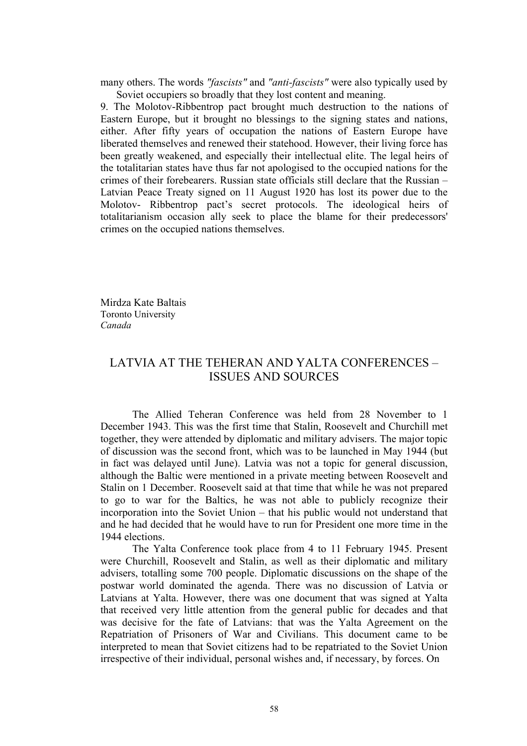many others. The words *"fascists"* and *"anti-fascists"* were also typically used by Soviet occupiers so broadly that they lost content and meaning.

9. The Molotov-Ribbentrop pact brought much destruction to the nations of Eastern Europe, but it brought no blessings to the signing states and nations, either. After fifty years of occupation the nations of Eastern Europe have liberated themselves and renewed their statehood. However, their living force has been greatly weakened, and especially their intellectual elite. The legal heirs of the totalitarian states have thus far not apologised to the occupied nations for the crimes of their forebearers. Russian state officials still declare that the Russian – Latvian Peace Treaty signed on 11 August 1920 has lost its power due to the Molotov- Ribbentrop pact's secret protocols. The ideological heirs of totalitarianism occasion ally seek to place the blame for their predecessors' crimes on the occupied nations themselves.

Mirdza Kate Baltais
Toronto University
*Canada*

# LATVIA AT THE TEHERAN AND YALTA CONFERENCES – ISSUES AND SOURCES

The Allied Teheran Conference was held from 28 November to 1 December 1943. This was the first time that Stalin, Roosevelt and Churchill met together, they were attended by diplomatic and military advisers. The major topic of discussion was the second front, which was to be launched in May 1944 (but in fact was delayed until June). Latvia was not a topic for general discussion, although the Baltic were mentioned in a private meeting between Roosevelt and Stalin on 1 December. Roosevelt said at that time that while he was not prepared to go to war for the Baltics, he was not able to publicly recognize their incorporation into the Soviet Union – that his public would not understand that and he had decided that he would have to run for President one more time in the 1944 elections.

The Yalta Conference took place from 4 to 11 February 1945. Present were Churchill, Roosevelt and Stalin, as well as their diplomatic and military advisers, totalling some 700 people. Diplomatic discussions on the shape of the postwar world dominated the agenda. There was no discussion of Latvia or Latvians at Yalta. However, there was one document that was signed at Yalta that received very little attention from the general public for decades and that was decisive for the fate of Latvians: that was the Yalta Agreement on the Repatriation of Prisoners of War and Civilians. This document came to be interpreted to mean that Soviet citizens had to be repatriated to the Soviet Union irrespective of their individual, personal wishes and, if necessary, by forces. On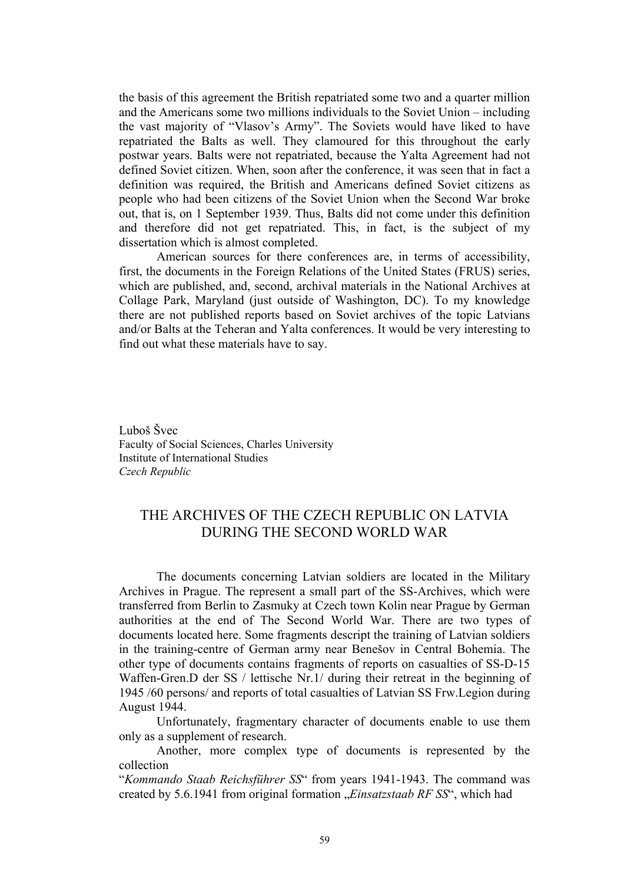the basis of this agreement the British repatriated some two and a quarter million and the Americans some two millions individuals to the Soviet Union – including the vast majority of "Vlasov's Army". The Soviets would have liked to have repatriated the Balts as well. They clamoured for this throughout the early postwar years. Balts were not repatriated, because the Yalta Agreement had not defined Soviet citizen. When, soon after the conference, it was seen that in fact a definition was required, the British and Americans defined Soviet citizens as people who had been citizens of the Soviet Union when the Second War broke out, that is, on 1 September 1939. Thus, Balts did not come under this definition and therefore did not get repatriated. This, in fact, is the subject of my dissertation which is almost completed.

American sources for there conferences are, in terms of accessibility, first, the documents in the Foreign Relations of the United States (FRUS) series, which are published, and, second, archival materials in the National Archives at Collage Park, Maryland (just outside of Washington, DC). To my knowledge there are not published reports based on Soviet archives of the topic Latvians and/or Balts at the Teheran and Yalta conferences. It would be very interesting to find out what these materials have to say.

Luboš Švec
Faculty of Social Sciences, Charles University
Institute of International Studies
*Czech Republic*

## THE ARCHIVES OF THE CZECH REPUBLIC ON LATVIA DURING THE SECOND WORLD WAR

The documents concerning Latvian soldiers are located in the Military Archives in Prague. The represent a small part of the SS-Archives, which were transferred from Berlin to Zasmuky at Czech town Kolin near Prague by German authorities at the end of The Second World War. There are two types of documents located here. Some fragments descript the training of Latvian soldiers in the training-centre of German army near Benešov in Central Bohemia. The other type of documents contains fragments of reports on casualties of SS-D-15 Waffen-Gren.D der SS / lettische Nr.1/ during their retreat in the beginning of 1945 /60 persons/ and reports of total casualties of Latvian SS Frw.Legion during August 1944.

Unfortunately, fragmentary character of documents enable to use them only as a supplement of research.

Another, more complex type of documents is represented by the collection

"*Kommando Staab Reichsführer SS*" from years 1941-1943. The command was created by 5.6.1941 from original formation „*Einsatzstaab RF SS*", which had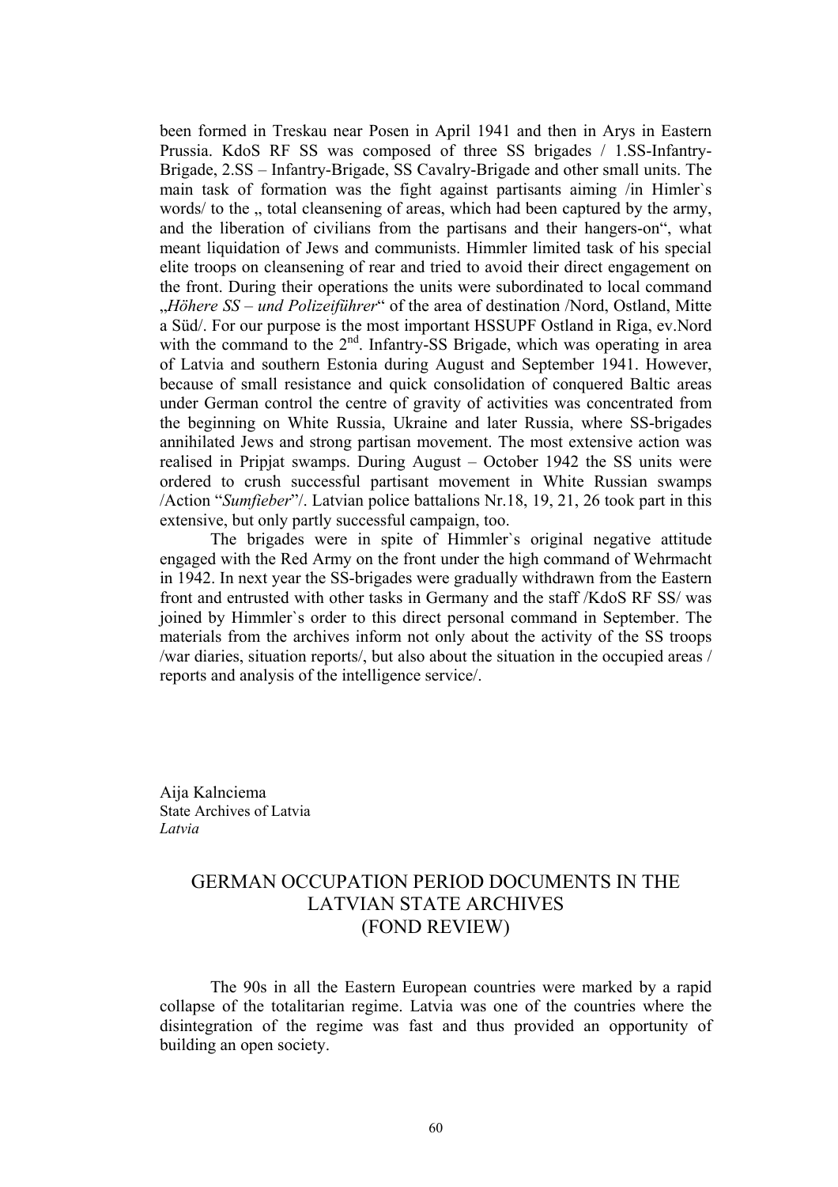been formed in Treskau near Posen in April 1941 and then in Arys in Eastern Prussia. KdoS RF SS was composed of three SS brigades / 1.SS-Infantry-Brigade, 2.SS – Infantry-Brigade, SS Cavalry-Brigade and other small units. The main task of formation was the fight against partisants aiming /in Himler`s words/ to the „ total cleansening of areas, which had been captured by the army, and the liberation of civilians from the partisans and their hangers-on", what meant liquidation of Jews and communists. Himmler limited task of his special elite troops on cleansening of rear and tried to avoid their direct engagement on the front. During their operations the units were subordinated to local command „*Höhere SS – und Polizeiführer*" of the area of destination /Nord, Ostland, Mitte a Süd/. For our purpose is the most important HSSUPF Ostland in Riga, ev.Nord with the command to the 2nd. Infantry-SS Brigade, which was operating in area of Latvia and southern Estonia during August and September 1941. However, because of small resistance and quick consolidation of conquered Baltic areas under German control the centre of gravity of activities was concentrated from the beginning on White Russia, Ukraine and later Russia, where SS-brigades annihilated Jews and strong partisan movement. The most extensive action was realised in Pripjat swamps. During August – October 1942 the SS units were ordered to crush successful partisant movement in White Russian swamps /Action "*Sumfieber*"/. Latvian police battalions Nr.18, 19, 21, 26 took part in this extensive, but only partly successful campaign, too.

The brigades were in spite of Himmler`s original negative attitude engaged with the Red Army on the front under the high command of Wehrmacht in 1942. In next year the SS-brigades were gradually withdrawn from the Eastern front and entrusted with other tasks in Germany and the staff /KdoS RF SS/ was joined by Himmler`s order to this direct personal command in September. The materials from the archives inform not only about the activity of the SS troops /war diaries, situation reports/, but also about the situation in the occupied areas / reports and analysis of the intelligence service/.

Aija Kalnciema
State Archives of Latvia
*Latvia*

## GERMAN OCCUPATION PERIOD DOCUMENTS IN THE LATVIAN STATE ARCHIVES (FOND REVIEW)

The 90s in all the Eastern European countries were marked by a rapid collapse of the totalitarian regime. Latvia was one of the countries where the disintegration of the regime was fast and thus provided an opportunity of building an open society.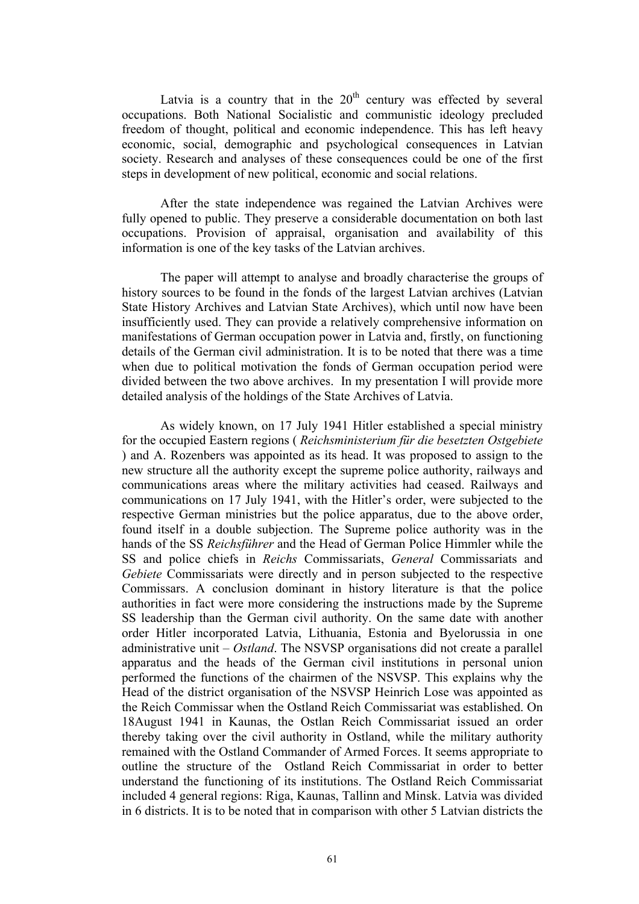Latvia is a country that in the 20th century was effected by several occupations. Both National Socialistic and communistic ideology precluded freedom of thought, political and economic independence. This has left heavy economic, social, demographic and psychological consequences in Latvian society. Research and analyses of these consequences could be one of the first steps in development of new political, economic and social relations.

After the state independence was regained the Latvian Archives were fully opened to public. They preserve a considerable documentation on both last occupations. Provision of appraisal, organisation and availability of this information is one of the key tasks of the Latvian archives.

The paper will attempt to analyse and broadly characterise the groups of history sources to be found in the fonds of the largest Latvian archives (Latvian State History Archives and Latvian State Archives), which until now have been insufficiently used. They can provide a relatively comprehensive information on manifestations of German occupation power in Latvia and, firstly, on functioning details of the German civil administration. It is to be noted that there was a time when due to political motivation the fonds of German occupation period were divided between the two above archives. In my presentation I will provide more detailed analysis of the holdings of the State Archives of Latvia.

As widely known, on 17 July 1941 Hitler established a special ministry for the occupied Eastern regions ( *Reichsministerium für die besetzten Ostgebiete* ) and A. Rozenbers was appointed as its head. It was proposed to assign to the new structure all the authority except the supreme police authority, railways and communications areas where the military activities had ceased. Railways and communications on 17 July 1941, with the Hitler's order, were subjected to the respective German ministries but the police apparatus, due to the above order, found itself in a double subjection. The Supreme police authority was in the hands of the SS *Reichsführer* and the Head of German Police Himmler while the SS and police chiefs in *Reichs* Commissariats, *General* Commissariats and *Gebiete* Commissariats were directly and in person subjected to the respective Commissars. A conclusion dominant in history literature is that the police authorities in fact were more considering the instructions made by the Supreme SS leadership than the German civil authority. On the same date with another order Hitler incorporated Latvia, Lithuania, Estonia and Byelorussia in one administrative unit – *Ostland*. The NSVSP organisations did not create a parallel apparatus and the heads of the German civil institutions in personal union performed the functions of the chairmen of the NSVSP. This explains why the Head of the district organisation of the NSVSP Heinrich Lose was appointed as the Reich Commissar when the Ostland Reich Commissariat was established. On 18August 1941 in Kaunas, the Ostlan Reich Commissariat issued an order thereby taking over the civil authority in Ostland, while the military authority remained with the Ostland Commander of Armed Forces. It seems appropriate to outline the structure of the Ostland Reich Commissariat in order to better understand the functioning of its institutions. The Ostland Reich Commissariat included 4 general regions: Riga, Kaunas, Tallinn and Minsk. Latvia was divided in 6 districts. It is to be noted that in comparison with other 5 Latvian districts the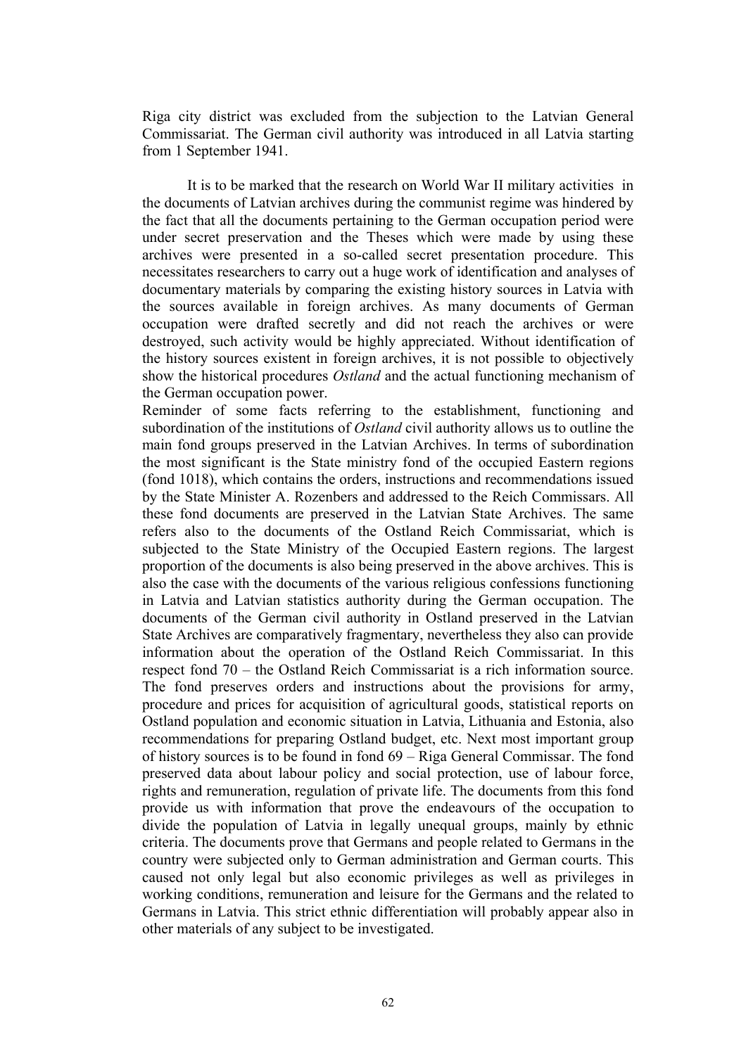Riga city district was excluded from the subjection to the Latvian General Commissariat. The German civil authority was introduced in all Latvia starting from 1 September 1941.

It is to be marked that the research on World War II military activities in the documents of Latvian archives during the communist regime was hindered by the fact that all the documents pertaining to the German occupation period were under secret preservation and the Theses which were made by using these archives were presented in a so-called secret presentation procedure. This necessitates researchers to carry out a huge work of identification and analyses of documentary materials by comparing the existing history sources in Latvia with the sources available in foreign archives. As many documents of German occupation were drafted secretly and did not reach the archives or were destroyed, such activity would be highly appreciated. Without identification of the history sources existent in foreign archives, it is not possible to objectively show the historical procedures *Ostland* and the actual functioning mechanism of the German occupation power.

Reminder of some facts referring to the establishment, functioning and subordination of the institutions of *Ostland* civil authority allows us to outline the main fond groups preserved in the Latvian Archives. In terms of subordination the most significant is the State ministry fond of the occupied Eastern regions (fond 1018), which contains the orders, instructions and recommendations issued by the State Minister A. Rozenbers and addressed to the Reich Commissars. All these fond documents are preserved in the Latvian State Archives. The same refers also to the documents of the Ostland Reich Commissariat, which is subjected to the State Ministry of the Occupied Eastern regions. The largest proportion of the documents is also being preserved in the above archives. This is also the case with the documents of the various religious confessions functioning in Latvia and Latvian statistics authority during the German occupation. The documents of the German civil authority in Ostland preserved in the Latvian State Archives are comparatively fragmentary, nevertheless they also can provide information about the operation of the Ostland Reich Commissariat. In this respect fond 70 – the Ostland Reich Commissariat is a rich information source. The fond preserves orders and instructions about the provisions for army, procedure and prices for acquisition of agricultural goods, statistical reports on Ostland population and economic situation in Latvia, Lithuania and Estonia, also recommendations for preparing Ostland budget, etc. Next most important group of history sources is to be found in fond 69 – Riga General Commissar. The fond preserved data about labour policy and social protection, use of labour force, rights and remuneration, regulation of private life. The documents from this fond provide us with information that prove the endeavours of the occupation to divide the population of Latvia in legally unequal groups, mainly by ethnic criteria. The documents prove that Germans and people related to Germans in the country were subjected only to German administration and German courts. This caused not only legal but also economic privileges as well as privileges in working conditions, remuneration and leisure for the Germans and the related to Germans in Latvia. This strict ethnic differentiation will probably appear also in other materials of any subject to be investigated.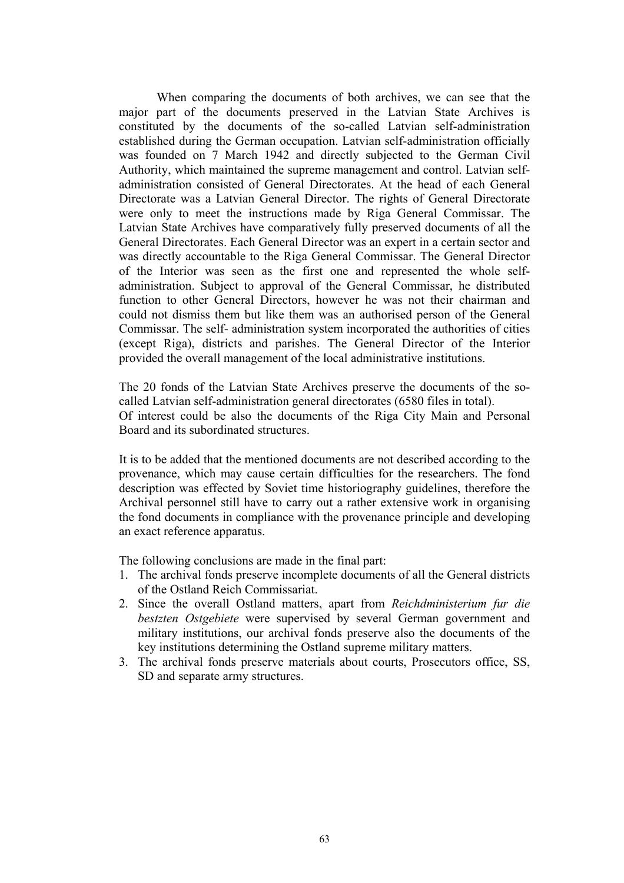When comparing the documents of both archives, we can see that the major part of the documents preserved in the Latvian State Archives is constituted by the documents of the so-called Latvian self-administration established during the German occupation. Latvian self-administration officially was founded on 7 March 1942 and directly subjected to the German Civil Authority, which maintained the supreme management and control. Latvian self-administration consisted of General Directorates. At the head of each General Directorate was a Latvian General Director. The rights of General Directorate were only to meet the instructions made by Riga General Commissar. The Latvian State Archives have comparatively fully preserved documents of all the General Directorates. Each General Director was an expert in a certain sector and was directly accountable to the Riga General Commissar. The General Director of the Interior was seen as the first one and represented the whole self-administration. Subject to approval of the General Commissar, he distributed function to other General Directors, however he was not their chairman and could not dismiss them but like them was an authorised person of the General Commissar. The self- administration system incorporated the authorities of cities (except Riga), districts and parishes. The General Director of the Interior provided the overall management of the local administrative institutions.

The 20 fonds of the Latvian State Archives preserve the documents of the so-called Latvian self-administration general directorates (6580 files in total).
Of interest could be also the documents of the Riga City Main and Personal Board and its subordinated structures.

It is to be added that the mentioned documents are not described according to the provenance, which may cause certain difficulties for the researchers. The fond description was effected by Soviet time historiography guidelines, therefore the Archival personnel still have to carry out a rather extensive work in organising the fond documents in compliance with the provenance principle and developing an exact reference apparatus.

The following conclusions are made in the final part:

1. The archival fonds preserve incomplete documents of all the General districts of the Ostland Reich Commissariat.
2. Since the overall Ostland matters, apart from *Reichdministerium fur die bestzten Ostgebiete* were supervised by several German government and military institutions, our archival fonds preserve also the documents of the key institutions determining the Ostland supreme military matters.
3. The archival fonds preserve materials about courts, Prosecutors office, SS, SD and separate army structures.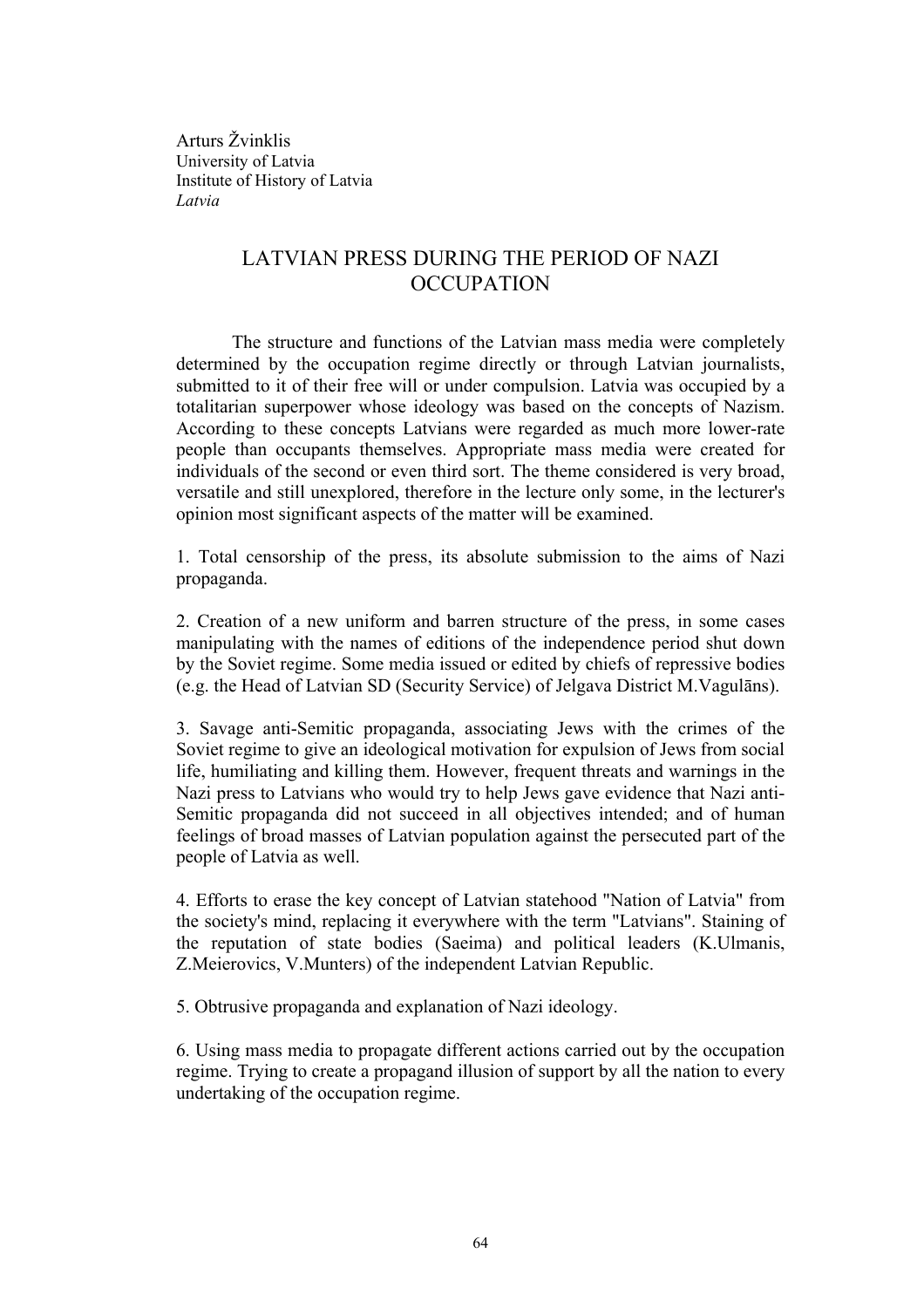Arturs Žvinklis
University of Latvia
Institute of History of Latvia
*Latvia*

# LATVIAN PRESS DURING THE PERIOD OF NAZI OCCUPATION

The structure and functions of the Latvian mass media were completely determined by the occupation regime directly or through Latvian journalists, submitted to it of their free will or under compulsion. Latvia was occupied by a totalitarian superpower whose ideology was based on the concepts of Nazism. According to these concepts Latvians were regarded as much more lower-rate people than occupants themselves. Appropriate mass media were created for individuals of the second or even third sort. The theme considered is very broad, versatile and still unexplored, therefore in the lecture only some, in the lecturer's opinion most significant aspects of the matter will be examined.

1. Total censorship of the press, its absolute submission to the aims of Nazi propaganda.

2. Creation of a new uniform and barren structure of the press, in some cases manipulating with the names of editions of the independence period shut down by the Soviet regime. Some media issued or edited by chiefs of repressive bodies (e.g. the Head of Latvian SD (Security Service) of Jelgava District M.Vagulāns).

3. Savage anti-Semitic propaganda, associating Jews with the crimes of the Soviet regime to give an ideological motivation for expulsion of Jews from social life, humiliating and killing them. However, frequent threats and warnings in the Nazi press to Latvians who would try to help Jews gave evidence that Nazi anti-Semitic propaganda did not succeed in all objectives intended; and of human feelings of broad masses of Latvian population against the persecuted part of the people of Latvia as well.

4. Efforts to erase the key concept of Latvian statehood "Nation of Latvia" from the society's mind, replacing it everywhere with the term "Latvians". Staining of the reputation of state bodies (Saeima) and political leaders (K.Ulmanis, Z.Meierovics, V.Munters) of the independent Latvian Republic.

5. Obtrusive propaganda and explanation of Nazi ideology.

6. Using mass media to propagate different actions carried out by the occupation regime. Trying to create a propagand illusion of support by all the nation to every undertaking of the occupation regime.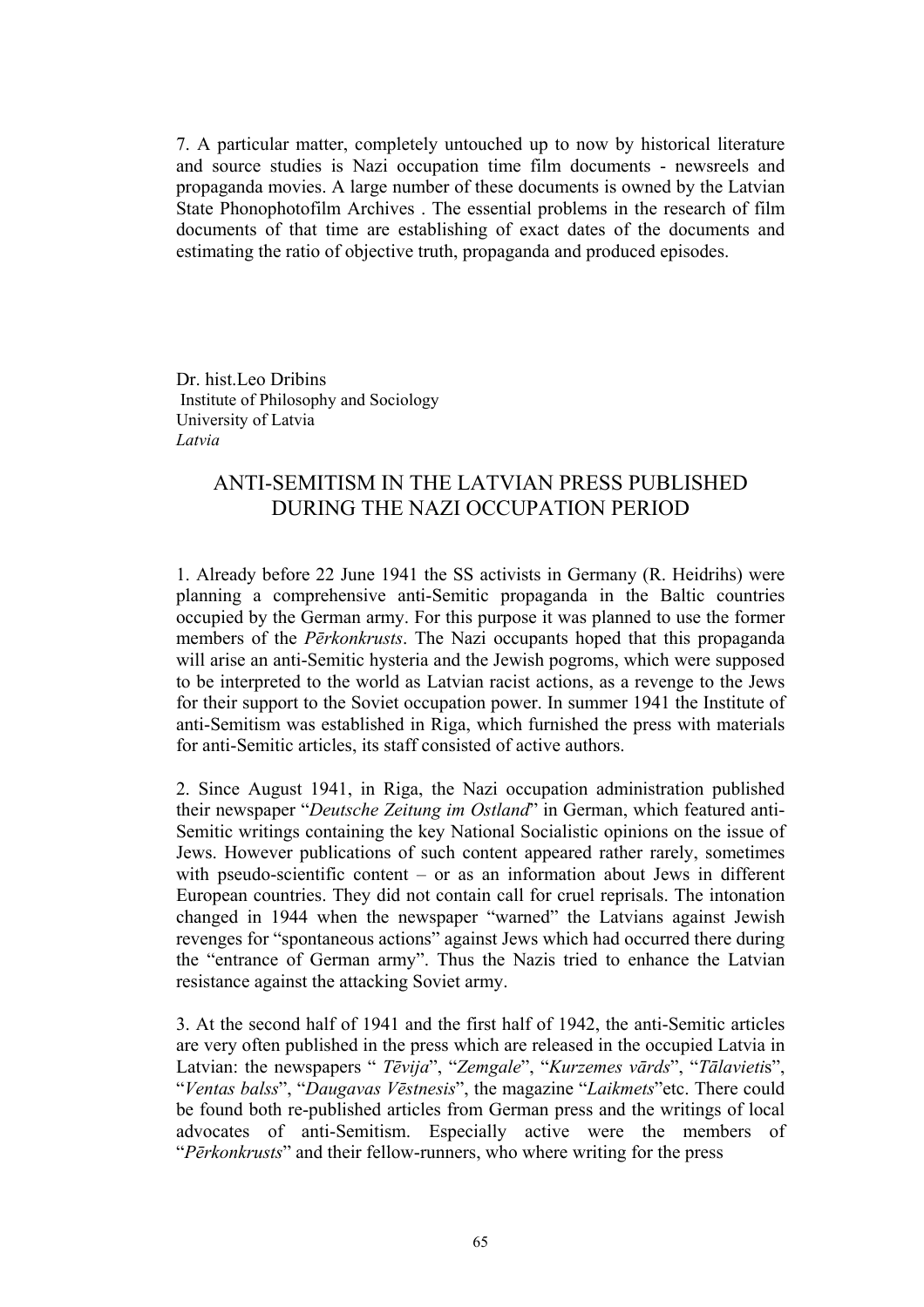7. A particular matter, completely untouched up to now by historical literature and source studies is Nazi occupation time film documents - newsreels and propaganda movies. A large number of these documents is owned by the Latvian State Phonophotofilm Archives . The essential problems in the research of film documents of that time are establishing of exact dates of the documents and estimating the ratio of objective truth, propaganda and produced episodes.

Dr. hist.Leo Dribins
Institute of Philosophy and Sociology
University of Latvia
*Latvia*

## ANTI-SEMITISM IN THE LATVIAN PRESS PUBLISHED DURING THE NAZI OCCUPATION PERIOD

1. Already before 22 June 1941 the SS activists in Germany (R. Heidrihs) were planning a comprehensive anti-Semitic propaganda in the Baltic countries occupied by the German army. For this purpose it was planned to use the former members of the *Pērkonkrusts*. The Nazi occupants hoped that this propaganda will arise an anti-Semitic hysteria and the Jewish pogroms, which were supposed to be interpreted to the world as Latvian racist actions, as a revenge to the Jews for their support to the Soviet occupation power. In summer 1941 the Institute of anti-Semitism was established in Riga, which furnished the press with materials for anti-Semitic articles, its staff consisted of active authors.

2. Since August 1941, in Riga, the Nazi occupation administration published their newspaper "*Deutsche Zeitung im Ostland*" in German, which featured anti-Semitic writings containing the key National Socialistic opinions on the issue of Jews. However publications of such content appeared rather rarely, sometimes with pseudo-scientific content – or as an information about Jews in different European countries. They did not contain call for cruel reprisals. The intonation changed in 1944 when the newspaper "warned" the Latvians against Jewish revenges for "spontaneous actions" against Jews which had occurred there during the "entrance of German army". Thus the Nazis tried to enhance the Latvian resistance against the attacking Soviet army.

3. At the second half of 1941 and the first half of 1942, the anti-Semitic articles are very often published in the press which are released in the occupied Latvia in Latvian: the newspapers " *Tēvija*", "*Zemgale*", "*Kurzemes vārds*", "*Tālavieti*s", "*Ventas balss*", "*Daugavas Vēstnesis*", the magazine "*Laikmets*"etc. There could be found both re-published articles from German press and the writings of local advocates of anti-Semitism. Especially active were the members of "*Pērkonkrusts*" and their fellow-runners, who where writing for the press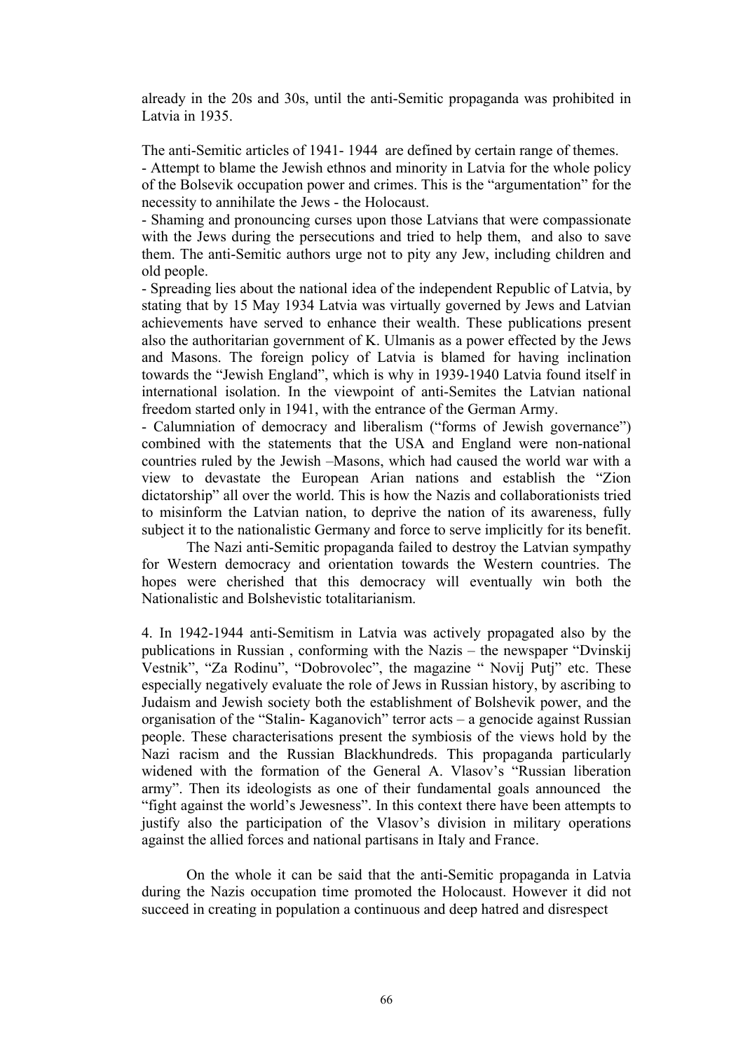already in the 20s and 30s, until the anti-Semitic propaganda was prohibited in Latvia in 1935.

The anti-Semitic articles of 1941- 1944 are defined by certain range of themes.

- Attempt to blame the Jewish ethnos and minority in Latvia for the whole policy of the Bolsevik occupation power and crimes. This is the "argumentation" for the necessity to annihilate the Jews - the Holocaust.
- Shaming and pronouncing curses upon those Latvians that were compassionate with the Jews during the persecutions and tried to help them, and also to save them. The anti-Semitic authors urge not to pity any Jew, including children and old people.
- Spreading lies about the national idea of the independent Republic of Latvia, by stating that by 15 May 1934 Latvia was virtually governed by Jews and Latvian achievements have served to enhance their wealth. These publications present also the authoritarian government of K. Ulmanis as a power effected by the Jews and Masons. The foreign policy of Latvia is blamed for having inclination towards the "Jewish England", which is why in 1939-1940 Latvia found itself in international isolation. In the viewpoint of anti-Semites the Latvian national freedom started only in 1941, with the entrance of the German Army.
- Calumniation of democracy and liberalism ("forms of Jewish governance") combined with the statements that the USA and England were non-national countries ruled by the Jewish –Masons, which had caused the world war with a view to devastate the European Arian nations and establish the "Zion dictatorship" all over the world. This is how the Nazis and collaborationists tried to misinform the Latvian nation, to deprive the nation of its awareness, fully subject it to the nationalistic Germany and force to serve implicitly for its benefit.

The Nazi anti-Semitic propaganda failed to destroy the Latvian sympathy for Western democracy and orientation towards the Western countries. The hopes were cherished that this democracy will eventually win both the Nationalistic and Bolshevistic totalitarianism.

4. In 1942-1944 anti-Semitism in Latvia was actively propagated also by the publications in Russian , conforming with the Nazis – the newspaper "Dvinskij Vestnik", "Za Rodinu", "Dobrovolec", the magazine " Novij Putj" etc. These especially negatively evaluate the role of Jews in Russian history, by ascribing to Judaism and Jewish society both the establishment of Bolshevik power, and the organisation of the "Stalin- Kaganovich" terror acts – a genocide against Russian people. These characterisations present the symbiosis of the views hold by the Nazi racism and the Russian Blackhundreds. This propaganda particularly widened with the formation of the General A. Vlasov's "Russian liberation army". Then its ideologists as one of their fundamental goals announced the "fight against the world's Jewesness". In this context there have been attempts to justify also the participation of the Vlasov's division in military operations against the allied forces and national partisans in Italy and France.

On the whole it can be said that the anti-Semitic propaganda in Latvia during the Nazis occupation time promoted the Holocaust. However it did not succeed in creating in population a continuous and deep hatred and disrespect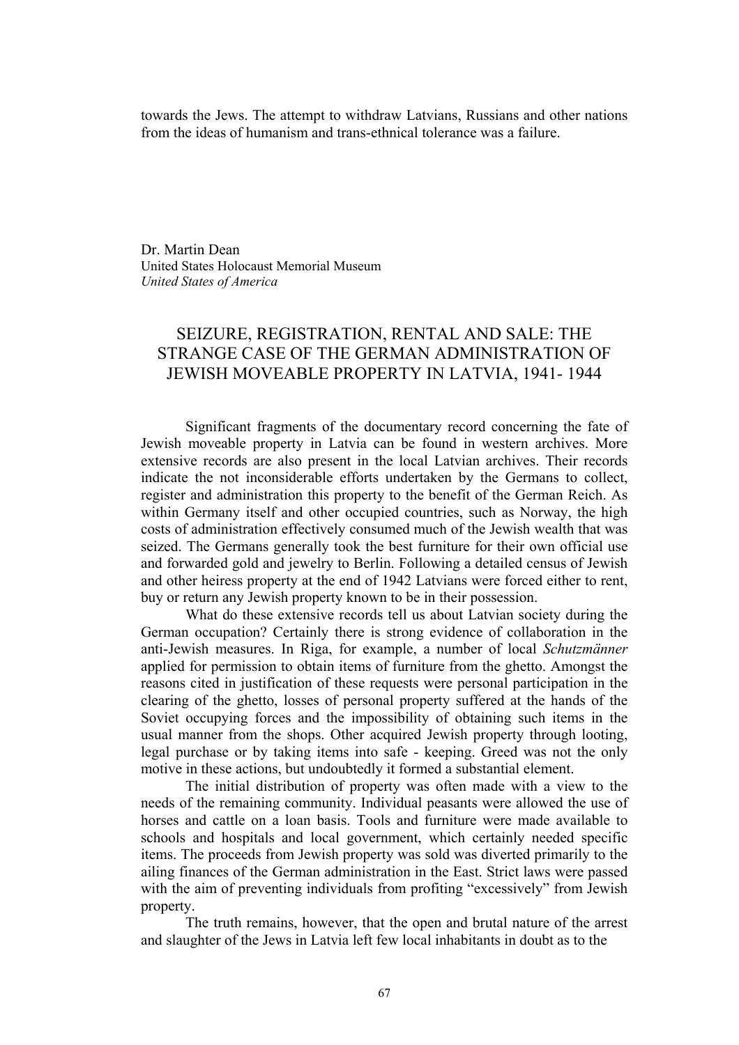towards the Jews. The attempt to withdraw Latvians, Russians and other nations from the ideas of humanism and trans-ethnical tolerance was a failure.

Dr. Martin Dean
United States Holocaust Memorial Museum
*United States of America*

## SEIZURE, REGISTRATION, RENTAL AND SALE: THE STRANGE CASE OF THE GERMAN ADMINISTRATION OF JEWISH MOVEABLE PROPERTY IN LATVIA, 1941- 1944

Significant fragments of the documentary record concerning the fate of Jewish moveable property in Latvia can be found in western archives. More extensive records are also present in the local Latvian archives. Their records indicate the not inconsiderable efforts undertaken by the Germans to collect, register and administration this property to the benefit of the German Reich. As within Germany itself and other occupied countries, such as Norway, the high costs of administration effectively consumed much of the Jewish wealth that was seized. The Germans generally took the best furniture for their own official use and forwarded gold and jewelry to Berlin. Following a detailed census of Jewish and other heiress property at the end of 1942 Latvians were forced either to rent, buy or return any Jewish property known to be in their possession.

What do these extensive records tell us about Latvian society during the German occupation? Certainly there is strong evidence of collaboration in the anti-Jewish measures. In Riga, for example, a number of local *Schutzmänner* applied for permission to obtain items of furniture from the ghetto. Amongst the reasons cited in justification of these requests were personal participation in the clearing of the ghetto, losses of personal property suffered at the hands of the Soviet occupying forces and the impossibility of obtaining such items in the usual manner from the shops. Other acquired Jewish property through looting, legal purchase or by taking items into safe - keeping. Greed was not the only motive in these actions, but undoubtedly it formed a substantial element.

The initial distribution of property was often made with a view to the needs of the remaining community. Individual peasants were allowed the use of horses and cattle on a loan basis. Tools and furniture were made available to schools and hospitals and local government, which certainly needed specific items. The proceeds from Jewish property was sold was diverted primarily to the ailing finances of the German administration in the East. Strict laws were passed with the aim of preventing individuals from profiting "excessively" from Jewish property.

The truth remains, however, that the open and brutal nature of the arrest and slaughter of the Jews in Latvia left few local inhabitants in doubt as to the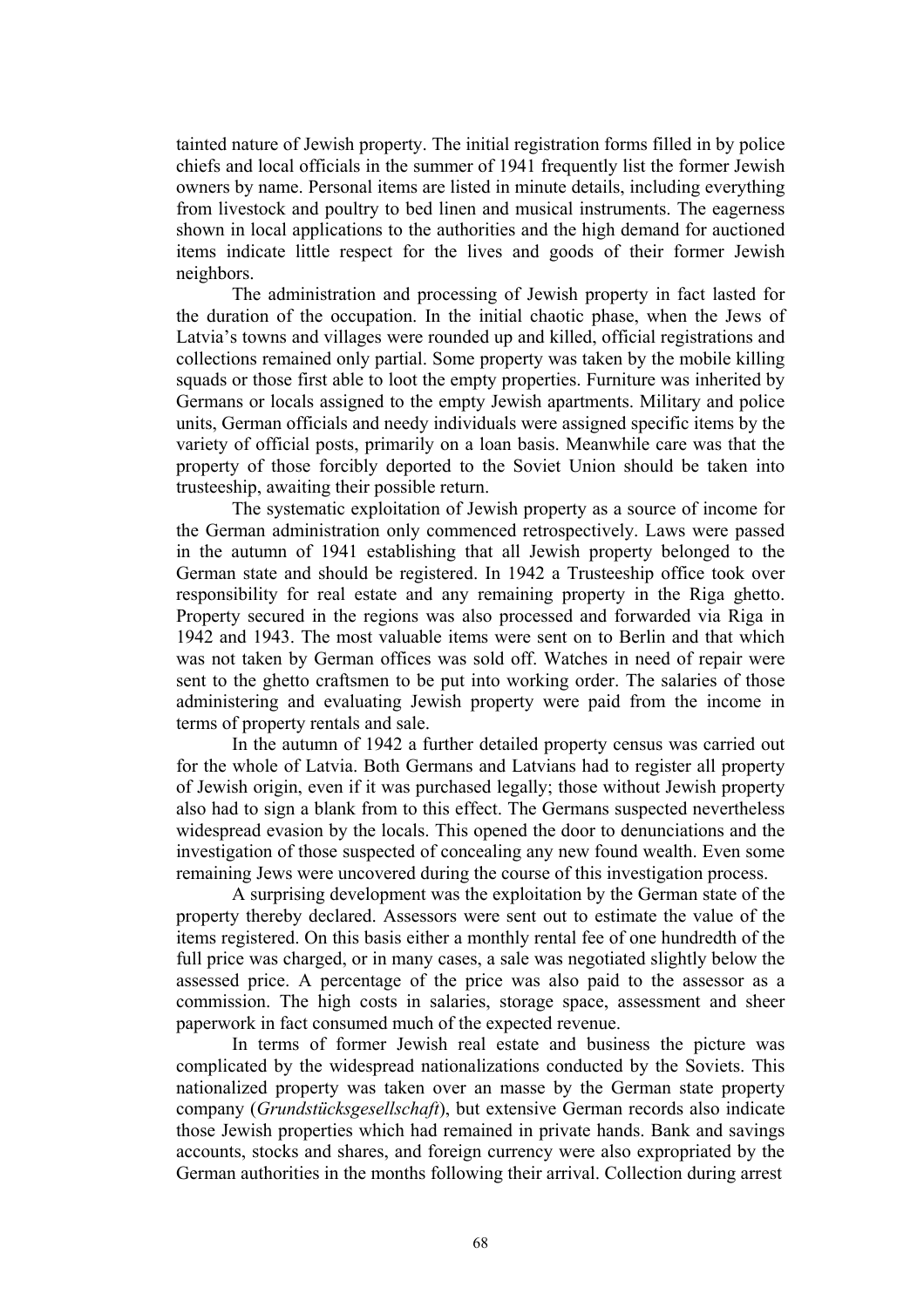tainted nature of Jewish property. The initial registration forms filled in by police chiefs and local officials in the summer of 1941 frequently list the former Jewish owners by name. Personal items are listed in minute details, including everything from livestock and poultry to bed linen and musical instruments. The eagerness shown in local applications to the authorities and the high demand for auctioned items indicate little respect for the lives and goods of their former Jewish neighbors.

The administration and processing of Jewish property in fact lasted for the duration of the occupation. In the initial chaotic phase, when the Jews of Latvia's towns and villages were rounded up and killed, official registrations and collections remained only partial. Some property was taken by the mobile killing squads or those first able to loot the empty properties. Furniture was inherited by Germans or locals assigned to the empty Jewish apartments. Military and police units, German officials and needy individuals were assigned specific items by the variety of official posts, primarily on a loan basis. Meanwhile care was that the property of those forcibly deported to the Soviet Union should be taken into trusteeship, awaiting their possible return.

The systematic exploitation of Jewish property as a source of income for the German administration only commenced retrospectively. Laws were passed in the autumn of 1941 establishing that all Jewish property belonged to the German state and should be registered. In 1942 a Trusteeship office took over responsibility for real estate and any remaining property in the Riga ghetto. Property secured in the regions was also processed and forwarded via Riga in 1942 and 1943. The most valuable items were sent on to Berlin and that which was not taken by German offices was sold off. Watches in need of repair were sent to the ghetto craftsmen to be put into working order. The salaries of those administering and evaluating Jewish property were paid from the income in terms of property rentals and sale.

In the autumn of 1942 a further detailed property census was carried out for the whole of Latvia. Both Germans and Latvians had to register all property of Jewish origin, even if it was purchased legally; those without Jewish property also had to sign a blank from to this effect. The Germans suspected nevertheless widespread evasion by the locals. This opened the door to denunciations and the investigation of those suspected of concealing any new found wealth. Even some remaining Jews were uncovered during the course of this investigation process.

A surprising development was the exploitation by the German state of the property thereby declared. Assessors were sent out to estimate the value of the items registered. On this basis either a monthly rental fee of one hundredth of the full price was charged, or in many cases, a sale was negotiated slightly below the assessed price. A percentage of the price was also paid to the assessor as a commission. The high costs in salaries, storage space, assessment and sheer paperwork in fact consumed much of the expected revenue.

In terms of former Jewish real estate and business the picture was complicated by the widespread nationalizations conducted by the Soviets. This nationalized property was taken over an masse by the German state property company (*Grundstücksgesellschaft*), but extensive German records also indicate those Jewish properties which had remained in private hands. Bank and savings accounts, stocks and shares, and foreign currency were also expropriated by the German authorities in the months following their arrival. Collection during arrest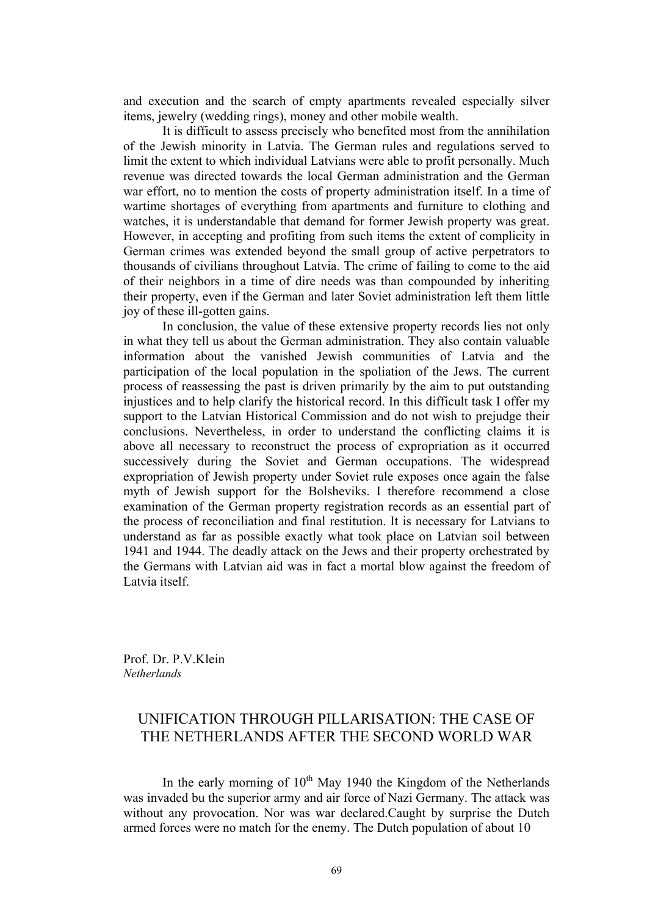and execution and the search of empty apartments revealed especially silver items, jewelry (wedding rings), money and other mobile wealth.

It is difficult to assess precisely who benefited most from the annihilation of the Jewish minority in Latvia. The German rules and regulations served to limit the extent to which individual Latvians were able to profit personally. Much revenue was directed towards the local German administration and the German war effort, no to mention the costs of property administration itself. In a time of wartime shortages of everything from apartments and furniture to clothing and watches, it is understandable that demand for former Jewish property was great. However, in accepting and profiting from such items the extent of complicity in German crimes was extended beyond the small group of active perpetrators to thousands of civilians throughout Latvia. The crime of failing to come to the aid of their neighbors in a time of dire needs was than compounded by inheriting their property, even if the German and later Soviet administration left them little joy of these ill-gotten gains.

In conclusion, the value of these extensive property records lies not only in what they tell us about the German administration. They also contain valuable information about the vanished Jewish communities of Latvia and the participation of the local population in the spoliation of the Jews. The current process of reassessing the past is driven primarily by the aim to put outstanding injustices and to help clarify the historical record. In this difficult task I offer my support to the Latvian Historical Commission and do not wish to prejudge their conclusions. Nevertheless, in order to understand the conflicting claims it is above all necessary to reconstruct the process of expropriation as it occurred successively during the Soviet and German occupations. The widespread expropriation of Jewish property under Soviet rule exposes once again the false myth of Jewish support for the Bolsheviks. I therefore recommend a close examination of the German property registration records as an essential part of the process of reconciliation and final restitution. It is necessary for Latvians to understand as far as possible exactly what took place on Latvian soil between 1941 and 1944. The deadly attack on the Jews and their property orchestrated by the Germans with Latvian aid was in fact a mortal blow against the freedom of Latvia itself.

Prof. Dr. P.V.Klein
*Netherlands*

## UNIFICATION THROUGH PILLARISATION: THE CASE OF THE NETHERLANDS AFTER THE SECOND WORLD WAR

In the early morning of 10th May 1940 the Kingdom of the Netherlands was invaded bu the superior army and air force of Nazi Germany. The attack was without any provocation. Nor was war declared.Caught by surprise the Dutch armed forces were no match for the enemy. The Dutch population of about 10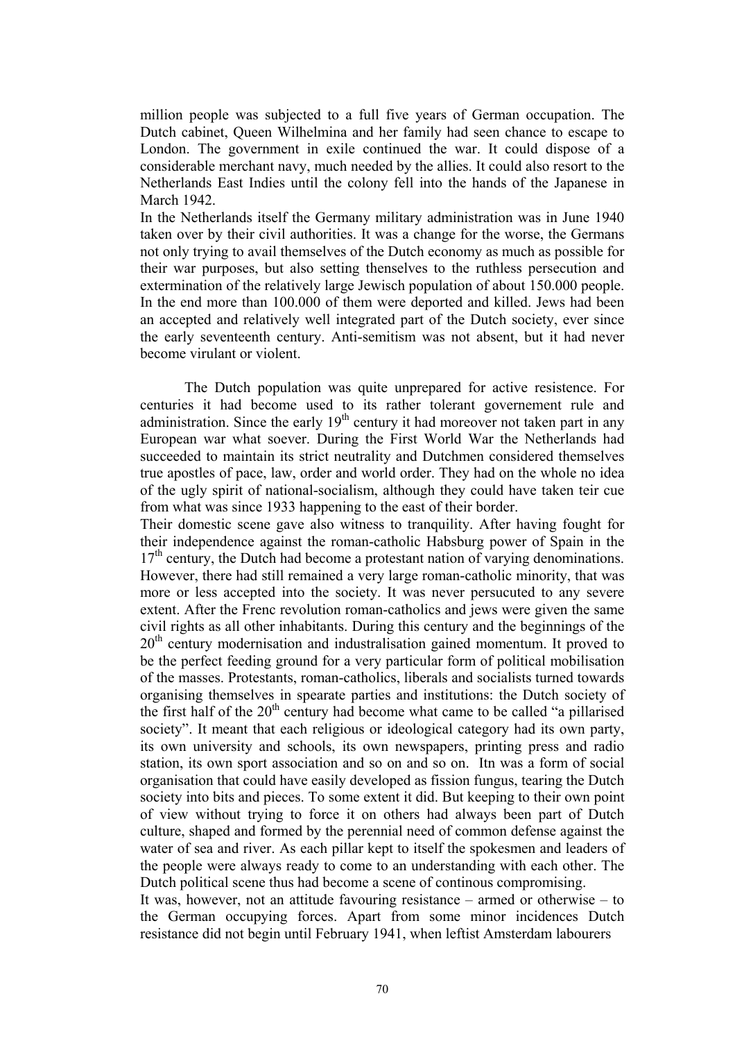million people was subjected to a full five years of German occupation. The Dutch cabinet, Queen Wilhelmina and her family had seen chance to escape to London. The government in exile continued the war. It could dispose of a considerable merchant navy, much needed by the allies. It could also resort to the Netherlands East Indies until the colony fell into the hands of the Japanese in March 1942.
In the Netherlands itself the Germany military administration was in June 1940 taken over by their civil authorities. It was a change for the worse, the Germans not only trying to avail themselves of the Dutch economy as much as possible for their war purposes, but also setting thenselves to the ruthless persecution and extermination of the relatively large Jewisch population of about 150.000 people. In the end more than 100.000 of them were deported and killed. Jews had been an accepted and relatively well integrated part of the Dutch society, ever since the early seventeenth century. Anti-semitism was not absent, but it had never become virulant or violent.

The Dutch population was quite unprepared for active resistence. For centuries it had become used to its rather tolerant governement rule and administration. Since the early 19th century it had moreover not taken part in any European war what soever. During the First World War the Netherlands had succeeded to maintain its strict neutrality and Dutchmen considered themselves true apostles of pace, law, order and world order. They had on the whole no idea of the ugly spirit of national-socialism, although they could have taken teir cue from what was since 1933 happening to the east of their border.
Their domestic scene gave also witness to tranquility. After having fought for their independence against the roman-catholic Habsburg power of Spain in the 17th century, the Dutch had become a protestant nation of varying denominations. However, there had still remained a very large roman-catholic minority, that was more or less accepted into the society. It was never persucuted to any severe extent. After the Frenc revolution roman-catholics and jews were given the same civil rights as all other inhabitants. During this century and the beginnings of the 20th century modernisation and industralisation gained momentum. It proved to be the perfect feeding ground for a very particular form of political mobilisation of the masses. Protestants, roman-catholics, liberals and socialists turned towards organising themselves in spearate parties and institutions: the Dutch society of the first half of the 20th century had become what came to be called "a pillarised society". It meant that each religious or ideological category had its own party, its own university and schools, its own newspapers, printing press and radio station, its own sport association and so on and so on. Itn was a form of social organisation that could have easily developed as fission fungus, tearing the Dutch society into bits and pieces. To some extent it did. But keeping to their own point of view without trying to force it on others had always been part of Dutch culture, shaped and formed by the perennial need of common defense against the water of sea and river. As each pillar kept to itself the spokesmen and leaders of the people were always ready to come to an understanding with each other. The Dutch political scene thus had become a scene of continous compromising.
It was, however, not an attitude favouring resistance – armed or otherwise – to the German occupying forces. Apart from some minor incidences Dutch resistance did not begin until February 1941, when leftist Amsterdam labourers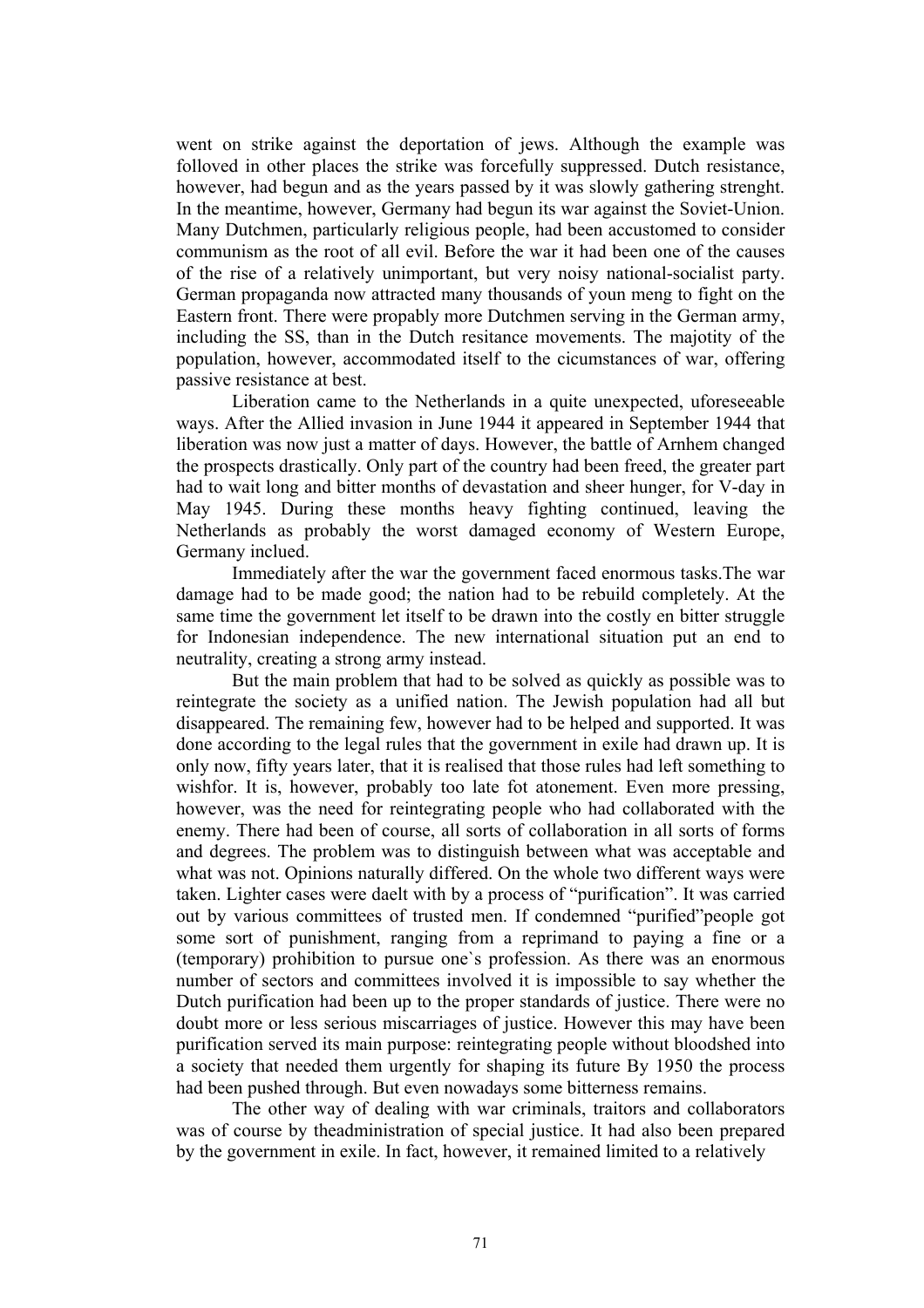went on strike against the deportation of jews. Although the example was folloved in other places the strike was forcefully suppressed. Dutch resistance, however, had begun and as the years passed by it was slowly gathering strenght. In the meantime, however, Germany had begun its war against the Soviet-Union. Many Dutchmen, particularly religious people, had been accustomed to consider communism as the root of all evil. Before the war it had been one of the causes of the rise of a relatively unimportant, but very noisy national-socialist party. German propaganda now attracted many thousands of youn meng to fight on the Eastern front. There were propably more Dutchmen serving in the German army, including the SS, than in the Dutch resitance movements. The majotity of the population, however, accommodated itself to the cicumstances of war, offering passive resistance at best.

Liberation came to the Netherlands in a quite unexpected, uforeseeable ways. After the Allied invasion in June 1944 it appeared in September 1944 that liberation was now just a matter of days. However, the battle of Arnhem changed the prospects drastically. Only part of the country had been freed, the greater part had to wait long and bitter months of devastation and sheer hunger, for V-day in May 1945. During these months heavy fighting continued, leaving the Netherlands as probably the worst damaged economy of Western Europe, Germany inclued.

Immediately after the war the government faced enormous tasks.The war damage had to be made good; the nation had to be rebuild completely. At the same time the government let itself to be drawn into the costly en bitter struggle for Indonesian independence. The new international situation put an end to neutrality, creating a strong army instead.

But the main problem that had to be solved as quickly as possible was to reintegrate the society as a unified nation. The Jewish population had all but disappeared. The remaining few, however had to be helped and supported. It was done according to the legal rules that the government in exile had drawn up. It is only now, fifty years later, that it is realised that those rules had left something to wishfor. It is, however, probably too late fot atonement. Even more pressing, however, was the need for reintegrating people who had collaborated with the enemy. There had been of course, all sorts of collaboration in all sorts of forms and degrees. The problem was to distinguish between what was acceptable and what was not. Opinions naturally differed. On the whole two different ways were taken. Lighter cases were daelt with by a process of "purification". It was carried out by various committees of trusted men. If condemned "purified"people got some sort of punishment, ranging from a reprimand to paying a fine or a (temporary) prohibition to pursue one`s profession. As there was an enormous number of sectors and committees involved it is impossible to say whether the Dutch purification had been up to the proper standards of justice. There were no doubt more or less serious miscarriages of justice. However this may have been purification served its main purpose: reintegrating people without bloodshed into a society that needed them urgently for shaping its future By 1950 the process had been pushed through. But even nowadays some bitterness remains.

The other way of dealing with war criminals, traitors and collaborators was of course by theadministration of special justice. It had also been prepared by the government in exile. In fact, however, it remained limited to a relatively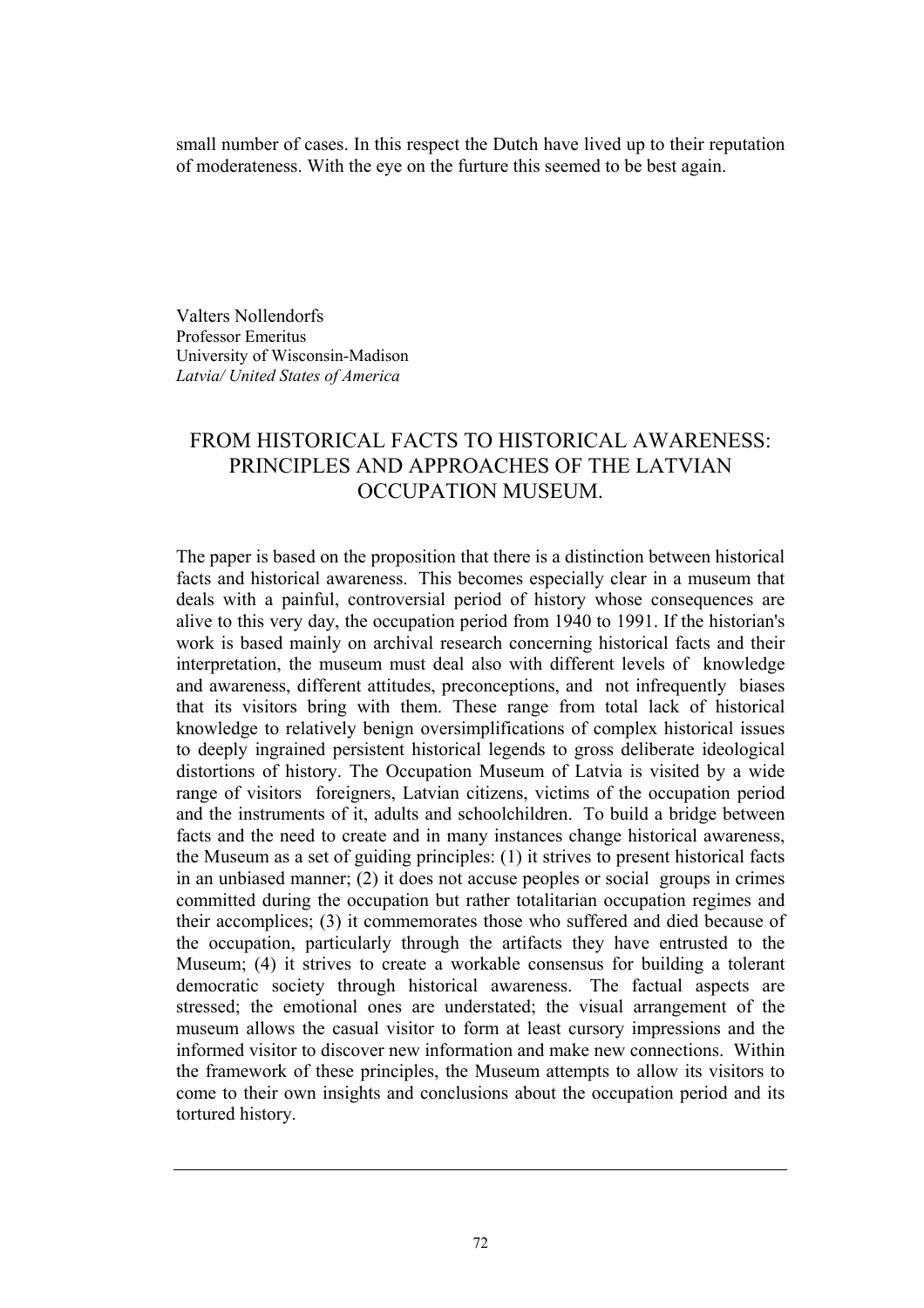small number of cases. In this respect the Dutch have lived up to their reputation of moderateness. With the eye on the furture this seemed to be best again.

Valters Nollendorfs
Professor Emeritus
University of Wisconsin-Madison
*Latvia/ United States of America*

## FROM HISTORICAL FACTS TO HISTORICAL AWARENESS: PRINCIPLES AND APPROACHES OF THE LATVIAN OCCUPATION MUSEUM.

The paper is based on the proposition that there is a distinction between historical facts and historical awareness. This becomes especially clear in a museum that deals with a painful, controversial period of history whose consequences are alive to this very day, the occupation period from 1940 to 1991. If the historian's work is based mainly on archival research concerning historical facts and their interpretation, the museum must deal also with different levels of knowledge and awareness, different attitudes, preconceptions, and not infrequently biases that its visitors bring with them. These range from total lack of historical knowledge to relatively benign oversimplifications of complex historical issues to deeply ingrained persistent historical legends to gross deliberate ideological distortions of history. The Occupation Museum of Latvia is visited by a wide range of visitors foreigners, Latvian citizens, victims of the occupation period and the instruments of it, adults and schoolchildren. To build a bridge between facts and the need to create and in many instances change historical awareness, the Museum as a set of guiding principles: (1) it strives to present historical facts in an unbiased manner; (2) it does not accuse peoples or social groups in crimes committed during the occupation but rather totalitarian occupation regimes and their accomplices; (3) it commemorates those who suffered and died because of the occupation, particularly through the artifacts they have entrusted to the Museum; (4) it strives to create a workable consensus for building a tolerant democratic society through historical awareness. The factual aspects are stressed; the emotional ones are understated; the visual arrangement of the museum allows the casual visitor to form at least cursory impressions and the informed visitor to discover new information and make new connections. Within the framework of these principles, the Museum attempts to allow its visitors to come to their own insights and conclusions about the occupation period and its tortured history.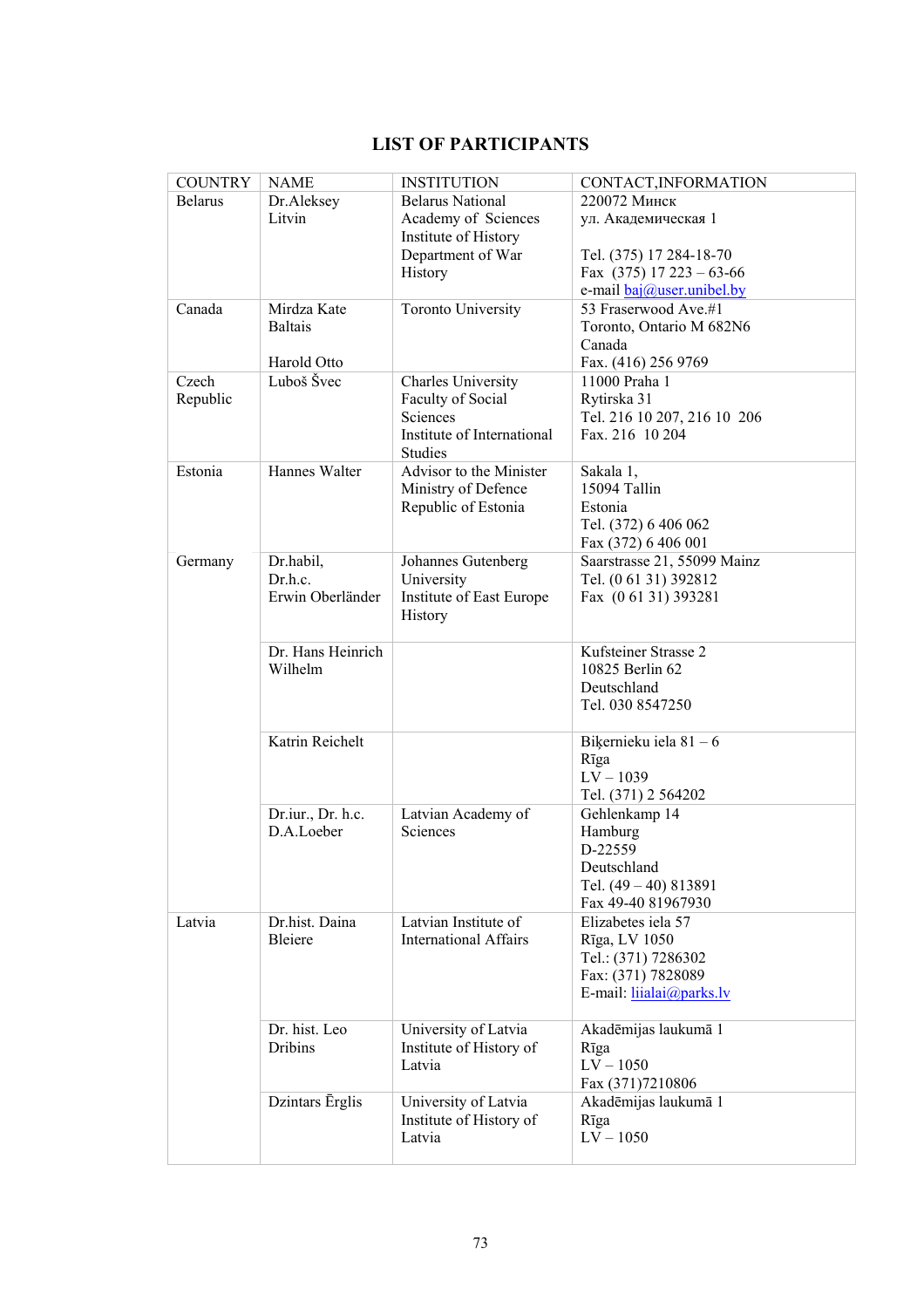# LIST OF PARTICIPANTS

| COUNTRY | NAME | INSTITUTION | CONTACT,INFORMATION |
|---|---|---|---|
| Belarus | Dr.Aleksey Litvin | Belarus National Academy of Sciences Institute of History Department of War History | 220072 Минск<br>ул. Академическая 1<br><br>Tel. (375) 17 284-18-70<br>Fax (375) 17 223 – 63-66<br>e-mail baj@user.unibel.by |
| Canada | Mirdza Kate Baltais<br><br>Harold Otto | Toronto University | 53 Fraserwood Ave.#1<br>Toronto, Ontario M 682N6<br>Canada<br>Fax. (416) 256 9769 |
| Czech Republic | Luboš Švec | Charles University Faculty of Social Sciences Institute of International Studies | 11000 Praha 1<br>Rytirska 31<br>Tel. 216 10 207, 216 10 206<br>Fax. 216 10 204 |
| Estonia | Hannes Walter | Advisor to the Minister Ministry of Defence Republic of Estonia | Sakala 1,<br>15094 Tallin<br>Estonia<br>Tel. (372) 6 406 062<br>Fax (372) 6 406 001 |
| Germany | Dr.habil, Dr.h.c. Erwin Oberländer | Johannes Gutenberg University Institute of East Europe History | Saarstrasse 21, 55099 Mainz<br>Tel. (0 61 31) 392812<br>Fax (0 61 31) 393281 |
| | Dr. Hans Heinrich Wilhelm | | Kufsteiner Strasse 2<br>10825 Berlin 62<br>Deutschland<br>Tel. 030 8547250 |
| | Katrin Reichelt | | Biķernieku iela 81 – 6<br>Rīga<br>LV – 1039<br>Tel. (371) 2 564202 |
| | Dr.iur., Dr. h.c. D.A.Loeber | Latvian Academy of Sciences | Gehlenkamp 14<br>Hamburg<br>D-22559<br>Deutschland<br>Tel. (49 – 40) 813891<br>Fax 49-40 81967930 |
| Latvia | Dr.hist. Daina Bleiere | Latvian Institute of International Affairs | Elizabetes iela 57<br>Rīga, LV 1050<br>Tel.: (371) 7286302<br>Fax: (371) 7828089<br>E-mail: liialai@parks.lv |
| | Dr. hist. Leo Dribins | University of Latvia Institute of History of Latvia | Akadēmijas laukumā 1<br>Rīga<br>LV – 1050<br>Fax (371)7210806 |
| | Dzintars Ērglis | University of Latvia Institute of History of Latvia | Akadēmijas laukumā 1<br>Rīga<br>LV – 1050 |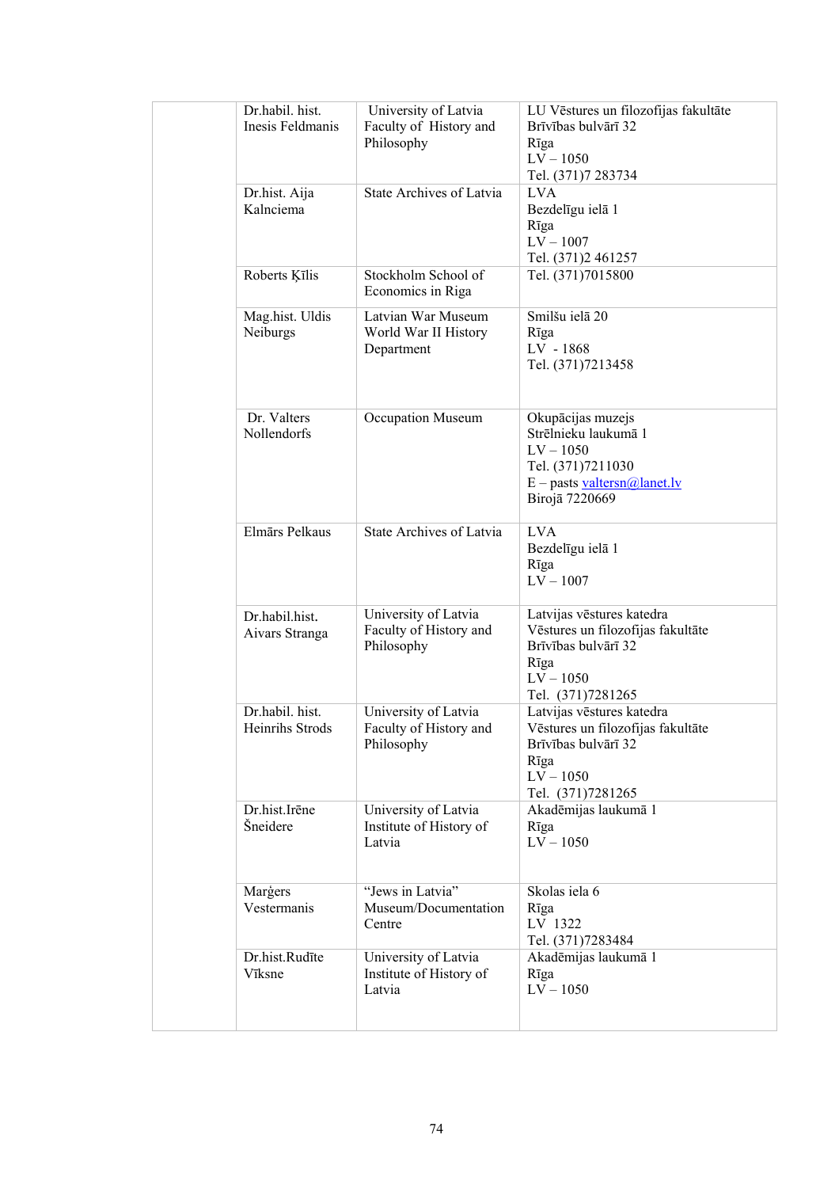| | | | |
|---|---|---|---|
| | Dr.habil. hist. Inesis Feldmanis | University of Latvia Faculty of History and Philosophy | LU Vēstures un filozofijas fakultāte<br>Brīvības bulvārī 32<br>Rīga<br>LV – 1050<br>Tel. (371)7 283734 |
| | Dr.hist. Aija Kalnciema | State Archives of Latvia | LVA<br>Bezdelīgu ielā 1<br>Rīga<br>LV – 1007<br>Tel. (371)2 461257 |
| | Roberts Ķīlis | Stockholm School of Economics in Riga | Tel. (371)7015800 |
| | Mag.hist. Uldis Neiburgs | Latvian War Museum World War II History Department | Smilšu ielā 20<br>Rīga<br>LV - 1868<br>Tel. (371)7213458 |
| | Dr. Valters Nollendorfs | Occupation Museum | Okupācijas muzejs<br>Strēlnieku laukumā 1<br>LV – 1050<br>Tel. (371)7211030<br>E – pasts valtersn@lanet.lv<br>Birojā 7220669 |
| | Elmārs Pelkaus | State Archives of Latvia | LVA<br>Bezdelīgu ielā 1<br>Rīga<br>LV – 1007 |
| | Dr.habil.hist. Aivars Stranga | University of Latvia Faculty of History and Philosophy | Latvijas vēstures katedra<br>Vēstures un filozofijas fakultāte<br>Brīvības bulvārī 32<br>Rīga<br>LV – 1050<br>Tel. (371)7281265 |
| | Dr.habil. hist. Heinrihs Strods | University of Latvia Faculty of History and Philosophy | Latvijas vēstures katedra<br>Vēstures un filozofijas fakultāte<br>Brīvības bulvārī 32<br>Rīga<br>LV – 1050<br>Tel. (371)7281265 |
| | Dr.hist.Irēne Šneidere | University of Latvia Institute of History of Latvia | Akadēmijas laukumā 1<br>Rīga<br>LV – 1050 |
| | Marģers Vestermanis | "Jews in Latvia" Museum/Documentation Centre | Skolas iela 6<br>Rīga<br>LV 1322<br>Tel. (371)7283484 |
| | Dr.hist.Rudīte Vīksne | University of Latvia Institute of History of Latvia | Akadēmijas laukumā 1<br>Rīga<br>LV – 1050 |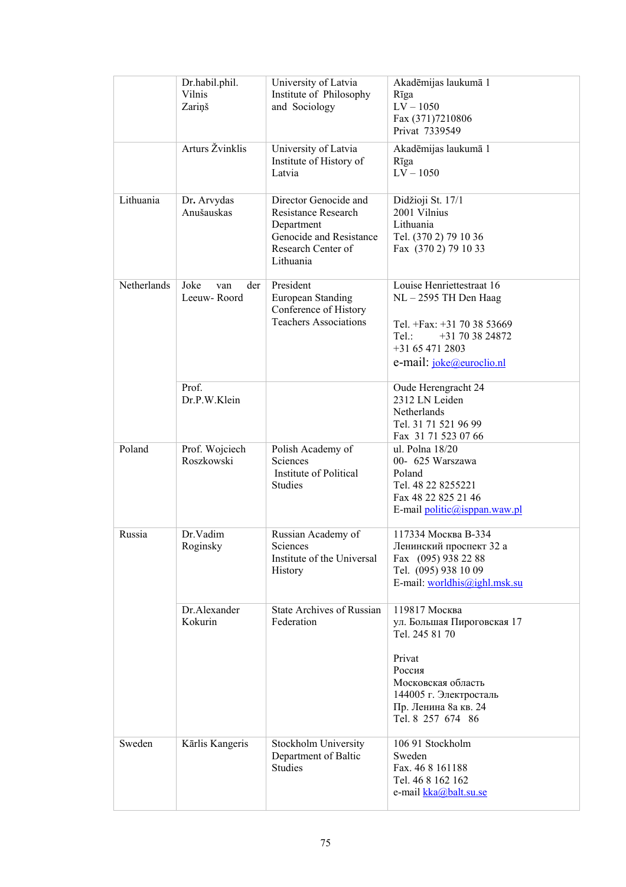| | | | |
|---|---|---|---|
| | Dr.habil.phil. Vilnis Zariņš | University of Latvia Institute of Philosophy and Sociology | Akadēmijas laukumā 1<br>Rīga<br>LV – 1050<br>Fax (371)7210806<br>Privat 7339549 |
| | Arturs Žvinklis | University of Latvia Institute of History of Latvia | Akadēmijas laukumā 1<br>Rīga<br>LV – 1050 |
| Lithuania | Dr. Arvydas Anušauskas | Director Genocide and Resistance Research Department Genocide and Resistance Research Center of Lithuania | Didžioji St. 17/1<br>2001 Vilnius<br>Lithuania<br>Tel. (370 2) 79 10 36<br>Fax (370 2) 79 10 33 |
| Netherlands | Joke van der Leeuw- Roord | President European Standing Conference of History Teachers Associations | Louise Henriettestraat 16<br>NL – 2595 TH Den Haag<br><br>Tel. +Fax: +31 70 38 53669<br>Tel.: +31 70 38 24872<br>+31 65 471 2803<br>e-mail: joke@euroclio.nl |
| | Prof. Dr.P.W.Klein | | Oude Herengracht 24<br>2312 LN Leiden<br>Netherlands<br>Tel. 31 71 521 96 99<br>Fax 31 71 523 07 66 |
| Poland | Prof. Wojciech Roszkowski | Polish Academy of Sciences Institute of Political Studies | ul. Polna 18/20<br>00- 625 Warszawa<br>Poland<br>Tel. 48 22 8255221<br>Fax 48 22 825 21 46<br>E-mail politic@isppan.waw.pl |
| Russia | Dr.Vadim Roginsky | Russian Academy of Sciences Institute of the Universal History | 117334 Москва В-334<br>Ленинский проспект 32 а<br>Fax (095) 938 22 88<br>Tel. (095) 938 10 09<br>E-mail: worldhis@ighl.msk.su |
| | Dr.Alexander Kokurin | State Archives of Russian Federation | 119817 Москва<br>ул. Большая Пироговская 17<br>Tel. 245 81 70<br><br>Privat<br>Россия<br>Московская область<br>144005 г. Электросталь<br>Пр. Ленина 8а кв. 24<br>Tel. 8 257 674 86 |
| Sweden | Kārlis Kangeris | Stockholm University Department of Baltic Studies | 106 91 Stockholm<br>Sweden<br>Fax. 46 8 161188<br>Tel. 46 8 162 162<br>e-mail kka@balt.su.se |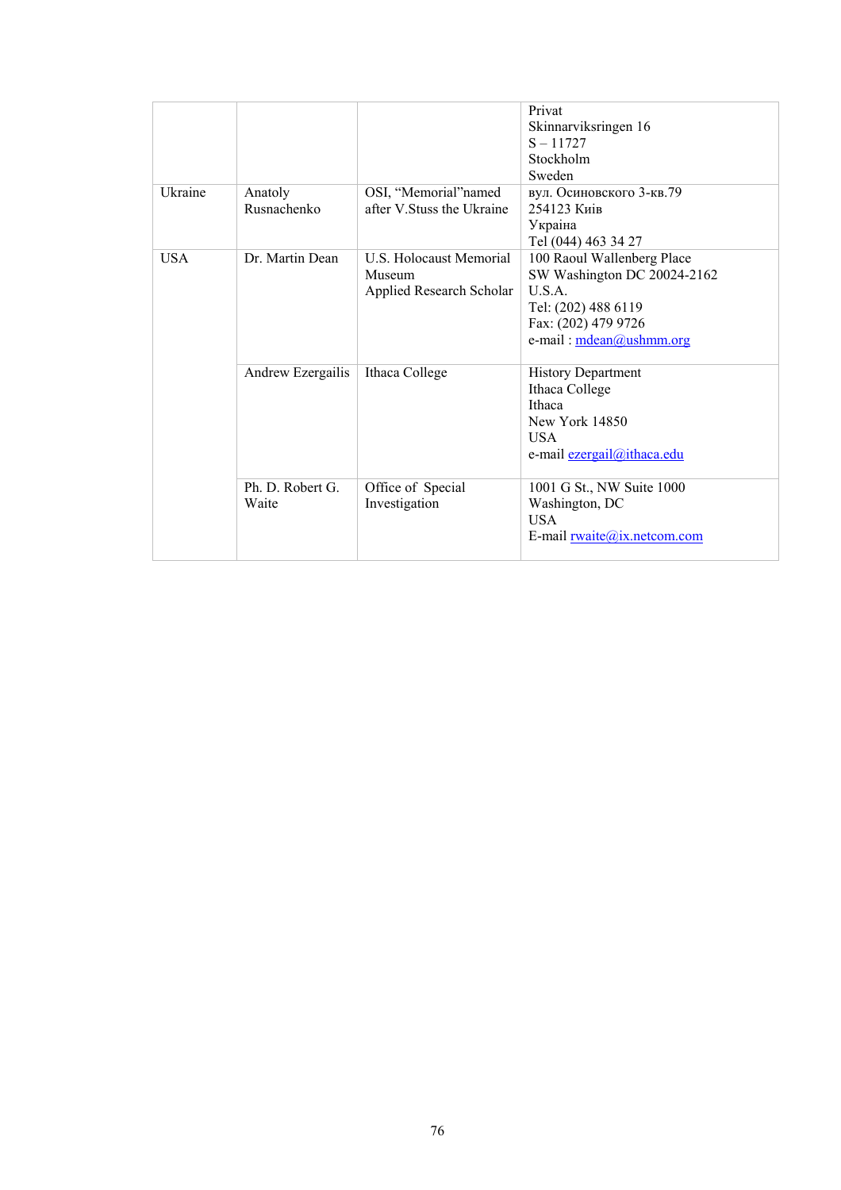| | | | |
|---|---|---|---|
| | | | Privat<br>Skinnarviksringen 16<br>S – 11727<br>Stockholm<br>Sweden |
| Ukraine | Anatoly Rusnachenko | OSI, “Memorial”named after V.Stuss the Ukraine | вул. Осиновского 3-кв.79<br>254123 Київ<br>Україна<br>Tel (044) 463 34 27 |
| USA | Dr. Martin Dean | U.S. Holocaust Memorial Museum<br>Applied Research Scholar | 100 Raoul Wallenberg Place<br>SW Washington DC 20024-2162<br>U.S.A.<br>Tel: (202) 488 6119<br>Fax: (202) 479 9726<br>e-mail : mdean@ushmm.org |
| | Andrew Ezergailis | Ithaca College | History Department<br>Ithaca College<br>Ithaca<br>New York 14850<br>USA<br>e-mail ezergail@ithaca.edu |
| | Ph. D. Robert G. Waite | Office of Special Investigation | 1001 G St., NW Suite 1000<br>Washington, DC<br>USA<br>E-mail rwaite@ix.netcom.com |